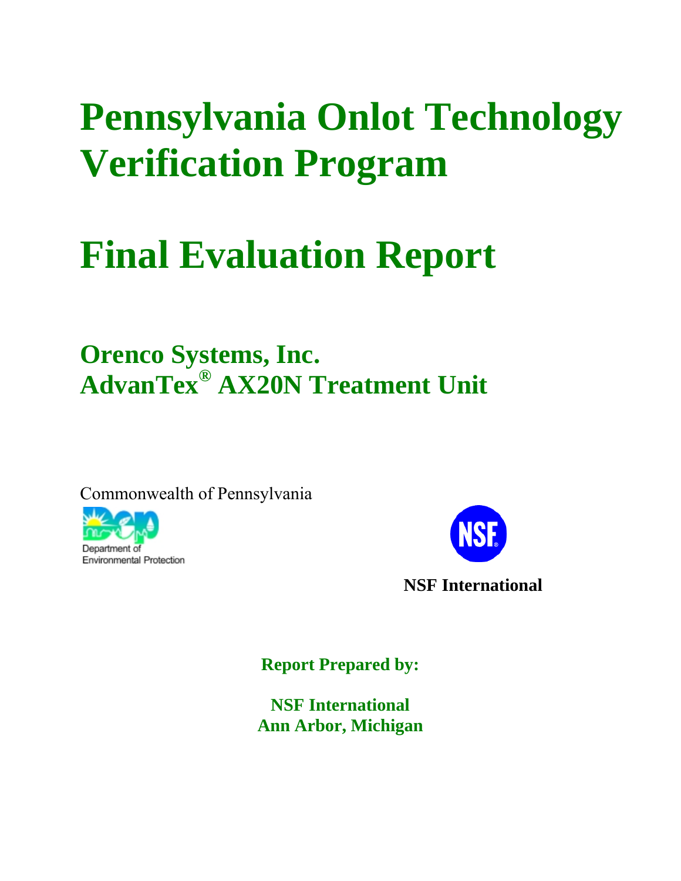# Pennsylvania Onlot Technology Verification Program

# Final Evaluation Report

## Orenco Systems, Inc.
## AdvanTex® AX20N Treatment Unit

Commonwealth of Pennsylvania

Department of Environmental Protection

NSF

**NSF International**

**Report Prepared by:**

**NSF International**
**Ann Arbor, Michigan**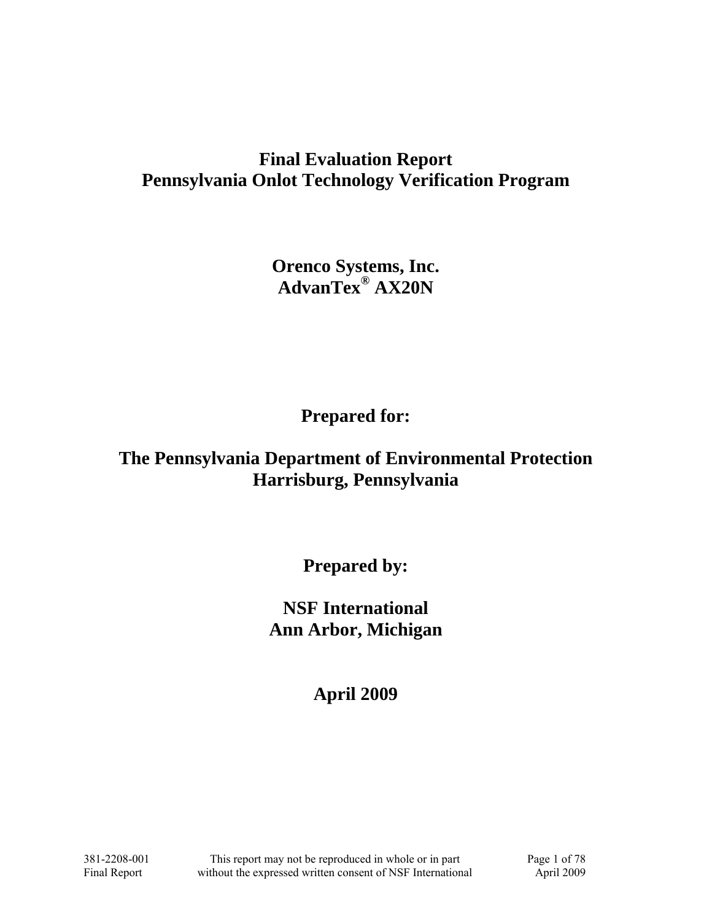# Final Evaluation Report
# Pennsylvania Onlot Technology Verification Program

## Orenco Systems, Inc.
## AdvanTex® AX20N

## Prepared for:

## The Pennsylvania Department of Environmental Protection
## Harrisburg, Pennsylvania

## Prepared by:

## NSF International
## Ann Arbor, Michigan

## April 2009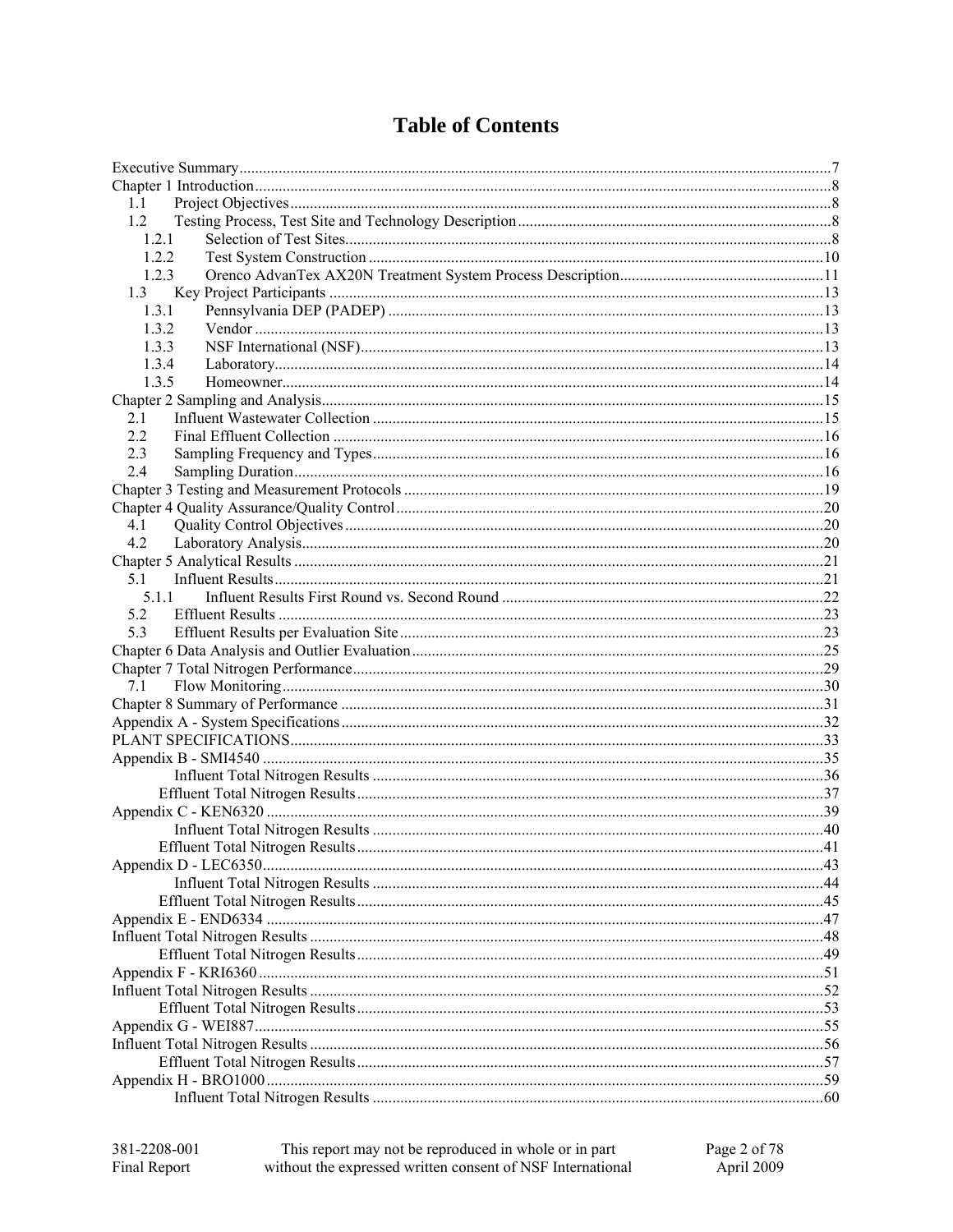# Table of Contents

Executive Summary.....7
Chapter 1 Introduction.....8
- 1.1 Project Objectives.....8
- 1.2 Testing Process, Test Site and Technology Description.....8
  - 1.2.1 Selection of Test Sites.....8
  - 1.2.2 Test System Construction.....10
  - 1.2.3 Orenco AdvanTex AX20N Treatment System Process Description.....11
- 1.3 Key Project Participants.....13
  - 1.3.1 Pennsylvania DEP (PADEP).....13
  - 1.3.2 Vendor.....13
  - 1.3.3 NSF International (NSF).....13
  - 1.3.4 Laboratory.....14
  - 1.3.5 Homeowner.....14

Chapter 2 Sampling and Analysis.....15
- 2.1 Influent Wastewater Collection.....15
- 2.2 Final Effluent Collection.....16
- 2.3 Sampling Frequency and Types.....16
- 2.4 Sampling Duration.....16

Chapter 3 Testing and Measurement Protocols.....19
Chapter 4 Quality Assurance/Quality Control.....20
- 4.1 Quality Control Objectives.....20
- 4.2 Laboratory Analysis.....20

Chapter 5 Analytical Results.....21
- 5.1 Influent Results.....21
  - 5.1.1 Influent Results First Round vs. Second Round.....22
- 5.2 Effluent Results.....23
- 5.3 Effluent Results per Evaluation Site.....23

Chapter 6 Data Analysis and Outlier Evaluation.....25
Chapter 7 Total Nitrogen Performance.....29
- 7.1 Flow Monitoring.....30

Chapter 8 Summary of Performance.....31
Appendix A - System Specifications.....32
PLANT SPECIFICATIONS.....33
Appendix B - SMI4540.....35
- Influent Total Nitrogen Results.....36
- Effluent Total Nitrogen Results.....37

Appendix C - KEN6320.....39
- Influent Total Nitrogen Results.....40
- Effluent Total Nitrogen Results.....41

Appendix D - LEC6350.....43
- Influent Total Nitrogen Results.....44
- Effluent Total Nitrogen Results.....45

Appendix E - END6334.....47
Influent Total Nitrogen Results.....48
- Effluent Total Nitrogen Results.....49

Appendix F - KRI6360.....51
Influent Total Nitrogen Results.....52
- Effluent Total Nitrogen Results.....53

Appendix G - WEI887.....55
Influent Total Nitrogen Results.....56
- Effluent Total Nitrogen Results.....57

Appendix H - BRO1000.....59
- Influent Total Nitrogen Results.....60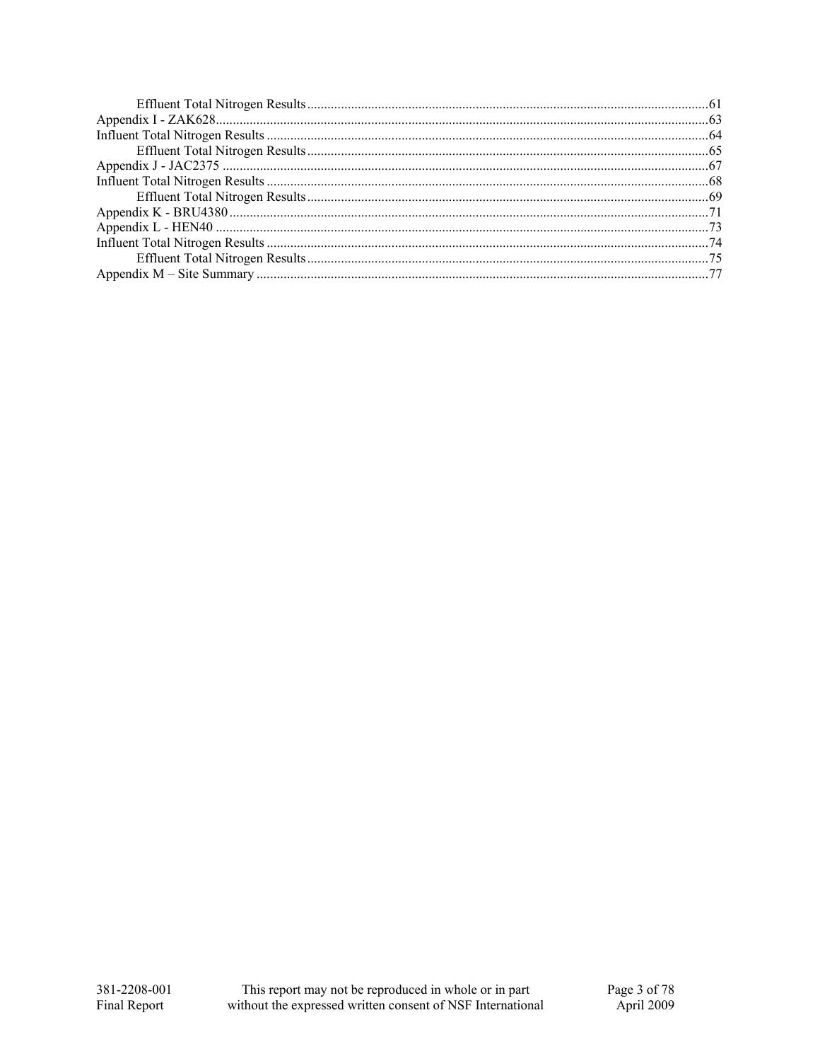Effluent Total Nitrogen Results.....61
Appendix I - ZAK628.....63
Influent Total Nitrogen Results.....64
Effluent Total Nitrogen Results.....65
Appendix J - JAC2375.....67
Influent Total Nitrogen Results.....68
Effluent Total Nitrogen Results.....69
Appendix K - BRU4380.....71
Appendix L - HEN40.....73
Influent Total Nitrogen Results.....74
Effluent Total Nitrogen Results.....75
Appendix M – Site Summary.....77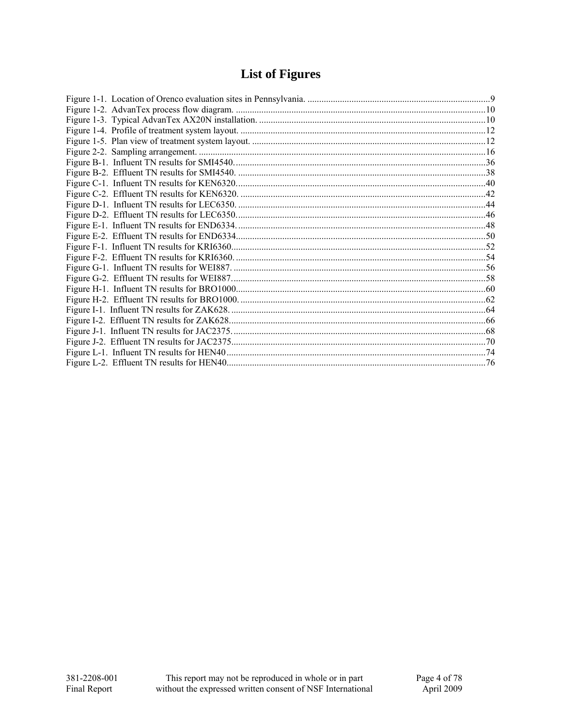# List of Figures

Figure 1-1. Location of Orenco evaluation sites in Pennsylvania. ....................9
Figure 1-2. AdvanTex process flow diagram. ....................10
Figure 1-3. Typical AdvanTex AX20N installation. ....................10
Figure 1-4. Profile of treatment system layout. ....................12
Figure 1-5. Plan view of treatment system layout. ....................12
Figure 2-2. Sampling arrangement. ....................16
Figure B-1. Influent TN results for SMI4540. ....................36
Figure B-2. Effluent TN results for SMI4540. ....................38
Figure C-1. Influent TN results for KEN6320. ....................40
Figure C-2. Effluent TN results for KEN6320. ....................42
Figure D-1. Influent TN results for LEC6350. ....................44
Figure D-2. Effluent TN results for LEC6350. ....................46
Figure E-1. Influent TN results for END6334. ....................48
Figure E-2. Effluent TN results for END6334. ....................50
Figure F-1. Influent TN results for KRI6360. ....................52
Figure F-2. Effluent TN results for KRI6360. ....................54
Figure G-1. Influent TN results for WEI887. ....................56
Figure G-2. Effluent TN results for WEI887. ....................58
Figure H-1. Influent TN results for BRO1000. ....................60
Figure H-2. Effluent TN results for BRO1000. ....................62
Figure I-1. Influent TN results for ZAK628. ....................64
Figure I-2. Effluent TN results for ZAK628. ....................66
Figure J-1. Influent TN results for JAC2375. ....................68
Figure J-2. Effluent TN results for JAC2375. ....................70
Figure L-1. Influent TN results for HEN40 ....................74
Figure L-2. Effluent TN results for HEN40. ....................76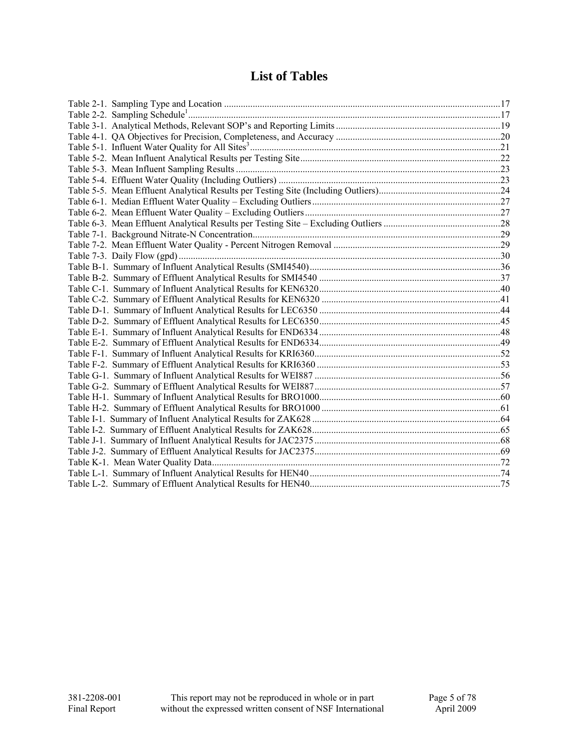# List of Tables

Table 2-1. Sampling Type and Location ....................................................................................................................17
Table 2-2. Sampling Schedule[1] ....................................................................................................................17
Table 3-1. Analytical Methods, Relevant SOP's and Reporting Limits ....................................................................19
Table 4-1. QA Objectives for Precision, Completeness, and Accuracy ....................................................................20
Table 5-1. Influent Water Quality for All Sites[3] ....................................................................................................21
Table 5-2. Mean Influent Analytical Results per Testing Site ....................................................................................22
Table 5-3. Mean Influent Sampling Results ....................................................................................................23
Table 5-4. Effluent Water Quality (Including Outliers) ....................................................................................................23
Table 5-5. Mean Effluent Analytical Results per Testing Site (Including Outliers) ....................................................24
Table 6-1. Median Effluent Water Quality – Excluding Outliers ....................................................................................27
Table 6-2. Mean Effluent Water Quality – Excluding Outliers ....................................................................................27
Table 6-3. Mean Effluent Analytical Results per Testing Site – Excluding Outliers ....................................................28
Table 7-1. Background Nitrate-N Concentration ....................................................................................................29
Table 7-2. Mean Effluent Water Quality - Percent Nitrogen Removal ....................................................................29
Table 7-3. Daily Flow (gpd) ....................................................................................................................30
Table B-1. Summary of Influent Analytical Results (SMI4540) ....................................................................................36
Table B-2. Summary of Effluent Analytical Results for SMI4540 ....................................................................................37
Table C-1. Summary of Influent Analytical Results for KEN6320 ....................................................................................40
Table C-2. Summary of Effluent Analytical Results for KEN6320 ....................................................................................41
Table D-1. Summary of Influent Analytical Results for LEC6350 ....................................................................................44
Table D-2. Summary of Effluent Analytical Results for LEC6350 ....................................................................................45
Table E-1. Summary of Influent Analytical Results for END6334 ....................................................................................48
Table E-2. Summary of Effluent Analytical Results for END6334 ....................................................................................49
Table F-1. Summary of Influent Analytical Results for KRI6360 ....................................................................................52
Table F-2. Summary of Effluent Analytical Results for KRI6360 ....................................................................................53
Table G-1. Summary of Influent Analytical Results for WEI887 ....................................................................................56
Table G-2. Summary of Effluent Analytical Results for WEI887 ....................................................................................57
Table H-1. Summary of Influent Analytical Results for BRO1000 ....................................................................................60
Table H-2. Summary of Effluent Analytical Results for BRO1000 ....................................................................................61
Table I-1. Summary of Influent Analytical Results for ZAK628 ....................................................................................64
Table I-2. Summary of Effluent Analytical Results for ZAK628 ....................................................................................65
Table J-1. Summary of Influent Analytical Results for JAC2375 ....................................................................................68
Table J-2. Summary of Effluent Analytical Results for JAC2375 ....................................................................................69
Table K-1. Mean Water Quality Data ....................................................................................................................72
Table L-1. Summary of Influent Analytical Results for HEN40 ....................................................................................74
Table L-2. Summary of Effluent Analytical Results for HEN40 ....................................................................................75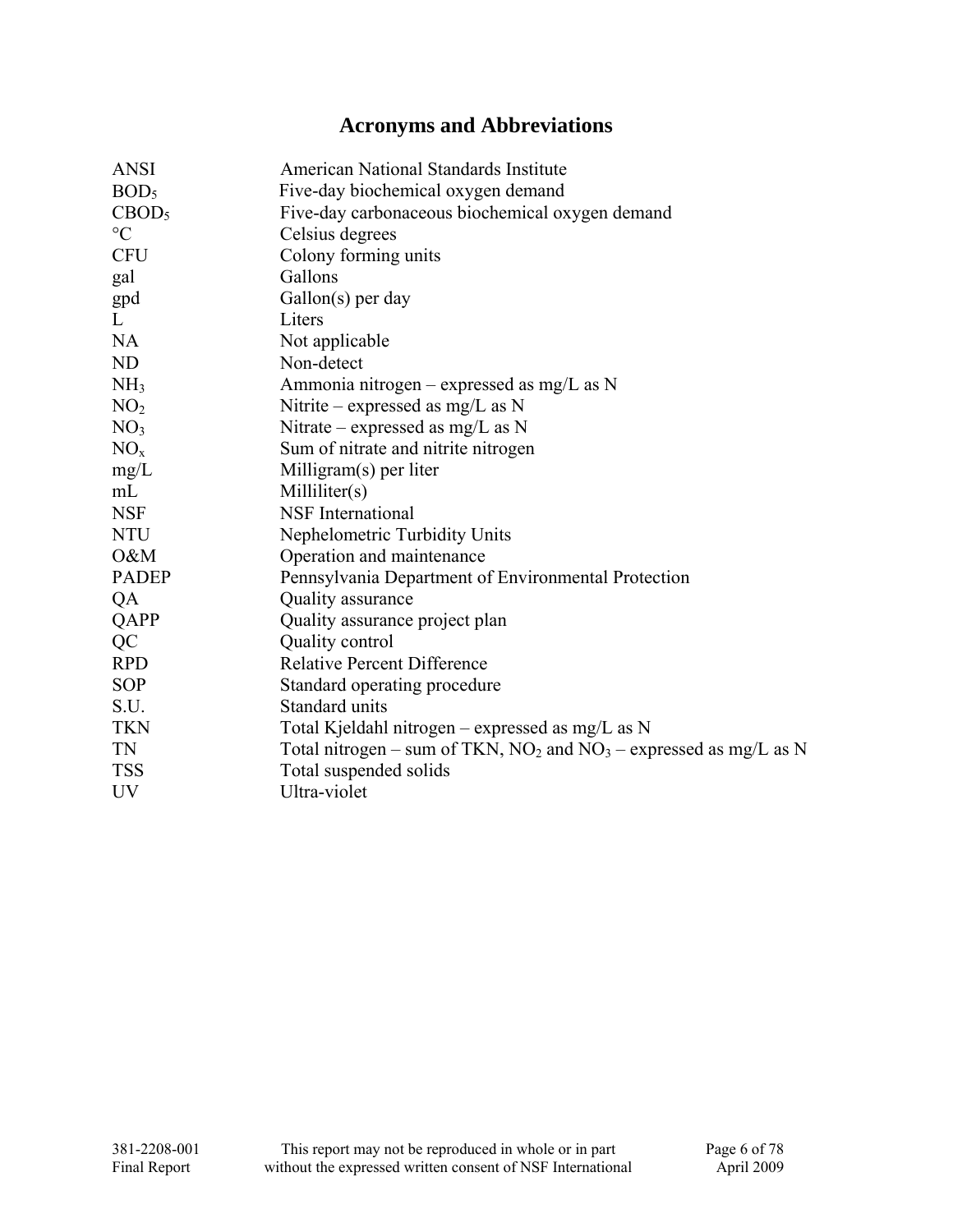# Acronyms and Abbreviations

| | |
|---|---|
| ANSI | American National Standards Institute |
| $BOD_5$ | Five-day biochemical oxygen demand |
| $CBOD_5$ | Five-day carbonaceous biochemical oxygen demand |
| °C | Celsius degrees |
| CFU | Colony forming units |
| gal | Gallons |
| gpd | Gallon(s) per day |
| L | Liters |
| NA | Not applicable |
| ND | Non-detect |
| $NH_3$ | Ammonia nitrogen – expressed as mg/L as N |
| $NO_2$ | Nitrite – expressed as mg/L as N |
| $NO_3$ | Nitrate – expressed as mg/L as N |
| $NO_x$ | Sum of nitrate and nitrite nitrogen |
| mg/L | Milligram(s) per liter |
| mL | Milliliter(s) |
| NSF | NSF International |
| NTU | Nephelometric Turbidity Units |
| O&M | Operation and maintenance |
| PADEP | Pennsylvania Department of Environmental Protection |
| QA | Quality assurance |
| QAPP | Quality assurance project plan |
| QC | Quality control |
| RPD | Relative Percent Difference |
| SOP | Standard operating procedure |
| S.U. | Standard units |
| TKN | Total Kjeldahl nitrogen – expressed as mg/L as N |
| TN | Total nitrogen – sum of TKN, $NO_2$ and $NO_3$ – expressed as mg/L as N |
| TSS | Total suspended solids |
| UV | Ultra-violet |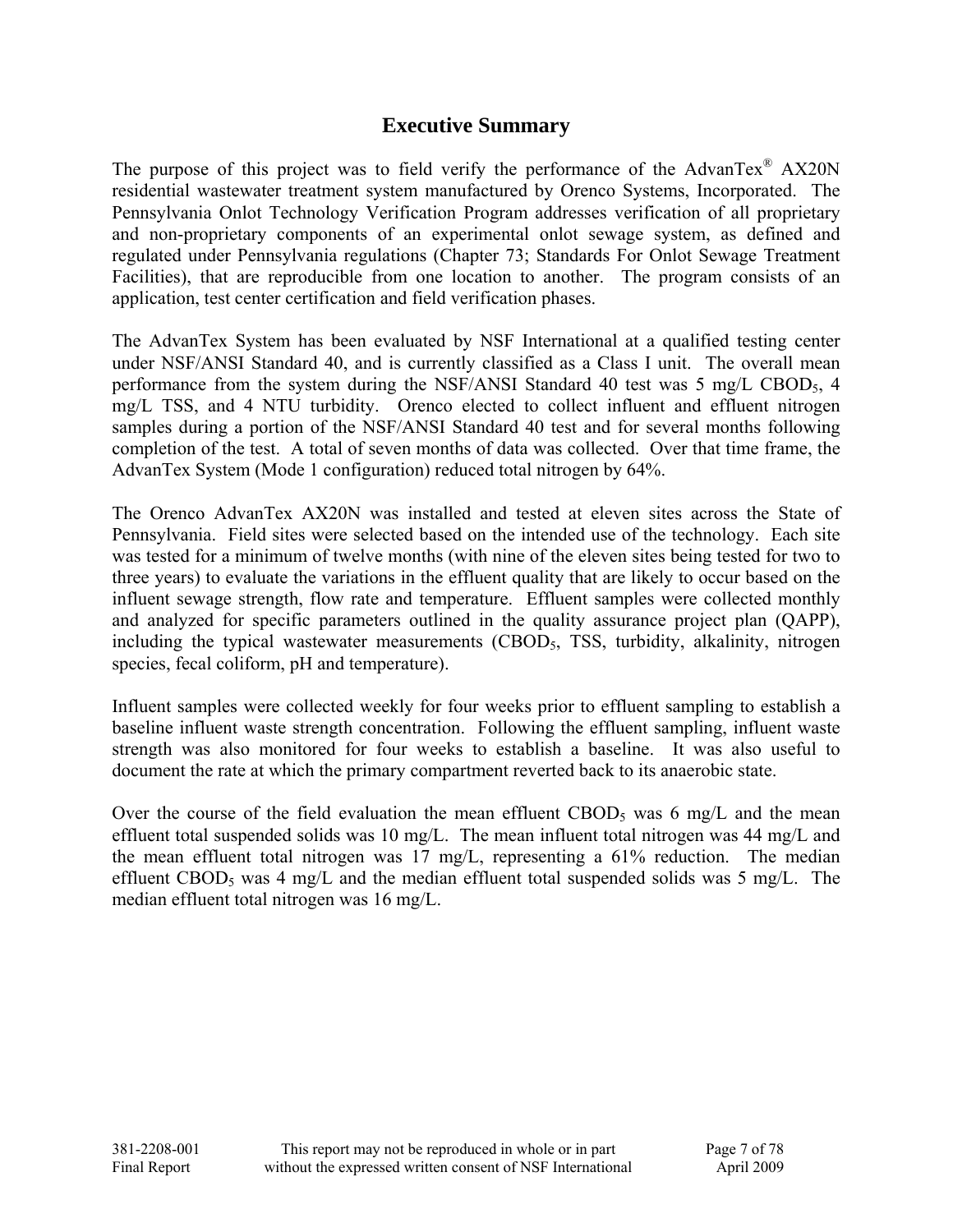# Executive Summary

The purpose of this project was to field verify the performance of the AdvanTex® AX20N residential wastewater treatment system manufactured by Orenco Systems, Incorporated. The Pennsylvania Onlot Technology Verification Program addresses verification of all proprietary and non-proprietary components of an experimental onlot sewage system, as defined and regulated under Pennsylvania regulations (Chapter 73; Standards For Onlot Sewage Treatment Facilities), that are reproducible from one location to another. The program consists of an application, test center certification and field verification phases.

The AdvanTex System has been evaluated by NSF International at a qualified testing center under NSF/ANSI Standard 40, and is currently classified as a Class I unit. The overall mean performance from the system during the NSF/ANSI Standard 40 test was 5 mg/L $CBOD_5$, 4 mg/L TSS, and 4 NTU turbidity. Orenco elected to collect influent and effluent nitrogen samples during a portion of the NSF/ANSI Standard 40 test and for several months following completion of the test. A total of seven months of data was collected. Over that time frame, the AdvanTex System (Mode 1 configuration) reduced total nitrogen by 64%.

The Orenco AdvanTex AX20N was installed and tested at eleven sites across the State of Pennsylvania. Field sites were selected based on the intended use of the technology. Each site was tested for a minimum of twelve months (with nine of the eleven sites being tested for two to three years) to evaluate the variations in the effluent quality that are likely to occur based on the influent sewage strength, flow rate and temperature. Effluent samples were collected monthly and analyzed for specific parameters outlined in the quality assurance project plan (QAPP), including the typical wastewater measurements ($CBOD_5$, TSS, turbidity, alkalinity, nitrogen species, fecal coliform, pH and temperature).

Influent samples were collected weekly for four weeks prior to effluent sampling to establish a baseline influent waste strength concentration. Following the effluent sampling, influent waste strength was also monitored for four weeks to establish a baseline. It was also useful to document the rate at which the primary compartment reverted back to its anaerobic state.

Over the course of the field evaluation the mean effluent $CBOD_5$ was 6 mg/L and the mean effluent total suspended solids was 10 mg/L. The mean influent total nitrogen was 44 mg/L and the mean effluent total nitrogen was 17 mg/L, representing a 61% reduction. The median effluent $CBOD_5$ was 4 mg/L and the median effluent total suspended solids was 5 mg/L. The median effluent total nitrogen was 16 mg/L.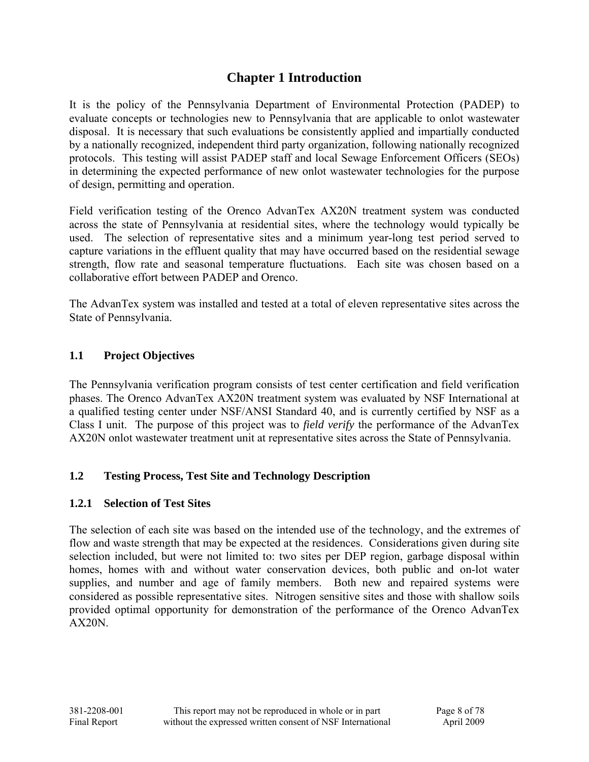# Chapter 1 Introduction

It is the policy of the Pennsylvania Department of Environmental Protection (PADEP) to evaluate concepts or technologies new to Pennsylvania that are applicable to onlot wastewater disposal. It is necessary that such evaluations be consistently applied and impartially conducted by a nationally recognized, independent third party organization, following nationally recognized protocols. This testing will assist PADEP staff and local Sewage Enforcement Officers (SEOs) in determining the expected performance of new onlot wastewater technologies for the purpose of design, permitting and operation.

Field verification testing of the Orenco AdvanTex AX20N treatment system was conducted across the state of Pennsylvania at residential sites, where the technology would typically be used. The selection of representative sites and a minimum year-long test period served to capture variations in the effluent quality that may have occurred based on the residential sewage strength, flow rate and seasonal temperature fluctuations. Each site was chosen based on a collaborative effort between PADEP and Orenco.

The AdvanTex system was installed and tested at a total of eleven representative sites across the State of Pennsylvania.

## 1.1 Project Objectives

The Pennsylvania verification program consists of test center certification and field verification phases. The Orenco AdvanTex AX20N treatment system was evaluated by NSF International at a qualified testing center under NSF/ANSI Standard 40, and is currently certified by NSF as a Class I unit. The purpose of this project was to *field verify* the performance of the AdvanTex AX20N onlot wastewater treatment unit at representative sites across the State of Pennsylvania.

## 1.2 Testing Process, Test Site and Technology Description

### 1.2.1 Selection of Test Sites

The selection of each site was based on the intended use of the technology, and the extremes of flow and waste strength that may be expected at the residences. Considerations given during site selection included, but were not limited to: two sites per DEP region, garbage disposal within homes, homes with and without water conservation devices, both public and on-lot water supplies, and number and age of family members. Both new and repaired systems were considered as possible representative sites. Nitrogen sensitive sites and those with shallow soils provided optimal opportunity for demonstration of the performance of the Orenco AdvanTex AX20N.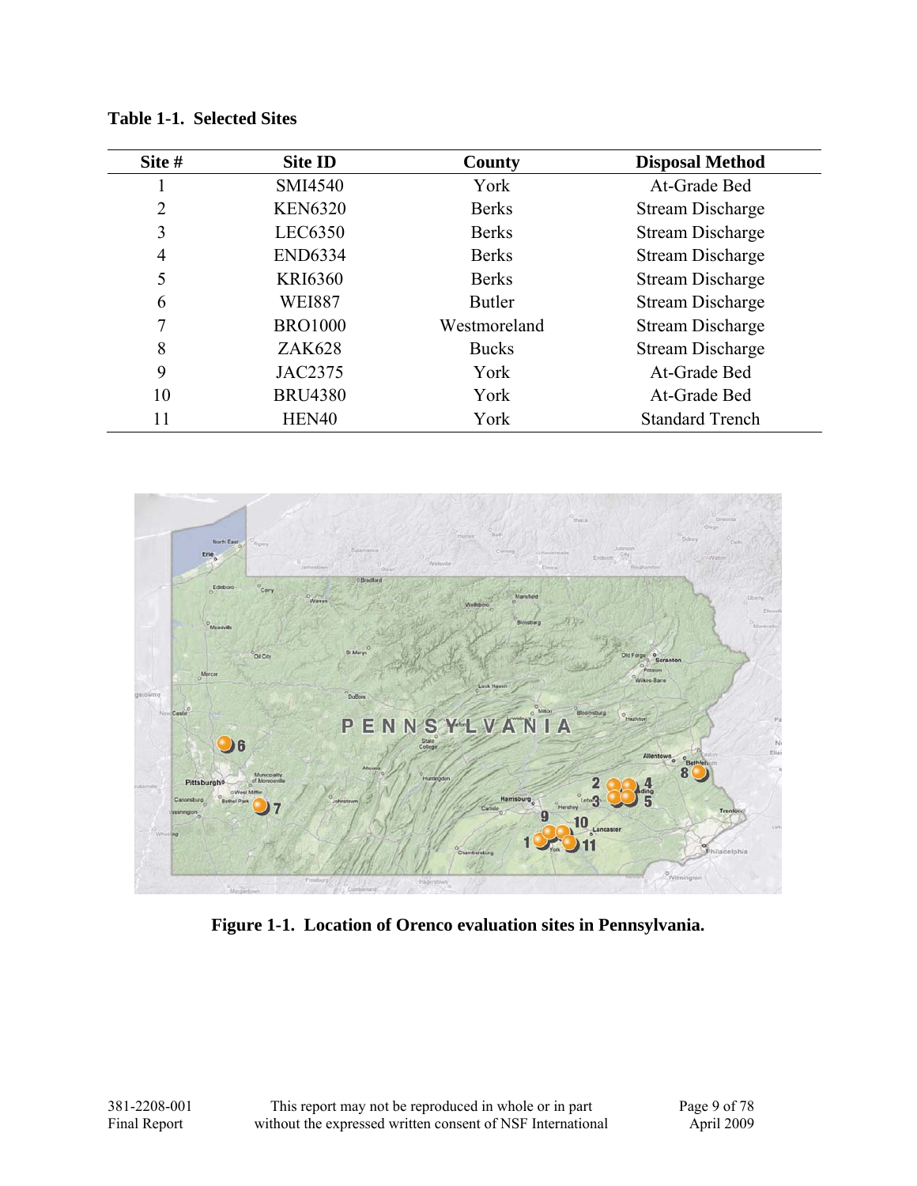**Table 1-1. Selected Sites**

| Site # | Site ID | County | Disposal Method |
|---|---|---|---|
| 1 | SMI4540 | York | At-Grade Bed |
| 2 | KEN6320 | Berks | Stream Discharge |
| 3 | LEC6350 | Berks | Stream Discharge |
| 4 | END6334 | Berks | Stream Discharge |
| 5 | KRI6360 | Berks | Stream Discharge |
| 6 | WEI887 | Butler | Stream Discharge |
| 7 | BRO1000 | Westmoreland | Stream Discharge |
| 8 | ZAK628 | Bucks | Stream Discharge |
| 9 | JAC2375 | York | At-Grade Bed |
| 10 | BRU4380 | York | At-Grade Bed |
| 11 | HEN40 | York | Standard Trench |

**Figure 1-1. Location of Orenco evaluation sites in Pennsylvania.**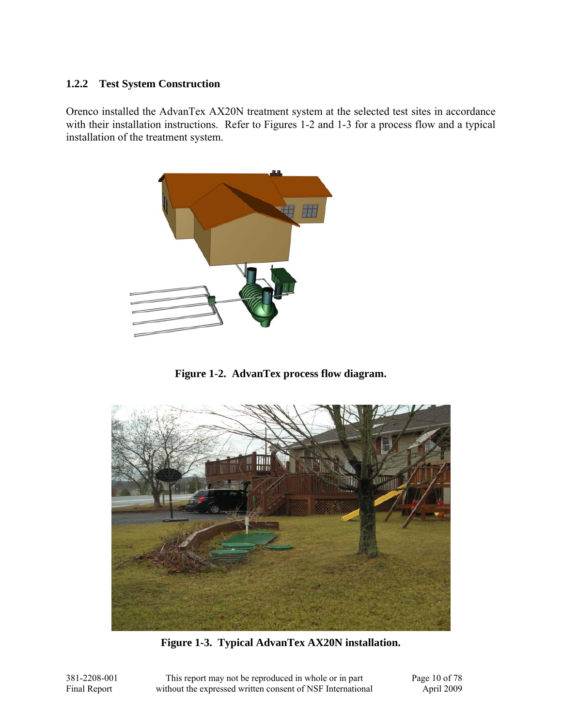### 1.2.2 Test System Construction

Orenco installed the AdvanTex AX20N treatment system at the selected test sites in accordance with their installation instructions. Refer to Figures 1-2 and 1-3 for a process flow and a typical installation of the treatment system.

**Figure 1-2. AdvanTex process flow diagram.**

**Figure 1-3. Typical AdvanTex AX20N installation.**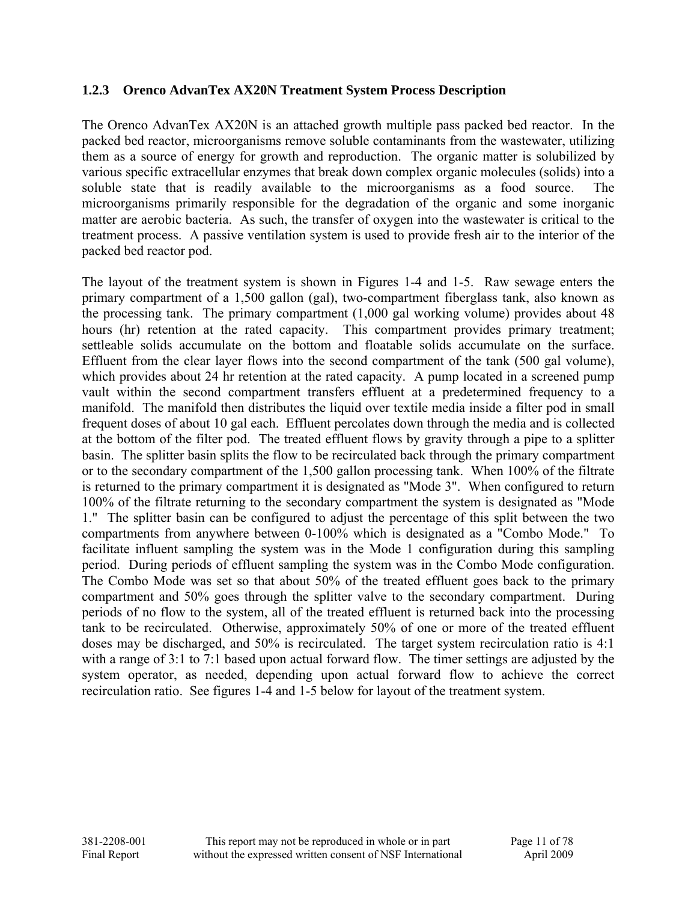### 1.2.3 Orenco AdvanTex AX20N Treatment System Process Description

The Orenco AdvanTex AX20N is an attached growth multiple pass packed bed reactor. In the packed bed reactor, microorganisms remove soluble contaminants from the wastewater, utilizing them as a source of energy for growth and reproduction. The organic matter is solubilized by various specific extracellular enzymes that break down complex organic molecules (solids) into a soluble state that is readily available to the microorganisms as a food source. The microorganisms primarily responsible for the degradation of the organic and some inorganic matter are aerobic bacteria. As such, the transfer of oxygen into the wastewater is critical to the treatment process. A passive ventilation system is used to provide fresh air to the interior of the packed bed reactor pod.

The layout of the treatment system is shown in Figures 1-4 and 1-5. Raw sewage enters the primary compartment of a 1,500 gallon (gal), two-compartment fiberglass tank, also known as the processing tank. The primary compartment (1,000 gal working volume) provides about 48 hours (hr) retention at the rated capacity. This compartment provides primary treatment; settleable solids accumulate on the bottom and floatable solids accumulate on the surface. Effluent from the clear layer flows into the second compartment of the tank (500 gal volume), which provides about 24 hr retention at the rated capacity. A pump located in a screened pump vault within the second compartment transfers effluent at a predetermined frequency to a manifold. The manifold then distributes the liquid over textile media inside a filter pod in small frequent doses of about 10 gal each. Effluent percolates down through the media and is collected at the bottom of the filter pod. The treated effluent flows by gravity through a pipe to a splitter basin. The splitter basin splits the flow to be recirculated back through the primary compartment or to the secondary compartment of the 1,500 gallon processing tank. When 100% of the filtrate is returned to the primary compartment it is designated as "Mode 3". When configured to return 100% of the filtrate returning to the secondary compartment the system is designated as "Mode 1." The splitter basin can be configured to adjust the percentage of this split between the two compartments from anywhere between 0-100% which is designated as a "Combo Mode." To facilitate influent sampling the system was in the Mode 1 configuration during this sampling period. During periods of effluent sampling the system was in the Combo Mode configuration. The Combo Mode was set so that about 50% of the treated effluent goes back to the primary compartment and 50% goes through the splitter valve to the secondary compartment. During periods of no flow to the system, all of the treated effluent is returned back into the processing tank to be recirculated. Otherwise, approximately 50% of one or more of the treated effluent doses may be discharged, and 50% is recirculated. The target system recirculation ratio is 4:1 with a range of 3:1 to 7:1 based upon actual forward flow. The timer settings are adjusted by the system operator, as needed, depending upon actual forward flow to achieve the correct recirculation ratio. See figures 1-4 and 1-5 below for layout of the treatment system.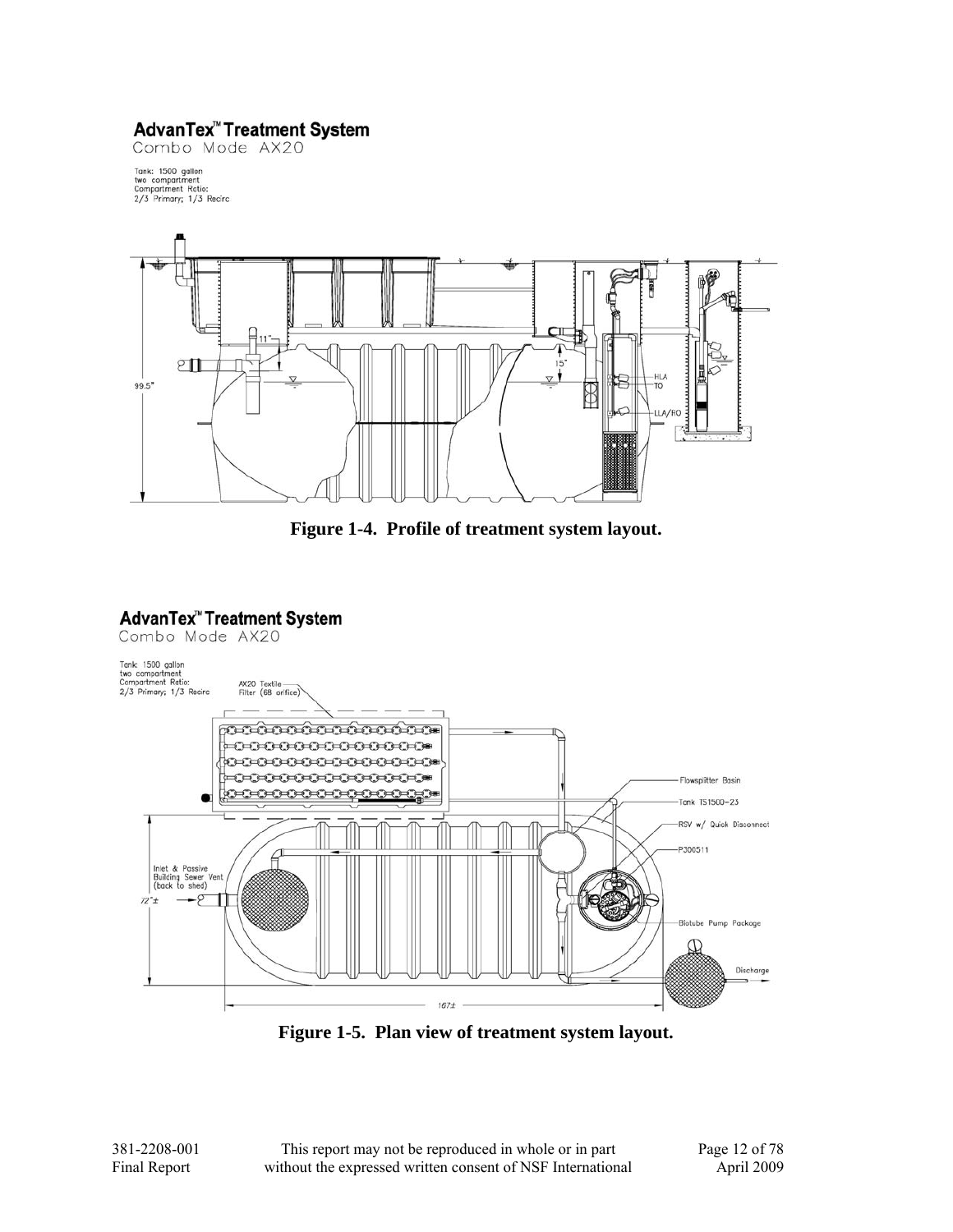**AdvanTex™ Treatment System**
Combo Mode AX20

Tank: 1500 gallon
two compartment
Compartment Ratio:
2/3 Primary; 1/3 Recirc

**Figure 1-4. Profile of treatment system layout.**

**AdvanTex™ Treatment System**
Combo Mode AX20

Tank: 1500 gallon
two compartment
Compartment Ratio:
2/3 Primary; 1/3 Recirc

**Figure 1-5. Plan view of treatment system layout.**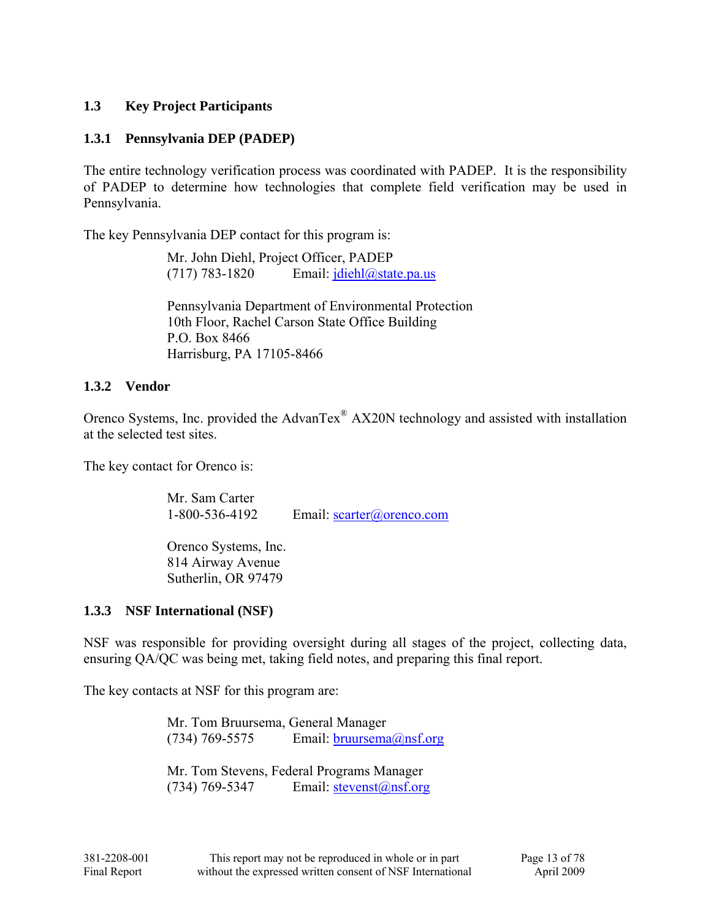## 1.3 Key Project Participants

### 1.3.1 Pennsylvania DEP (PADEP)

The entire technology verification process was coordinated with PADEP. It is the responsibility of PADEP to determine how technologies that complete field verification may be used in Pennsylvania.

The key Pennsylvania DEP contact for this program is:

> Mr. John Diehl, Project Officer, PADEP
> (717) 783-1820 Email: jdiehl@state.pa.us
>
> Pennsylvania Department of Environmental Protection
> 10th Floor, Rachel Carson State Office Building
> P.O. Box 8466
> Harrisburg, PA 17105-8466

### 1.3.2 Vendor

Orenco Systems, Inc. provided the AdvanTex® AX20N technology and assisted with installation at the selected test sites.

The key contact for Orenco is:

> Mr. Sam Carter
> 1-800-536-4192 Email: scarter@orenco.com
>
> Orenco Systems, Inc.
> 814 Airway Avenue
> Sutherlin, OR 97479

### 1.3.3 NSF International (NSF)

NSF was responsible for providing oversight during all stages of the project, collecting data, ensuring QA/QC was being met, taking field notes, and preparing this final report.

The key contacts at NSF for this program are:

> Mr. Tom Bruursema, General Manager
> (734) 769-5575 Email: bruursema@nsf.org
>
> Mr. Tom Stevens, Federal Programs Manager
> (734) 769-5347 Email: stevenst@nsf.org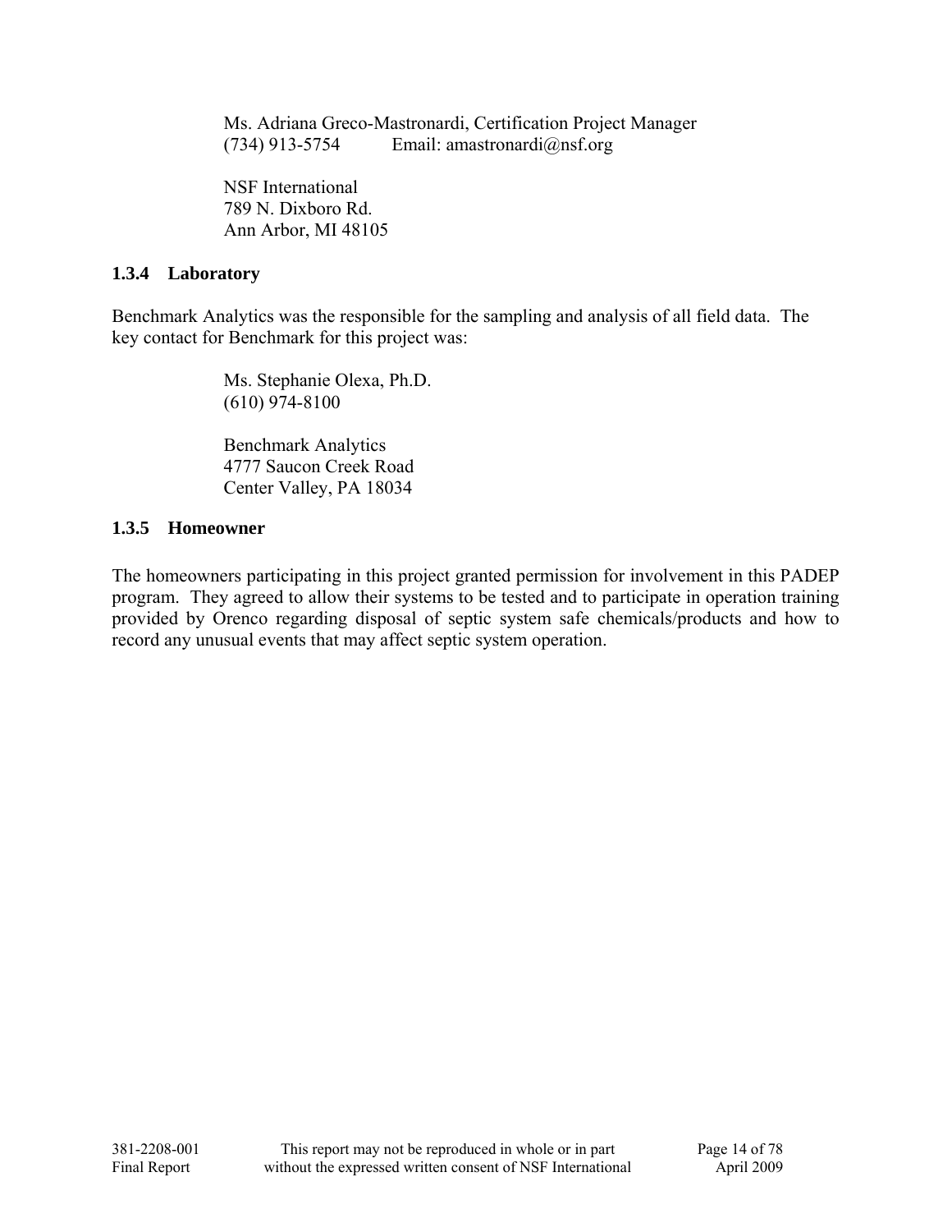Ms. Adriana Greco-Mastronardi, Certification Project Manager
(734) 913-5754 Email: amastronardi@nsf.org

NSF International
789 N. Dixboro Rd.
Ann Arbor, MI 48105

### 1.3.4 Laboratory

Benchmark Analytics was the responsible for the sampling and analysis of all field data. The key contact for Benchmark for this project was:

Ms. Stephanie Olexa, Ph.D.
(610) 974-8100

Benchmark Analytics
4777 Saucon Creek Road
Center Valley, PA 18034

### 1.3.5 Homeowner

The homeowners participating in this project granted permission for involvement in this PADEP program. They agreed to allow their systems to be tested and to participate in operation training provided by Orenco regarding disposal of septic system safe chemicals/products and how to record any unusual events that may affect septic system operation.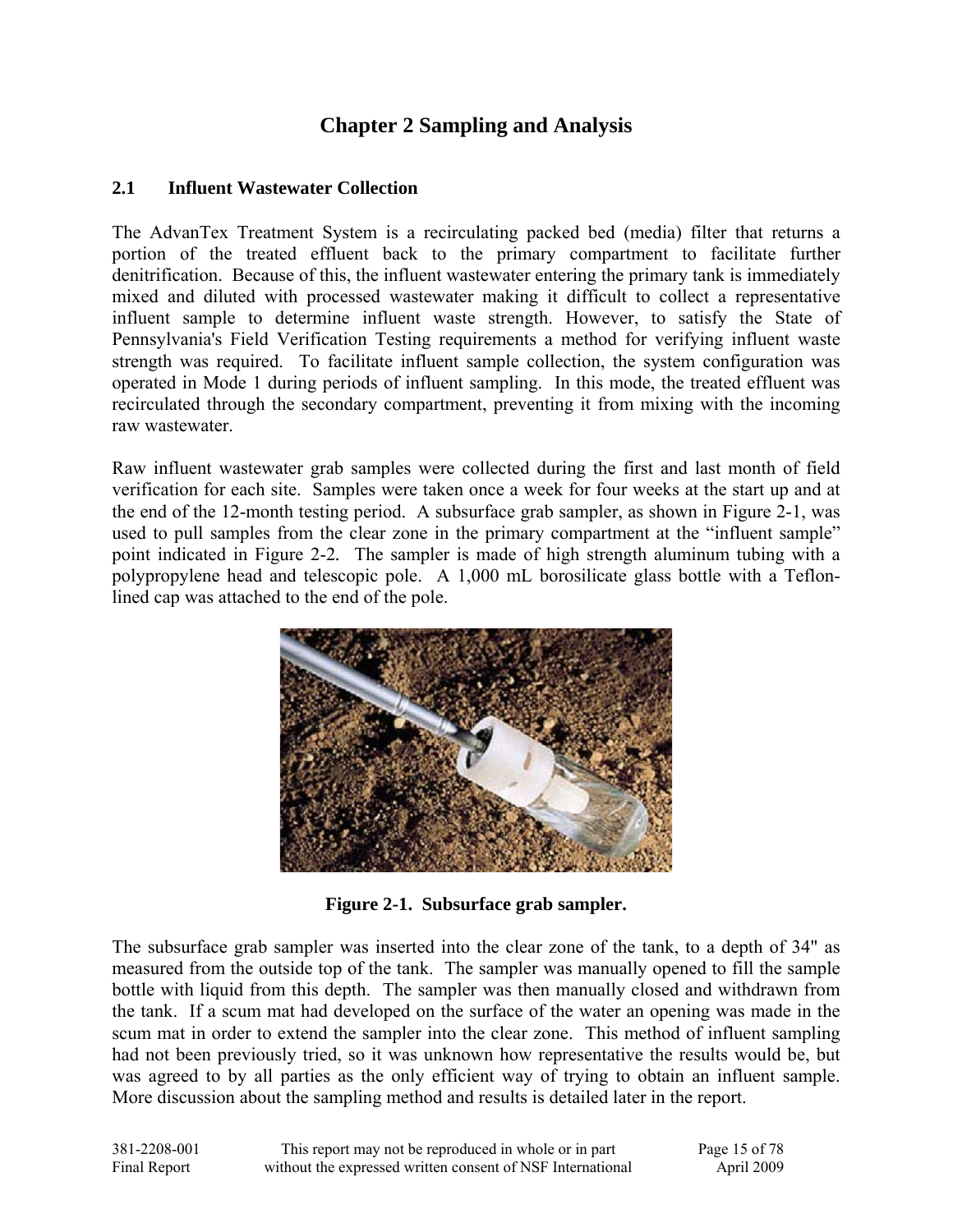# Chapter 2 Sampling and Analysis

## 2.1 Influent Wastewater Collection

The AdvanTex Treatment System is a recirculating packed bed (media) filter that returns a portion of the treated effluent back to the primary compartment to facilitate further denitrification. Because of this, the influent wastewater entering the primary tank is immediately mixed and diluted with processed wastewater making it difficult to collect a representative influent sample to determine influent waste strength. However, to satisfy the State of Pennsylvania's Field Verification Testing requirements a method for verifying influent waste strength was required. To facilitate influent sample collection, the system configuration was operated in Mode 1 during periods of influent sampling. In this mode, the treated effluent was recirculated through the secondary compartment, preventing it from mixing with the incoming raw wastewater.

Raw influent wastewater grab samples were collected during the first and last month of field verification for each site. Samples were taken once a week for four weeks at the start up and at the end of the 12-month testing period. A subsurface grab sampler, as shown in Figure 2-1, was used to pull samples from the clear zone in the primary compartment at the "influent sample" point indicated in Figure 2-2. The sampler is made of high strength aluminum tubing with a polypropylene head and telescopic pole. A 1,000 mL borosilicate glass bottle with a Teflon-lined cap was attached to the end of the pole.

**Figure 2-1. Subsurface grab sampler.**

The subsurface grab sampler was inserted into the clear zone of the tank, to a depth of 34" as measured from the outside top of the tank. The sampler was manually opened to fill the sample bottle with liquid from this depth. The sampler was then manually closed and withdrawn from the tank. If a scum mat had developed on the surface of the water an opening was made in the scum mat in order to extend the sampler into the clear zone. This method of influent sampling had not been previously tried, so it was unknown how representative the results would be, but was agreed to by all parties as the only efficient way of trying to obtain an influent sample. More discussion about the sampling method and results is detailed later in the report.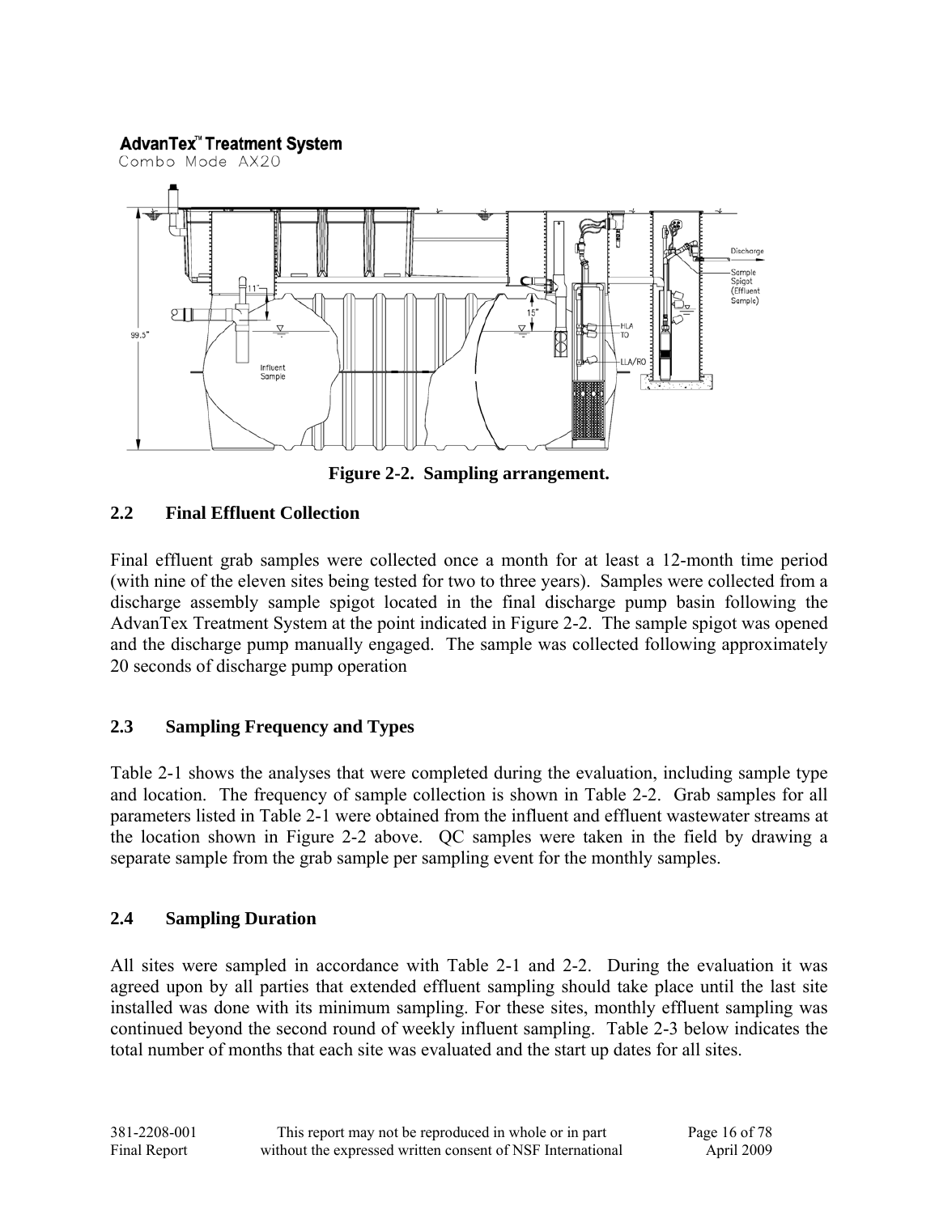**Figure 2-2. Sampling arrangement.**

## 2.2 Final Effluent Collection

Final effluent grab samples were collected once a month for at least a 12-month time period (with nine of the eleven sites being tested for two to three years). Samples were collected from a discharge assembly sample spigot located in the final discharge pump basin following the AdvanTex Treatment System at the point indicated in Figure 2-2. The sample spigot was opened and the discharge pump manually engaged. The sample was collected following approximately 20 seconds of discharge pump operation

## 2.3 Sampling Frequency and Types

Table 2-1 shows the analyses that were completed during the evaluation, including sample type and location. The frequency of sample collection is shown in Table 2-2. Grab samples for all parameters listed in Table 2-1 were obtained from the influent and effluent wastewater streams at the location shown in Figure 2-2 above. QC samples were taken in the field by drawing a separate sample from the grab sample per sampling event for the monthly samples.

## 2.4 Sampling Duration

All sites were sampled in accordance with Table 2-1 and 2-2. During the evaluation it was agreed upon by all parties that extended effluent sampling should take place until the last site installed was done with its minimum sampling. For these sites, monthly effluent sampling was continued beyond the second round of weekly influent sampling. Table 2-3 below indicates the total number of months that each site was evaluated and the start up dates for all sites.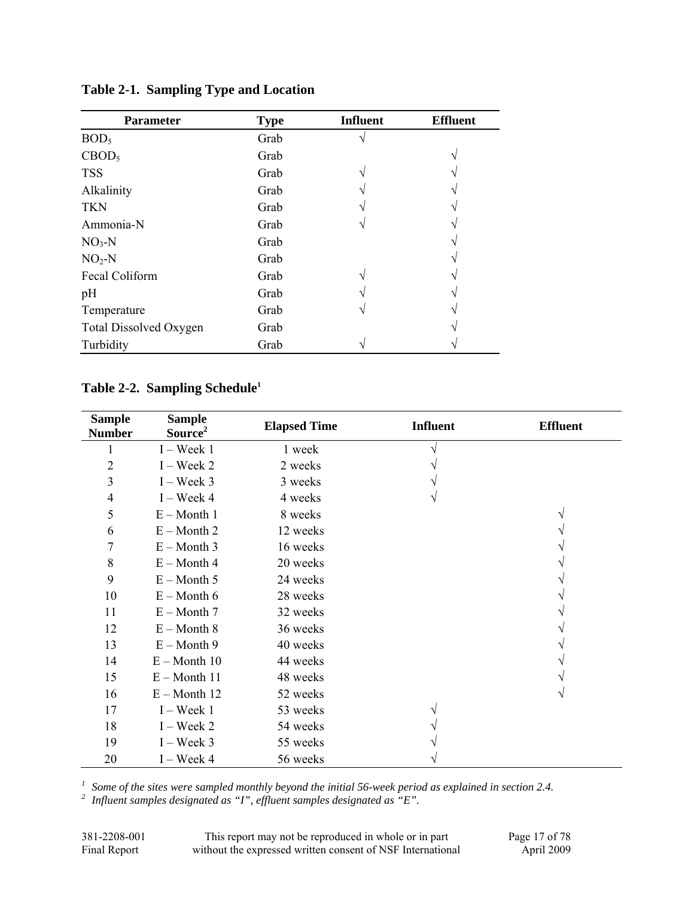**Table 2-1. Sampling Type and Location**

| Parameter | Type | Influent | Effluent |
|---|---|---|---|
| $BOD_5$ | Grab | √ | |
| $CBOD_5$ | Grab | | √ |
| TSS | Grab | √ | √ |
| Alkalinity | Grab | √ | √ |
| TKN | Grab | √ | √ |
| Ammonia-N | Grab | √ | √ |
| $NO_3$-N | Grab | | √ |
| $NO_2$-N | Grab | | √ |
| Fecal Coliform | Grab | √ | √ |
| pH | Grab | √ | √ |
| Temperature | Grab | √ | √ |
| Total Dissolved Oxygen | Grab | | √ |
| Turbidity | Grab | √ | √ |

**Table 2-2. Sampling Schedule[1]**

| Sample Number | Sample Source[2] | Elapsed Time | Influent | Effluent |
|---|---|---|---|---|
| 1 | I – Week 1 | 1 week | √ | |
| 2 | I – Week 2 | 2 weeks | √ | |
| 3 | I – Week 3 | 3 weeks | √ | |
| 4 | I – Week 4 | 4 weeks | √ | |
| 5 | E – Month 1 | 8 weeks | | √ |
| 6 | E – Month 2 | 12 weeks | | √ |
| 7 | E – Month 3 | 16 weeks | | √ |
| 8 | E – Month 4 | 20 weeks | | √ |
| 9 | E – Month 5 | 24 weeks | | √ |
| 10 | E – Month 6 | 28 weeks | | √ |
| 11 | E – Month 7 | 32 weeks | | √ |
| 12 | E – Month 8 | 36 weeks | | √ |
| 13 | E – Month 9 | 40 weeks | | √ |
| 14 | E – Month 10 | 44 weeks | | √ |
| 15 | E – Month 11 | 48 weeks | | √ |
| 16 | E – Month 12 | 52 weeks | | √ |
| 17 | I – Week 1 | 53 weeks | √ | |
| 18 | I – Week 2 | 54 weeks | √ | |
| 19 | I – Week 3 | 55 weeks | √ | |
| 20 | I – Week 4 | 56 weeks | √ | |

[1] *Some of the sites were sampled monthly beyond the initial 56-week period as explained in section 2.4.*
[2] *Influent samples designated as "I", effluent samples designated as "E".*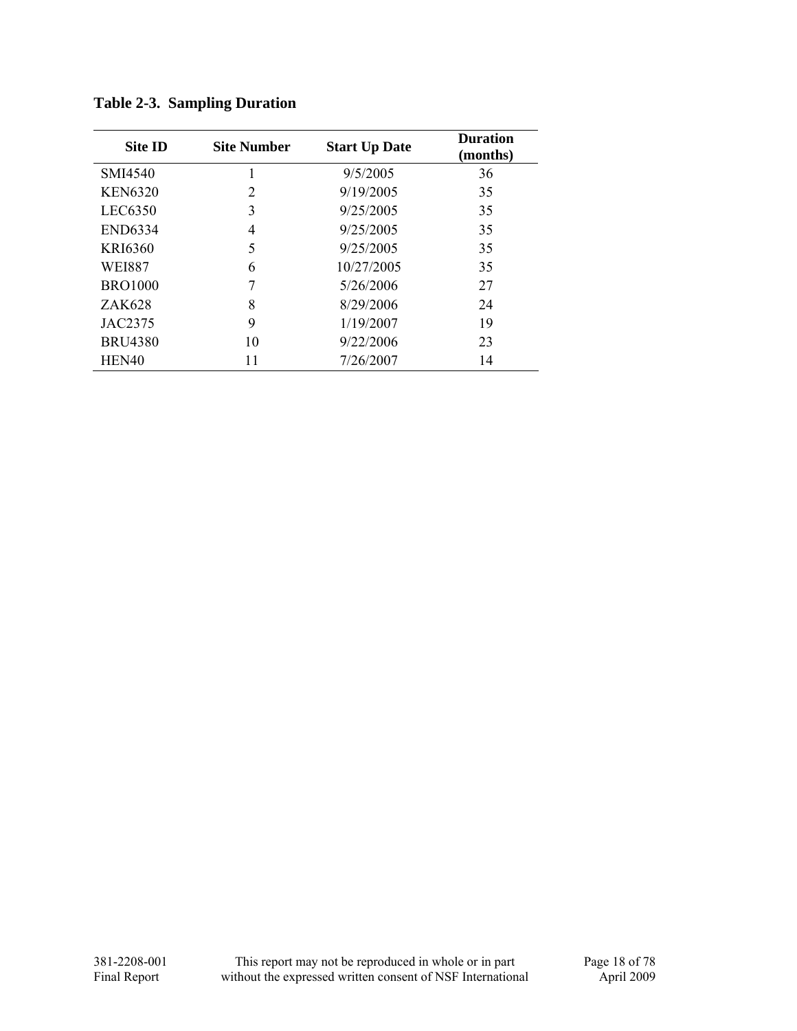**Table 2-3. Sampling Duration**

| Site ID | Site Number | Start Up Date | Duration (months) |
|---|---|---|---|
| SMI4540 | 1 | 9/5/2005 | 36 |
| KEN6320 | 2 | 9/19/2005 | 35 |
| LEC6350 | 3 | 9/25/2005 | 35 |
| END6334 | 4 | 9/25/2005 | 35 |
| KRI6360 | 5 | 9/25/2005 | 35 |
| WEI887 | 6 | 10/27/2005 | 35 |
| BRO1000 | 7 | 5/26/2006 | 27 |
| ZAK628 | 8 | 8/29/2006 | 24 |
| JAC2375 | 9 | 1/19/2007 | 19 |
| BRU4380 | 10 | 9/22/2006 | 23 |
| HEN40 | 11 | 7/26/2007 | 14 |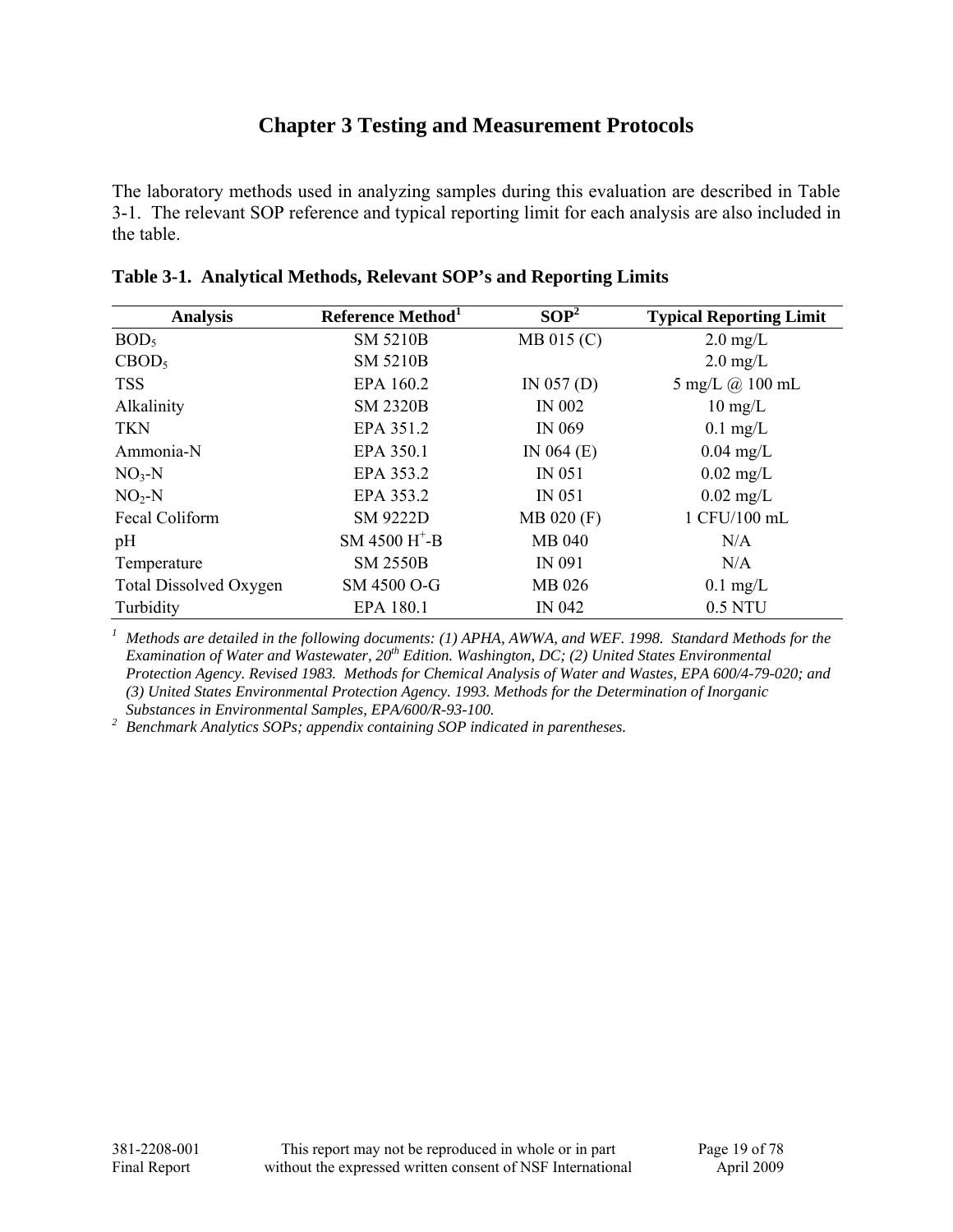# Chapter 3 Testing and Measurement Protocols

The laboratory methods used in analyzing samples during this evaluation are described in Table 3-1. The relevant SOP reference and typical reporting limit for each analysis are also included in the table.

**Table 3-1. Analytical Methods, Relevant SOP's and Reporting Limits**

| Analysis | Reference Method[1] | SOP[2] | Typical Reporting Limit |
|---|---|---|---|
| $BOD_5$ | SM 5210B | MB 015 (C) | 2.0 mg/L |
| $CBOD_5$ | SM 5210B | | 2.0 mg/L |
| TSS | EPA 160.2 | IN 057 (D) | 5 mg/L @ 100 mL |
| Alkalinity | SM 2320B | IN 002 | 10 mg/L |
| TKN | EPA 351.2 | IN 069 | 0.1 mg/L |
| Ammonia-N | EPA 350.1 | IN 064 (E) | 0.04 mg/L |
| $NO_3$-N | EPA 353.2 | IN 051 | 0.02 mg/L |
| $NO_2$-N | EPA 353.2 | IN 051 | 0.02 mg/L |
| Fecal Coliform | SM 9222D | MB 020 (F) | 1 CFU/100 mL |
| pH | SM 4500 $H^+$-B | MB 040 | N/A |
| Temperature | SM 2550B | IN 091 | N/A |
| Total Dissolved Oxygen | SM 4500 O-G | MB 026 | 0.1 mg/L |
| Turbidity | EPA 180.1 | IN 042 | 0.5 NTU |

[1] *Methods are detailed in the following documents: (1) APHA, AWWA, and WEF. 1998. Standard Methods for the Examination of Water and Wastewater, 20th Edition. Washington, DC; (2) United States Environmental Protection Agency. Revised 1983. Methods for Chemical Analysis of Water and Wastes, EPA 600/4-79-020; and (3) United States Environmental Protection Agency. 1993. Methods for the Determination of Inorganic Substances in Environmental Samples, EPA/600/R-93-100.*

[2] *Benchmark Analytics SOPs; appendix containing SOP indicated in parentheses.*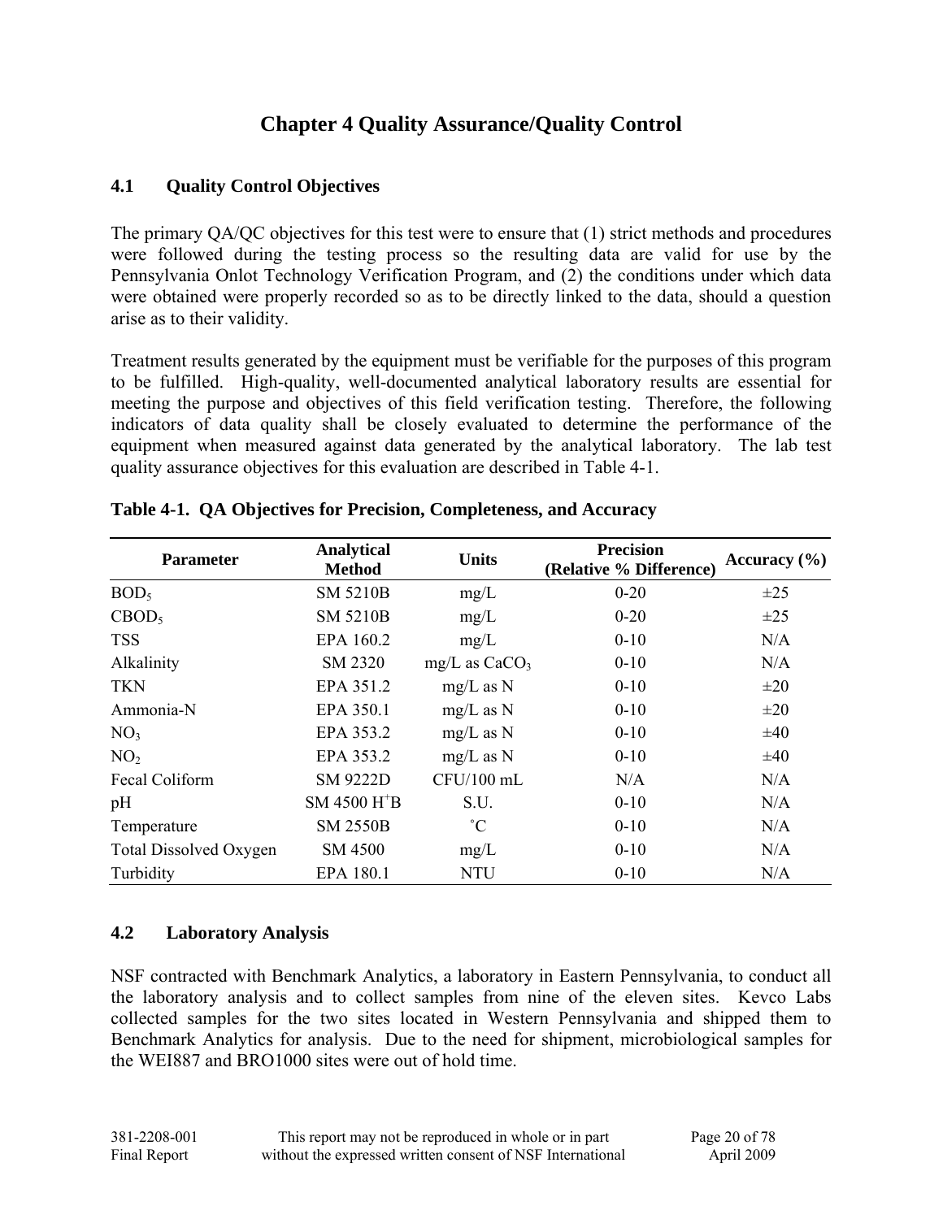# Chapter 4 Quality Assurance/Quality Control

## 4.1 Quality Control Objectives

The primary QA/QC objectives for this test were to ensure that (1) strict methods and procedures were followed during the testing process so the resulting data are valid for use by the Pennsylvania Onlot Technology Verification Program, and (2) the conditions under which data were obtained were properly recorded so as to be directly linked to the data, should a question arise as to their validity.

Treatment results generated by the equipment must be verifiable for the purposes of this program to be fulfilled. High-quality, well-documented analytical laboratory results are essential for meeting the purpose and objectives of this field verification testing. Therefore, the following indicators of data quality shall be closely evaluated to determine the performance of the equipment when measured against data generated by the analytical laboratory. The lab test quality assurance objectives for this evaluation are described in Table 4-1.

**Table 4-1. QA Objectives for Precision, Completeness, and Accuracy**

| Parameter | Analytical Method | Units | Precision (Relative % Difference) | Accuracy (%) |
|---|---|---|---|---|
| $BOD_5$ | SM 5210B | mg/L | 0-20 | ±25 |
| $CBOD_5$ | SM 5210B | mg/L | 0-20 | ±25 |
| TSS | EPA 160.2 | mg/L | 0-10 | N/A |
| Alkalinity | SM 2320 | mg/L as $CaCO_3$ | 0-10 | N/A |
| TKN | EPA 351.2 | mg/L as N | 0-10 | ±20 |
| Ammonia-N | EPA 350.1 | mg/L as N | 0-10 | ±20 |
| $NO_3$ | EPA 353.2 | mg/L as N | 0-10 | ±40 |
| $NO_2$ | EPA 353.2 | mg/L as N | 0-10 | ±40 |
| Fecal Coliform | SM 9222D | CFU/100 mL | N/A | N/A |
| pH | SM 4500 $H^+$B | S.U. | 0-10 | N/A |
| Temperature | SM 2550B | ˚C | 0-10 | N/A |
| Total Dissolved Oxygen | SM 4500 | mg/L | 0-10 | N/A |
| Turbidity | EPA 180.1 | NTU | 0-10 | N/A |

## 4.2 Laboratory Analysis

NSF contracted with Benchmark Analytics, a laboratory in Eastern Pennsylvania, to conduct all the laboratory analysis and to collect samples from nine of the eleven sites. Kevco Labs collected samples for the two sites located in Western Pennsylvania and shipped them to Benchmark Analytics for analysis. Due to the need for shipment, microbiological samples for the WEI887 and BRO1000 sites were out of hold time.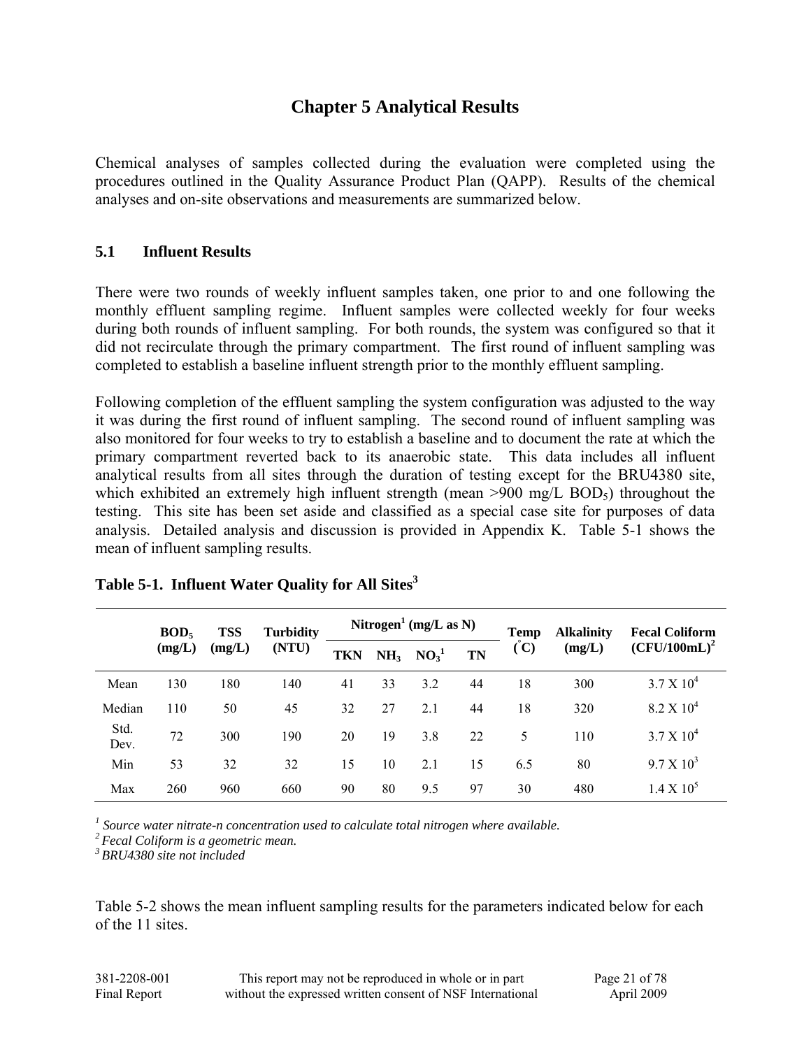# Chapter 5 Analytical Results

Chemical analyses of samples collected during the evaluation were completed using the procedures outlined in the Quality Assurance Product Plan (QAPP). Results of the chemical analyses and on-site observations and measurements are summarized below.

## 5.1 Influent Results

There were two rounds of weekly influent samples taken, one prior to and one following the monthly effluent sampling regime. Influent samples were collected weekly for four weeks during both rounds of influent sampling. For both rounds, the system was configured so that it did not recirculate through the primary compartment. The first round of influent sampling was completed to establish a baseline influent strength prior to the monthly effluent sampling.

Following completion of the effluent sampling the system configuration was adjusted to the way it was during the first round of influent sampling. The second round of influent sampling was also monitored for four weeks to try to establish a baseline and to document the rate at which the primary compartment reverted back to its anaerobic state. This data includes all influent analytical results from all sites through the duration of testing except for the BRU4380 site, which exhibited an extremely high influent strength (mean >900 mg/L $BOD_5$) throughout the testing. This site has been set aside and classified as a special case site for purposes of data analysis. Detailed analysis and discussion is provided in Appendix K. Table 5-1 shows the mean of influent sampling results.

**Table 5-1. Influent Water Quality for All Sites[3]**

| | $BOD_5$ (mg/L) | TSS (mg/L) | Turbidity (NTU) | Nitrogen[1] (mg/L as N) | | | | Temp (°C) | Alkalinity (mg/L) | Fecal Coliform (CFU/100mL)[2] |
|---|---|---|---|---|---|---|---|---|---|---|
| | | | | TKN | $NH_3$ | $NO_3$[1] | TN | | | |
| Mean | 130 | 180 | 140 | 41 | 33 | 3.2 | 44 | 18 | 300 | $3.7 \times 10^4$ |
| Median | 110 | 50 | 45 | 32 | 27 | 2.1 | 44 | 18 | 320 | $8.2 \times 10^4$ |
| Std. Dev. | 72 | 300 | 190 | 20 | 19 | 3.8 | 22 | 5 | 110 | $3.7 \times 10^4$ |
| Min | 53 | 32 | 32 | 15 | 10 | 2.1 | 15 | 6.5 | 80 | $9.7 \times 10^3$ |
| Max | 260 | 960 | 660 | 90 | 80 | 9.5 | 97 | 30 | 480 | $1.4 \times 10^5$ |

*[1] Source water nitrate-n concentration used to calculate total nitrogen where available.*
*[2] Fecal Coliform is a geometric mean.*
*[3] BRU4380 site not included*

Table 5-2 shows the mean influent sampling results for the parameters indicated below for each of the 11 sites.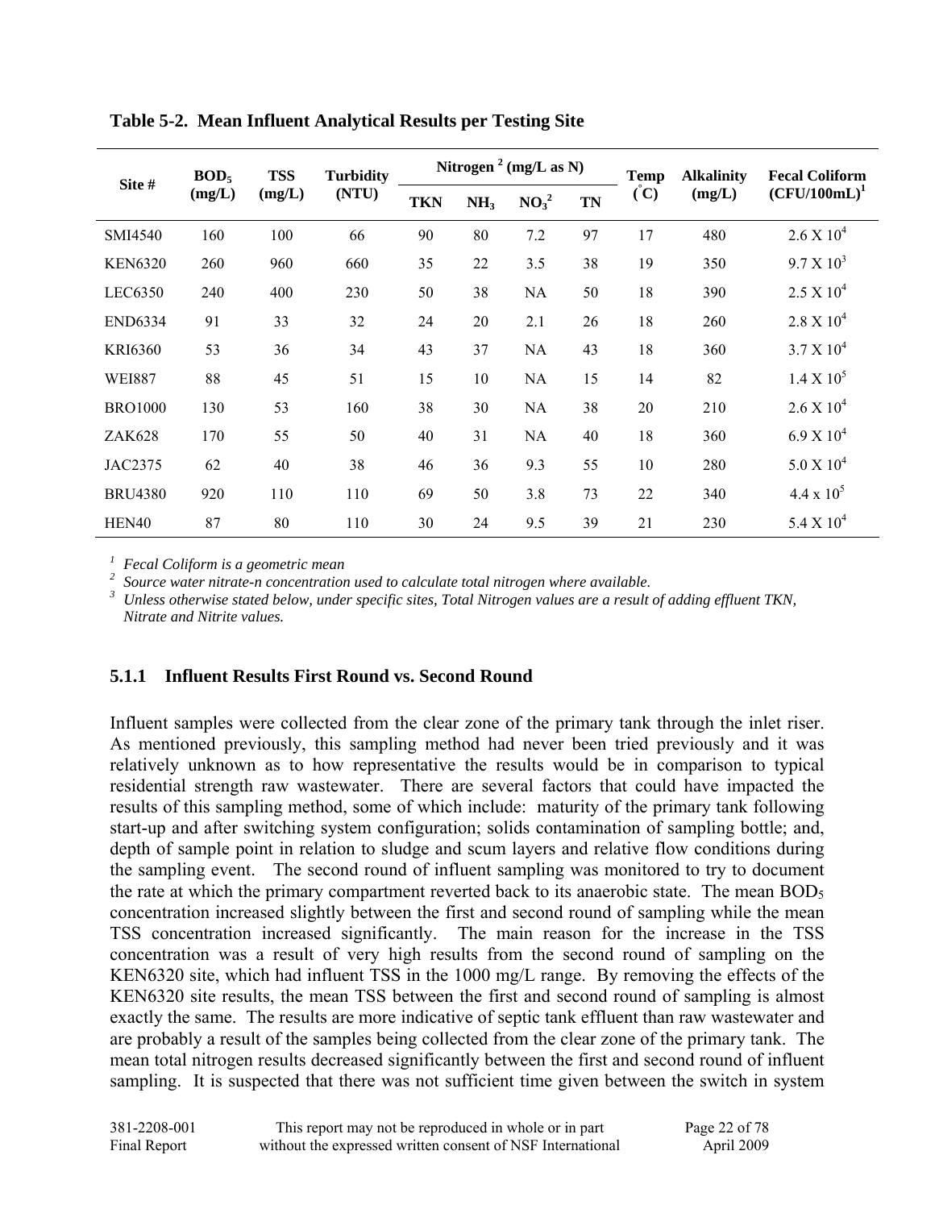**Table 5-2. Mean Influent Analytical Results per Testing Site**

| Site # | $BOD_5$ (mg/L) | TSS (mg/L) | Turbidity (NTU) | Nitrogen [2] (mg/L as N) | | | | Temp (°C) | Alkalinity (mg/L) | Fecal Coliform (CFU/100mL)[1] |
|---|---|---|---|---|---|---|---|---|---|---|
| | | | | TKN | $NH_3$ | $NO_3$[2] | TN | | | |
| SMI4540 | 160 | 100 | 66 | 90 | 80 | 7.2 | 97 | 17 | 480 | $2.6 \times 10^4$ |
| KEN6320 | 260 | 960 | 660 | 35 | 22 | 3.5 | 38 | 19 | 350 | $9.7 \times 10^3$ |
| LEC6350 | 240 | 400 | 230 | 50 | 38 | NA | 50 | 18 | 390 | $2.5 \times 10^4$ |
| END6334 | 91 | 33 | 32 | 24 | 20 | 2.1 | 26 | 18 | 260 | $2.8 \times 10^4$ |
| KRI6360 | 53 | 36 | 34 | 43 | 37 | NA | 43 | 18 | 360 | $3.7 \times 10^4$ |
| WEI887 | 88 | 45 | 51 | 15 | 10 | NA | 15 | 14 | 82 | $1.4 \times 10^5$ |
| BRO1000 | 130 | 53 | 160 | 38 | 30 | NA | 38 | 20 | 210 | $2.6 \times 10^4$ |
| ZAK628 | 170 | 55 | 50 | 40 | 31 | NA | 40 | 18 | 360 | $6.9 \times 10^4$ |
| JAC2375 | 62 | 40 | 38 | 46 | 36 | 9.3 | 55 | 10 | 280 | $5.0 \times 10^4$ |
| BRU4380 | 920 | 110 | 110 | 69 | 50 | 3.8 | 73 | 22 | 340 | $4.4 \times 10^5$ |
| HEN40 | 87 | 80 | 110 | 30 | 24 | 9.5 | 39 | 21 | 230 | $5.4 \times 10^4$ |

[1] *Fecal Coliform is a geometric mean*
[2] *Source water nitrate-n concentration used to calculate total nitrogen where available.*
[3] *Unless otherwise stated below, under specific sites, Total Nitrogen values are a result of adding effluent TKN, Nitrate and Nitrite values.*

### 5.1.1 Influent Results First Round vs. Second Round

Influent samples were collected from the clear zone of the primary tank through the inlet riser. As mentioned previously, this sampling method had never been tried previously and it was relatively unknown as to how representative the results would be in comparison to typical residential strength raw wastewater. There are several factors that could have impacted the results of this sampling method, some of which include: maturity of the primary tank following start-up and after switching system configuration; solids contamination of sampling bottle; and, depth of sample point in relation to sludge and scum layers and relative flow conditions during the sampling event. The second round of influent sampling was monitored to try to document the rate at which the primary compartment reverted back to its anaerobic state. The mean $BOD_5$ concentration increased slightly between the first and second round of sampling while the mean TSS concentration increased significantly. The main reason for the increase in the TSS concentration was a result of very high results from the second round of sampling on the KEN6320 site, which had influent TSS in the 1000 mg/L range. By removing the effects of the KEN6320 site results, the mean TSS between the first and second round of sampling is almost exactly the same. The results are more indicative of septic tank effluent than raw wastewater and are probably a result of the samples being collected from the clear zone of the primary tank. The mean total nitrogen results decreased significantly between the first and second round of influent sampling. It is suspected that there was not sufficient time given between the switch in system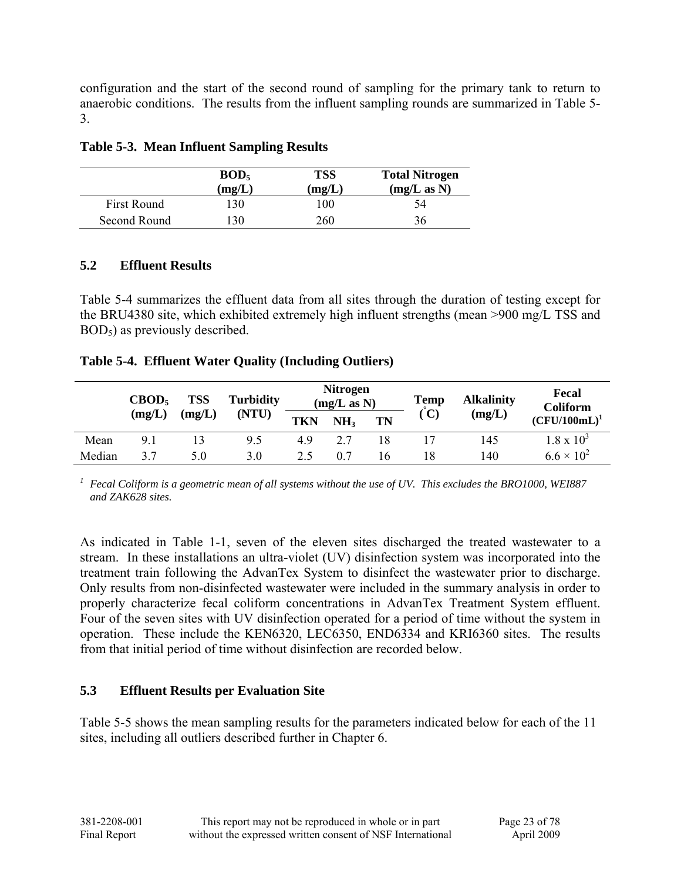configuration and the start of the second round of sampling for the primary tank to return to anaerobic conditions. The results from the influent sampling rounds are summarized in Table 5-3.

**Table 5-3. Mean Influent Sampling Results**

| | $BOD_5$ (mg/L) | TSS (mg/L) | Total Nitrogen (mg/L as N) |
|---|---|---|---|
| First Round | 130 | 100 | 54 |
| Second Round | 130 | 260 | 36 |

## 5.2 Effluent Results

Table 5-4 summarizes the effluent data from all sites through the duration of testing except for the BRU4380 site, which exhibited extremely high influent strengths (mean >900 mg/L TSS and $BOD_5$) as previously described.

**Table 5-4. Effluent Water Quality (Including Outliers)**

| | $CBOD_5$ (mg/L) | TSS (mg/L) | Turbidity (NTU) | Nitrogen (mg/L as N) | | | Temp (°C) | Alkalinity (mg/L) | Fecal Coliform (CFU/100mL)[1] |
|---|---|---|---|---|---|---|---|---|---|
| | | | | TKN | $NH_3$ | TN | | | |
| Mean | 9.1 | 13 | 9.5 | 4.9 | 2.7 | 18 | 17 | 145 | $1.8 \times 10^3$ |
| Median | 3.7 | 5.0 | 3.0 | 2.5 | 0.7 | 16 | 18 | 140 | $6.6 \times 10^2$ |

*[1] Fecal Coliform is a geometric mean of all systems without the use of UV. This excludes the BRO1000, WEI887 and ZAK628 sites.*

As indicated in Table 1-1, seven of the eleven sites discharged the treated wastewater to a stream. In these installations an ultra-violet (UV) disinfection system was incorporated into the treatment train following the AdvanTex System to disinfect the wastewater prior to discharge. Only results from non-disinfected wastewater were included in the summary analysis in order to properly characterize fecal coliform concentrations in AdvanTex Treatment System effluent. Four of the seven sites with UV disinfection operated for a period of time without the system in operation. These include the KEN6320, LEC6350, END6334 and KRI6360 sites. The results from that initial period of time without disinfection are recorded below.

## 5.3 Effluent Results per Evaluation Site

Table 5-5 shows the mean sampling results for the parameters indicated below for each of the 11 sites, including all outliers described further in Chapter 6.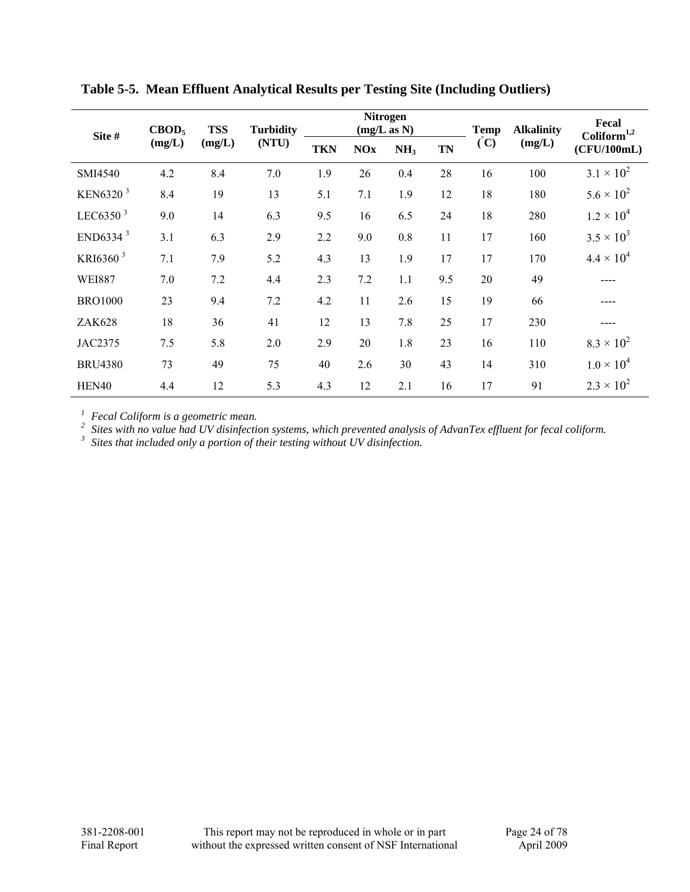**Table 5-5. Mean Effluent Analytical Results per Testing Site (Including Outliers)**

| Site # | $CBOD_5$ (mg/L) | TSS (mg/L) | Turbidity (NTU) | Nitrogen (mg/L as N) | | | | Temp (°C) | Alkalinity (mg/L) | Fecal Coliform[1,2] (CFU/100mL) |
|---|---|---|---|---|---|---|---|---|---|---|
| | | | | TKN | NOx | $NH_3$ | TN | | | |
| SMI4540 | 4.2 | 8.4 | 7.0 | 1.9 | 26 | 0.4 | 28 | 16 | 100 | $3.1 \times 10^2$ |
| KEN6320 [3] | 8.4 | 19 | 13 | 5.1 | 7.1 | 1.9 | 12 | 18 | 180 | $5.6 \times 10^2$ |
| LEC6350 [3] | 9.0 | 14 | 6.3 | 9.5 | 16 | 6.5 | 24 | 18 | 280 | $1.2 \times 10^4$ |
| END6334 [3] | 3.1 | 6.3 | 2.9 | 2.2 | 9.0 | 0.8 | 11 | 17 | 160 | $3.5 \times 10^3$ |
| KRI6360 [3] | 7.1 | 7.9 | 5.2 | 4.3 | 13 | 1.9 | 17 | 17 | 170 | $4.4 \times 10^4$ |
| WEI887 | 7.0 | 7.2 | 4.4 | 2.3 | 7.2 | 1.1 | 9.5 | 20 | 49 | ---- |
| BRO1000 | 23 | 9.4 | 7.2 | 4.2 | 11 | 2.6 | 15 | 19 | 66 | ---- |
| ZAK628 | 18 | 36 | 41 | 12 | 13 | 7.8 | 25 | 17 | 230 | ---- |
| JAC2375 | 7.5 | 5.8 | 2.0 | 2.9 | 20 | 1.8 | 23 | 16 | 110 | $8.3 \times 10^2$ |
| BRU4380 | 73 | 49 | 75 | 40 | 2.6 | 30 | 43 | 14 | 310 | $1.0 \times 10^4$ |
| HEN40 | 4.4 | 12 | 5.3 | 4.3 | 12 | 2.1 | 16 | 17 | 91 | $2.3 \times 10^2$ |

[1] *Fecal Coliform is a geometric mean.*
[2] *Sites with no value had UV disinfection systems, which prevented analysis of AdvanTex effluent for fecal coliform.*
[3] *Sites that included only a portion of their testing without UV disinfection.*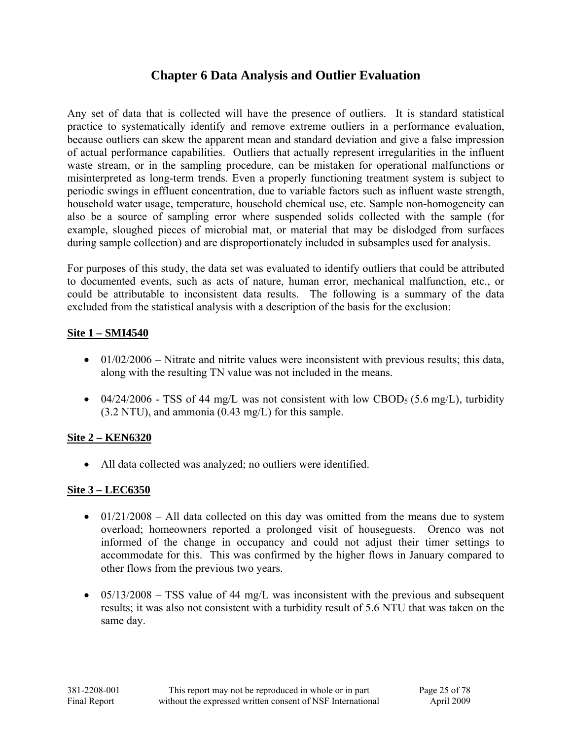# Chapter 6 Data Analysis and Outlier Evaluation

Any set of data that is collected will have the presence of outliers. It is standard statistical practice to systematically identify and remove extreme outliers in a performance evaluation, because outliers can skew the apparent mean and standard deviation and give a false impression of actual performance capabilities. Outliers that actually represent irregularities in the influent waste stream, or in the sampling procedure, can be mistaken for operational malfunctions or misinterpreted as long-term trends. Even a properly functioning treatment system is subject to periodic swings in effluent concentration, due to variable factors such as influent waste strength, household water usage, temperature, household chemical use, etc. Sample non-homogeneity can also be a source of sampling error where suspended solids collected with the sample (for example, sloughed pieces of microbial mat, or material that may be dislodged from surfaces during sample collection) and are disproportionately included in subsamples used for analysis.

For purposes of this study, the data set was evaluated to identify outliers that could be attributed to documented events, such as acts of nature, human error, mechanical malfunction, etc., or could be attributable to inconsistent data results. The following is a summary of the data excluded from the statistical analysis with a description of the basis for the exclusion:

**Site 1 – SMI4540**

- 01/02/2006 – Nitrate and nitrite values were inconsistent with previous results; this data, along with the resulting TN value was not included in the means.
- 04/24/2006 - TSS of 44 mg/L was not consistent with low $CBOD_5$ (5.6 mg/L), turbidity (3.2 NTU), and ammonia (0.43 mg/L) for this sample.

**Site 2 – KEN6320**

- All data collected was analyzed; no outliers were identified.

**Site 3 – LEC6350**

- 01/21/2008 – All data collected on this day was omitted from the means due to system overload; homeowners reported a prolonged visit of houseguests. Orenco was not informed of the change in occupancy and could not adjust their timer settings to accommodate for this. This was confirmed by the higher flows in January compared to other flows from the previous two years.
- 05/13/2008 – TSS value of 44 mg/L was inconsistent with the previous and subsequent results; it was also not consistent with a turbidity result of 5.6 NTU that was taken on the same day.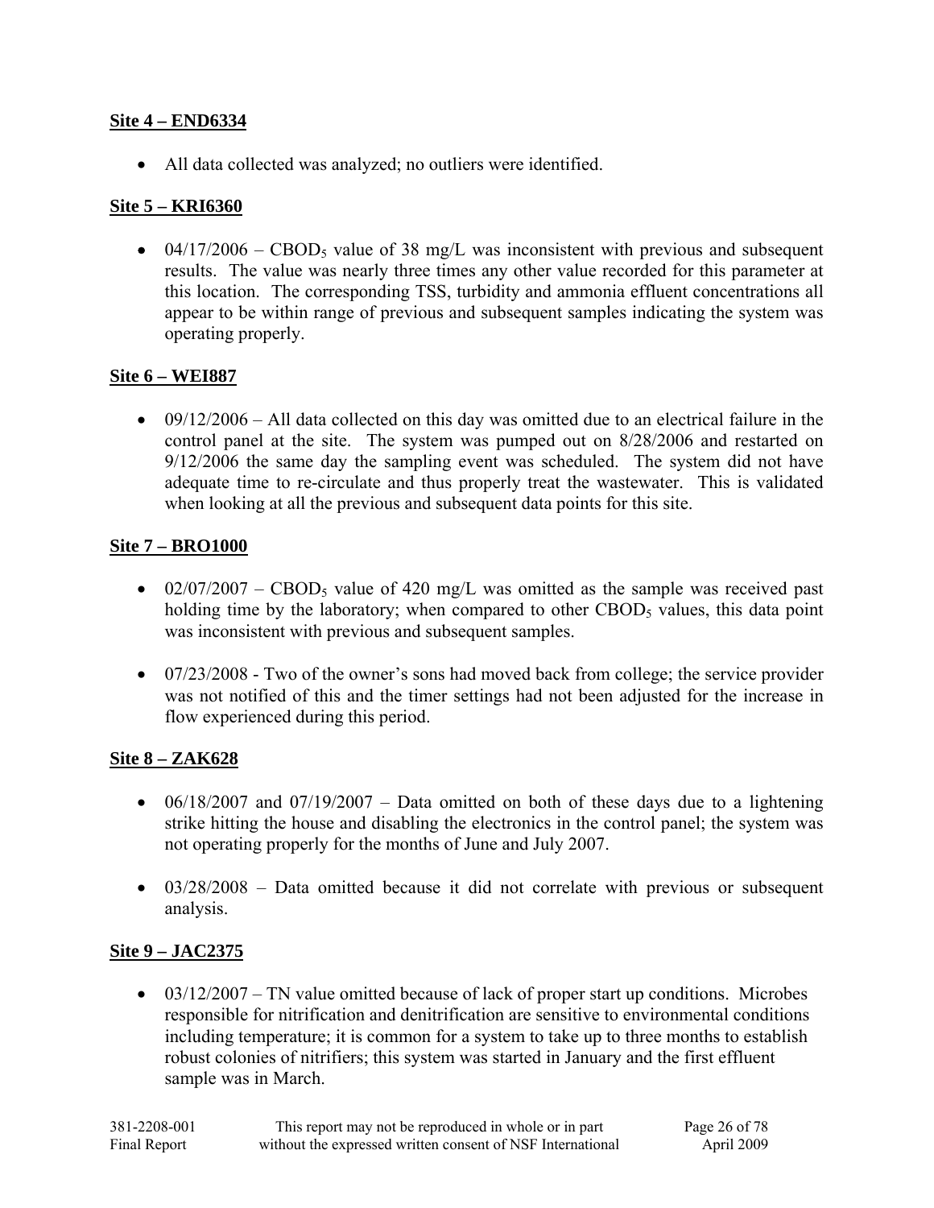**Site 4 – END6334**

- All data collected was analyzed; no outliers were identified.

**Site 5 – KRI6360**

- 04/17/2006 – $CBOD_5$ value of 38 mg/L was inconsistent with previous and subsequent results. The value was nearly three times any other value recorded for this parameter at this location. The corresponding TSS, turbidity and ammonia effluent concentrations all appear to be within range of previous and subsequent samples indicating the system was operating properly.

**Site 6 – WEI887**

- 09/12/2006 – All data collected on this day was omitted due to an electrical failure in the control panel at the site. The system was pumped out on 8/28/2006 and restarted on 9/12/2006 the same day the sampling event was scheduled. The system did not have adequate time to re-circulate and thus properly treat the wastewater. This is validated when looking at all the previous and subsequent data points for this site.

**Site 7 – BRO1000**

- 02/07/2007 – $CBOD_5$ value of 420 mg/L was omitted as the sample was received past holding time by the laboratory; when compared to other $CBOD_5$ values, this data point was inconsistent with previous and subsequent samples.

- 07/23/2008 - Two of the owner's sons had moved back from college; the service provider was not notified of this and the timer settings had not been adjusted for the increase in flow experienced during this period.

**Site 8 – ZAK628**

- 06/18/2007 and 07/19/2007 – Data omitted on both of these days due to a lightening strike hitting the house and disabling the electronics in the control panel; the system was not operating properly for the months of June and July 2007.

- 03/28/2008 – Data omitted because it did not correlate with previous or subsequent analysis.

**Site 9 – JAC2375**

- 03/12/2007 – TN value omitted because of lack of proper start up conditions. Microbes responsible for nitrification and denitrification are sensitive to environmental conditions including temperature; it is common for a system to take up to three months to establish robust colonies of nitrifiers; this system was started in January and the first effluent sample was in March.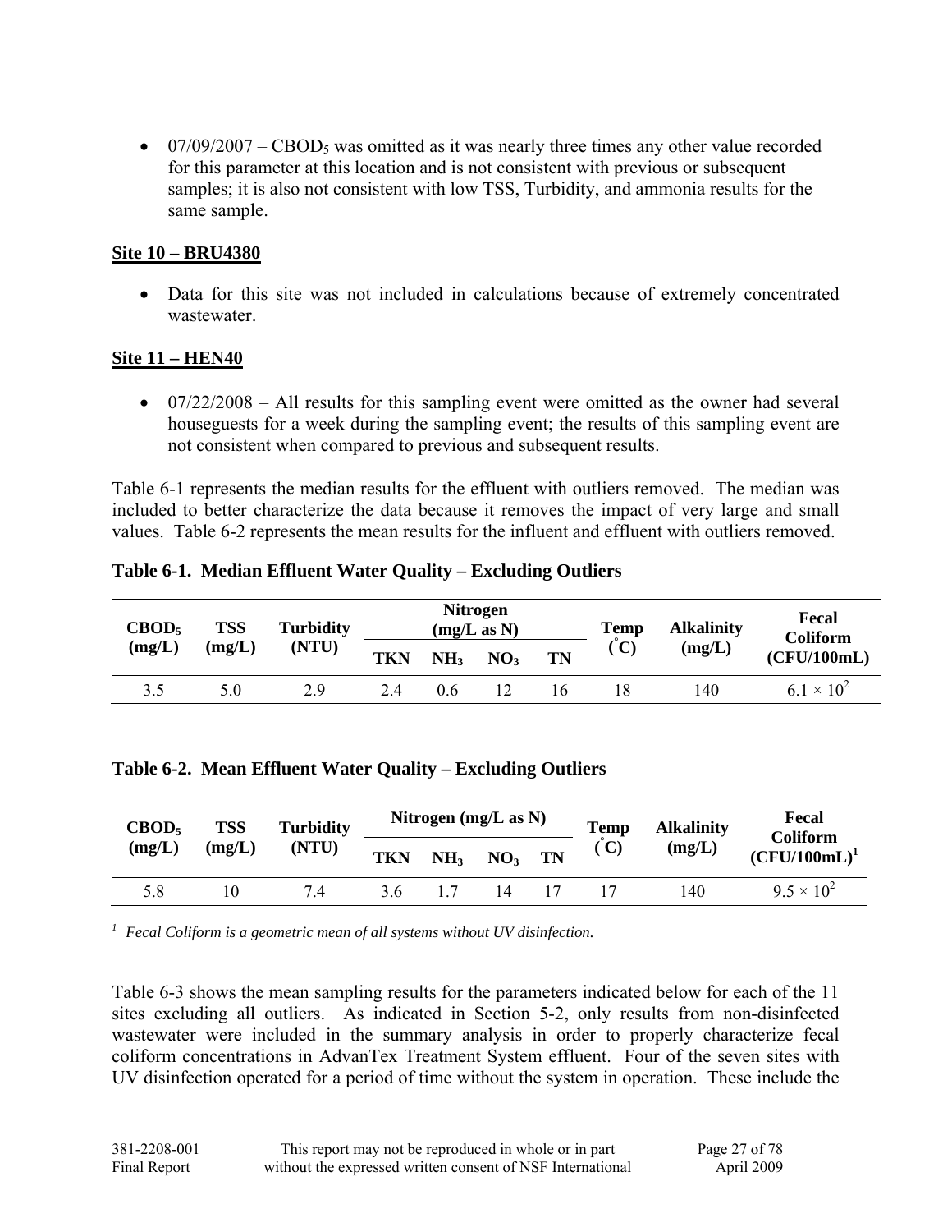- 07/09/2007 – $CBOD_5$ was omitted as it was nearly three times any other value recorded for this parameter at this location and is not consistent with previous or subsequent samples; it is also not consistent with low TSS, Turbidity, and ammonia results for the same sample.

### Site 10 – BRU4380

- Data for this site was not included in calculations because of extremely concentrated wastewater.

### Site 11 – HEN40

- 07/22/2008 – All results for this sampling event were omitted as the owner had several houseguests for a week during the sampling event; the results of this sampling event are not consistent when compared to previous and subsequent results.

Table 6-1 represents the median results for the effluent with outliers removed. The median was included to better characterize the data because it removes the impact of very large and small values. Table 6-2 represents the mean results for the influent and effluent with outliers removed.

**Table 6-1. Median Effluent Water Quality – Excluding Outliers**

| $CBOD_5$ (mg/L) | TSS (mg/L) | Turbidity (NTU) | Nitrogen (mg/L as N) | | | | Temp (°C) | Alkalinity (mg/L) | Fecal Coliform (CFU/100mL) |
|---|---|---|---|---|---|---|---|---|---|
| | | | TKN | $NH_3$ | $NO_3$ | TN | | | |
| 3.5 | 5.0 | 2.9 | 2.4 | 0.6 | 12 | 16 | 18 | 140 | $6.1 \times 10^2$ |

**Table 6-2. Mean Effluent Water Quality – Excluding Outliers**

| $CBOD_5$ (mg/L) | TSS (mg/L) | Turbidity (NTU) | Nitrogen (mg/L as N) | | | | Temp (°C) | Alkalinity (mg/L) | Fecal Coliform (CFU/100mL)[1] |
|---|---|---|---|---|---|---|---|---|---|
| | | | TKN | $NH_3$ | $NO_3$ | TN | | | |
| 5.8 | 10 | 7.4 | 3.6 | 1.7 | 14 | 17 | 17 | 140 | $9.5 \times 10^2$ |

*[1] Fecal Coliform is a geometric mean of all systems without UV disinfection.*

Table 6-3 shows the mean sampling results for the parameters indicated below for each of the 11 sites excluding all outliers. As indicated in Section 5-2, only results from non-disinfected wastewater were included in the summary analysis in order to properly characterize fecal coliform concentrations in AdvanTex Treatment System effluent. Four of the seven sites with UV disinfection operated for a period of time without the system in operation. These include the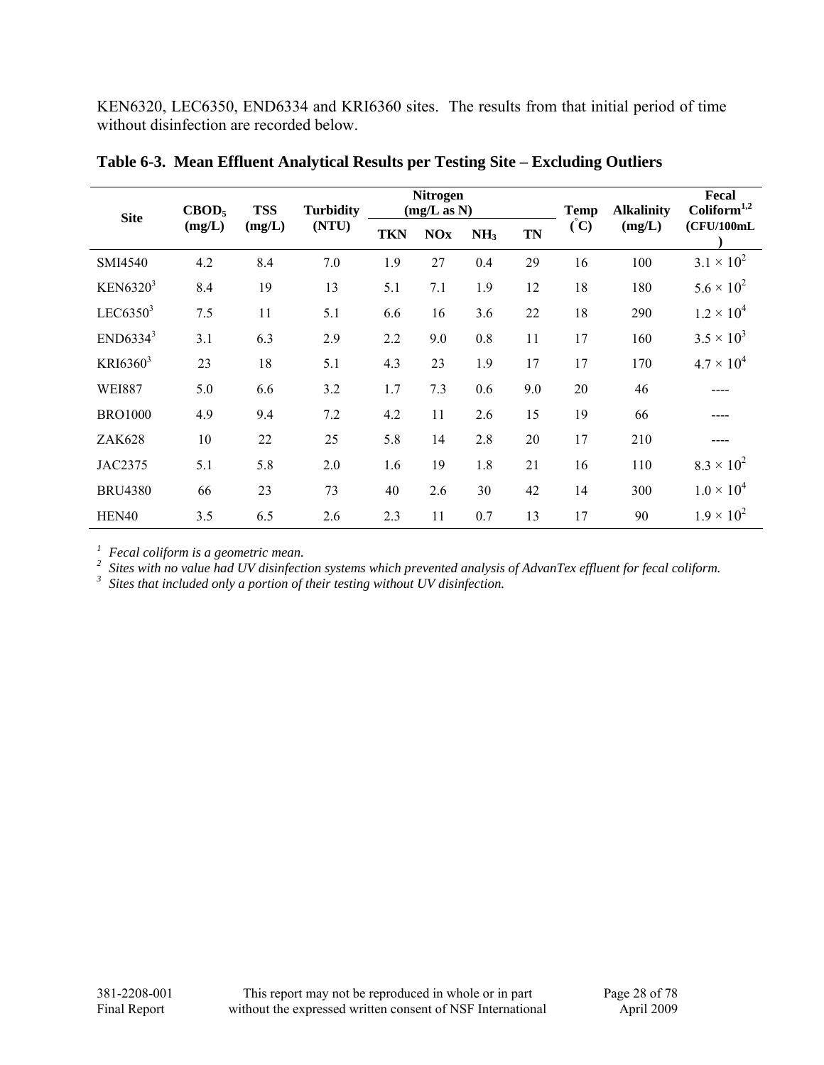KEN6320, LEC6350, END6334 and KRI6360 sites. The results from that initial period of time without disinfection are recorded below.

**Table 6-3. Mean Effluent Analytical Results per Testing Site – Excluding Outliers**

| Site | $CBOD_5$ (mg/L) | TSS (mg/L) | Turbidity (NTU) | Nitrogen (mg/L as N) | | | | Temp (°C) | Alkalinity (mg/L) | Fecal Coliform[1,2] (CFU/100mL) |
|---|---|---|---|---|---|---|---|---|---|---|
| | | | | TKN | NOx | $NH_3$ | TN | | | |
| SMI4540 | 4.2 | 8.4 | 7.0 | 1.9 | 27 | 0.4 | 29 | 16 | 100 | $3.1 \times 10^2$ |
| KEN6320[3] | 8.4 | 19 | 13 | 5.1 | 7.1 | 1.9 | 12 | 18 | 180 | $5.6 \times 10^2$ |
| LEC6350[3] | 7.5 | 11 | 5.1 | 6.6 | 16 | 3.6 | 22 | 18 | 290 | $1.2 \times 10^4$ |
| END6334[3] | 3.1 | 6.3 | 2.9 | 2.2 | 9.0 | 0.8 | 11 | 17 | 160 | $3.5 \times 10^3$ |
| KRI6360[3] | 23 | 18 | 5.1 | 4.3 | 23 | 1.9 | 17 | 17 | 170 | $4.7 \times 10^4$ |
| WEI887 | 5.0 | 6.6 | 3.2 | 1.7 | 7.3 | 0.6 | 9.0 | 20 | 46 | ---- |
| BRO1000 | 4.9 | 9.4 | 7.2 | 4.2 | 11 | 2.6 | 15 | 19 | 66 | ---- |
| ZAK628 | 10 | 22 | 25 | 5.8 | 14 | 2.8 | 20 | 17 | 210 | ---- |
| JAC2375 | 5.1 | 5.8 | 2.0 | 1.6 | 19 | 1.8 | 21 | 16 | 110 | $8.3 \times 10^2$ |
| BRU4380 | 66 | 23 | 73 | 40 | 2.6 | 30 | 42 | 14 | 300 | $1.0 \times 10^4$ |
| HEN40 | 3.5 | 6.5 | 2.6 | 2.3 | 11 | 0.7 | 13 | 17 | 90 | $1.9 \times 10^2$ |

*[1] Fecal coliform is a geometric mean.*
*[2] Sites with no value had UV disinfection systems which prevented analysis of AdvanTex effluent for fecal coliform.*
*[3] Sites that included only a portion of their testing without UV disinfection.*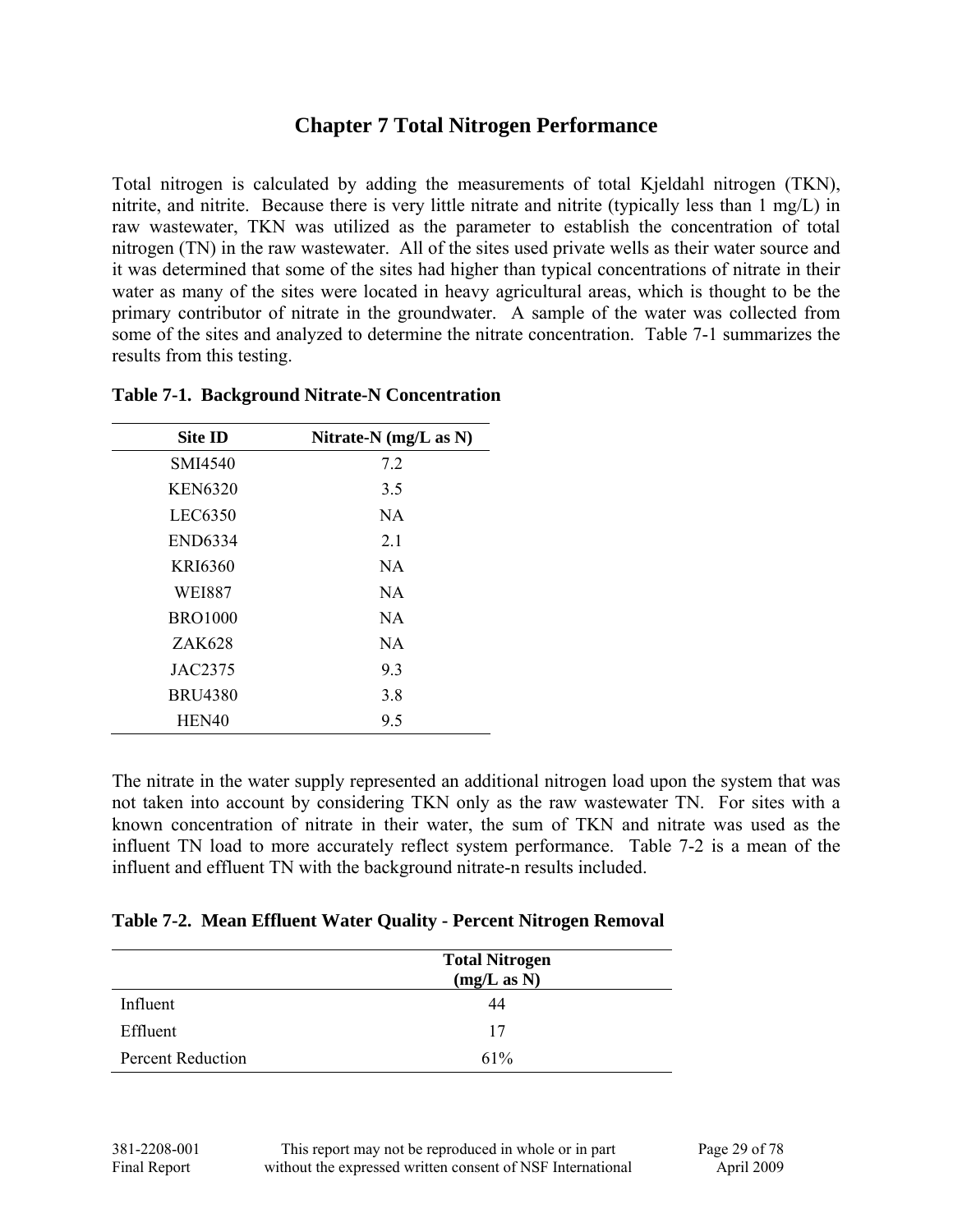# Chapter 7 Total Nitrogen Performance

Total nitrogen is calculated by adding the measurements of total Kjeldahl nitrogen (TKN), nitrite, and nitrite. Because there is very little nitrate and nitrite (typically less than 1 mg/L) in raw wastewater, TKN was utilized as the parameter to establish the concentration of total nitrogen (TN) in the raw wastewater. All of the sites used private wells as their water source and it was determined that some of the sites had higher than typical concentrations of nitrate in their water as many of the sites were located in heavy agricultural areas, which is thought to be the primary contributor of nitrate in the groundwater. A sample of the water was collected from some of the sites and analyzed to determine the nitrate concentration. Table 7-1 summarizes the results from this testing.

**Table 7-1. Background Nitrate-N Concentration**

| Site ID | Nitrate-N (mg/L as N) |
|---|---|
| SMI4540 | 7.2 |
| KEN6320 | 3.5 |
| LEC6350 | NA |
| END6334 | 2.1 |
| KRI6360 | NA |
| WEI887 | NA |
| BRO1000 | NA |
| ZAK628 | NA |
| JAC2375 | 9.3 |
| BRU4380 | 3.8 |
| HEN40 | 9.5 |

The nitrate in the water supply represented an additional nitrogen load upon the system that was not taken into account by considering TKN only as the raw wastewater TN. For sites with a known concentration of nitrate in their water, the sum of TKN and nitrate was used as the influent TN load to more accurately reflect system performance. Table 7-2 is a mean of the influent and effluent TN with the background nitrate-n results included.

**Table 7-2. Mean Effluent Water Quality - Percent Nitrogen Removal**

| | Total Nitrogen (mg/L as N) |
|---|---|
| Influent | 44 |
| Effluent | 17 |
| Percent Reduction | 61% |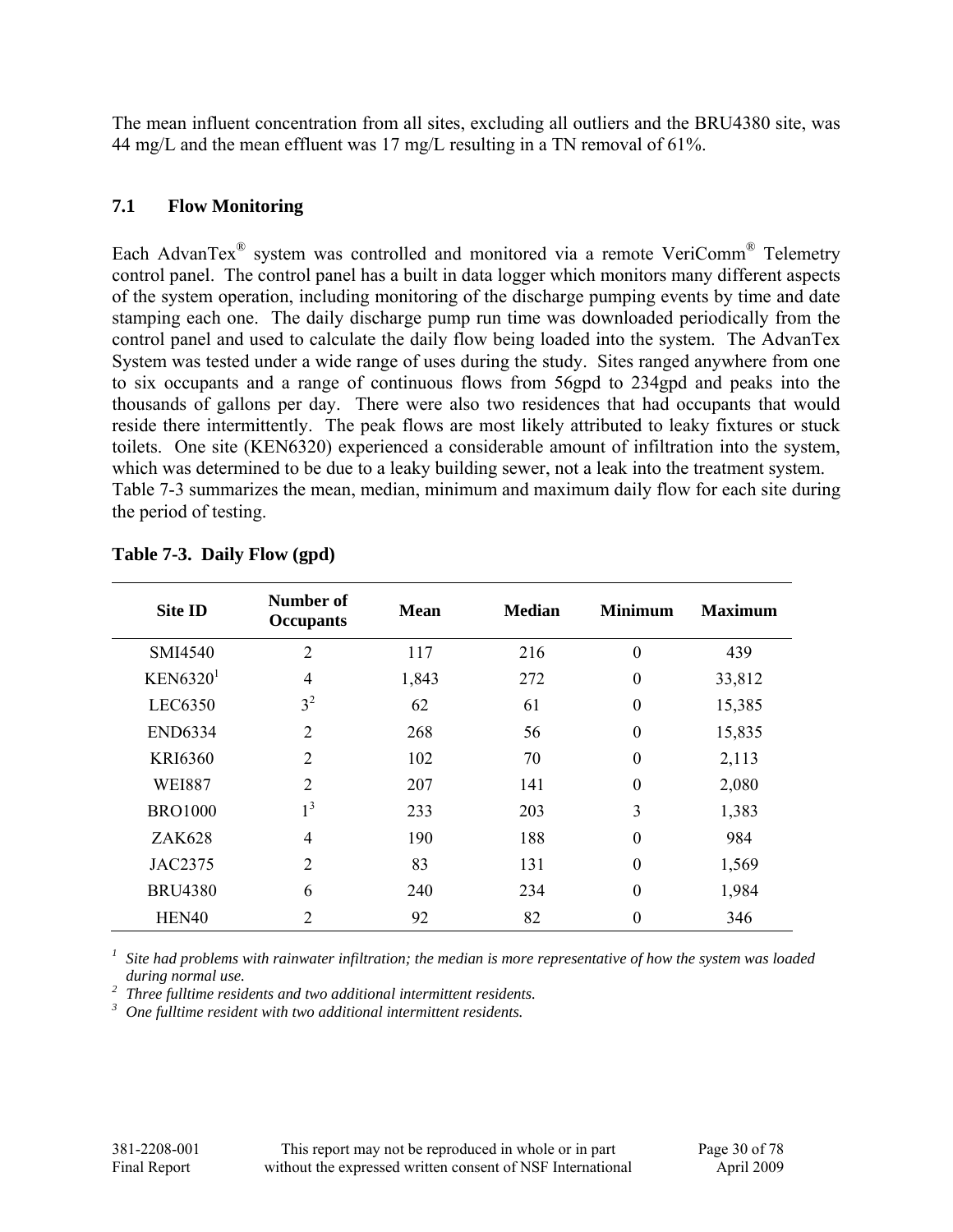The mean influent concentration from all sites, excluding all outliers and the BRU4380 site, was 44 mg/L and the mean effluent was 17 mg/L resulting in a TN removal of 61%.

## 7.1 Flow Monitoring

Each AdvanTex® system was controlled and monitored via a remote VeriComm® Telemetry control panel. The control panel has a built in data logger which monitors many different aspects of the system operation, including monitoring of the discharge pumping events by time and date stamping each one. The daily discharge pump run time was downloaded periodically from the control panel and used to calculate the daily flow being loaded into the system. The AdvanTex System was tested under a wide range of uses during the study. Sites ranged anywhere from one to six occupants and a range of continuous flows from 56gpd to 234gpd and peaks into the thousands of gallons per day. There were also two residences that had occupants that would reside there intermittently. The peak flows are most likely attributed to leaky fixtures or stuck toilets. One site (KEN6320) experienced a considerable amount of infiltration into the system, which was determined to be due to a leaky building sewer, not a leak into the treatment system. Table 7-3 summarizes the mean, median, minimum and maximum daily flow for each site during the period of testing.

**Table 7-3. Daily Flow (gpd)**

| Site ID | Number of Occupants | Mean | Median | Minimum | Maximum |
|---|---|---|---|---|---|
| SMI4540 | 2 | 117 | 216 | 0 | 439 |
| KEN6320[1] | 4 | 1,843 | 272 | 0 | 33,812 |
| LEC6350 | 3[2] | 62 | 61 | 0 | 15,385 |
| END6334 | 2 | 268 | 56 | 0 | 15,835 |
| KRI6360 | 2 | 102 | 70 | 0 | 2,113 |
| WEI887 | 2 | 207 | 141 | 0 | 2,080 |
| BRO1000 | 1[3] | 233 | 203 | 3 | 1,383 |
| ZAK628 | 4 | 190 | 188 | 0 | 984 |
| JAC2375 | 2 | 83 | 131 | 0 | 1,569 |
| BRU4380 | 6 | 240 | 234 | 0 | 1,984 |
| HEN40 | 2 | 92 | 82 | 0 | 346 |

[1] *Site had problems with rainwater infiltration; the median is more representative of how the system was loaded during normal use.*
[2] *Three fulltime residents and two additional intermittent residents.*
[3] *One fulltime resident with two additional intermittent residents.*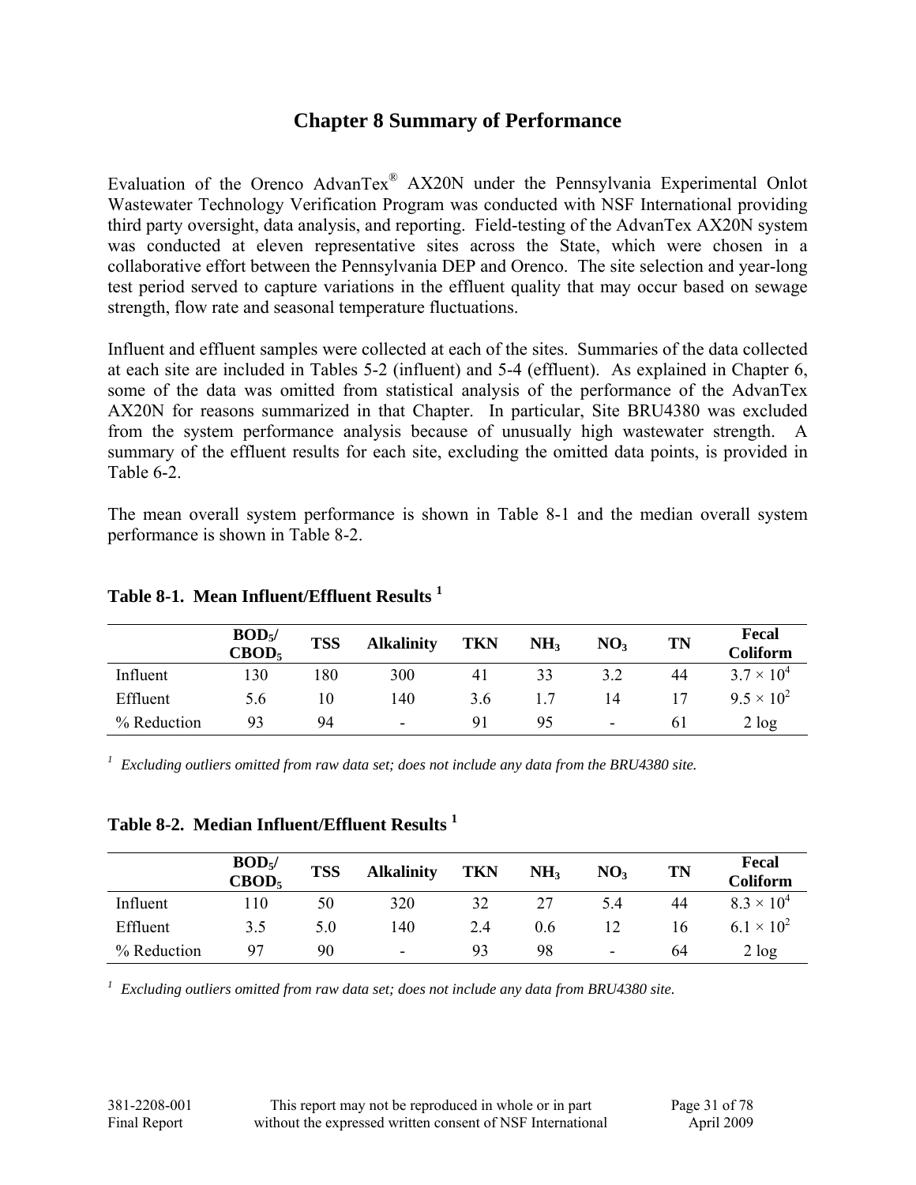# Chapter 8 Summary of Performance

Evaluation of the Orenco AdvanTex® AX20N under the Pennsylvania Experimental Onlot Wastewater Technology Verification Program was conducted with NSF International providing third party oversight, data analysis, and reporting. Field-testing of the AdvanTex AX20N system was conducted at eleven representative sites across the State, which were chosen in a collaborative effort between the Pennsylvania DEP and Orenco. The site selection and year-long test period served to capture variations in the effluent quality that may occur based on sewage strength, flow rate and seasonal temperature fluctuations.

Influent and effluent samples were collected at each of the sites. Summaries of the data collected at each site are included in Tables 5-2 (influent) and 5-4 (effluent). As explained in Chapter 6, some of the data was omitted from statistical analysis of the performance of the AdvanTex AX20N for reasons summarized in that Chapter. In particular, Site BRU4380 was excluded from the system performance analysis because of unusually high wastewater strength. A summary of the effluent results for each site, excluding the omitted data points, is provided in Table 6-2.

The mean overall system performance is shown in Table 8-1 and the median overall system performance is shown in Table 8-2.

**Table 8-1. Mean Influent/Effluent Results [1]**

| | $BOD_5$/ $CBOD_5$ | TSS | Alkalinity | TKN | $NH_3$ | $NO_3$ | TN | Fecal Coliform |
|---|---|---|---|---|---|---|---|---|
| Influent | 130 | 180 | 300 | 41 | 33 | 3.2 | 44 | $3.7 \times 10^4$ |
| Effluent | 5.6 | 10 | 140 | 3.6 | 1.7 | 14 | 17 | $9.5 \times 10^2$ |
| % Reduction | 93 | 94 | - | 91 | 95 | - | 61 | 2 log |

*[1] Excluding outliers omitted from raw data set; does not include any data from the BRU4380 site.*

**Table 8-2. Median Influent/Effluent Results [1]**

| | $BOD_5$/ $CBOD_5$ | TSS | Alkalinity | TKN | $NH_3$ | $NO_3$ | TN | Fecal Coliform |
|---|---|---|---|---|---|---|---|---|
| Influent | 110 | 50 | 320 | 32 | 27 | 5.4 | 44 | $8.3 \times 10^4$ |
| Effluent | 3.5 | 5.0 | 140 | 2.4 | 0.6 | 12 | 16 | $6.1 \times 10^2$ |
| % Reduction | 97 | 90 | - | 93 | 98 | - | 64 | 2 log |

*[1] Excluding outliers omitted from raw data set; does not include any data from BRU4380 site.*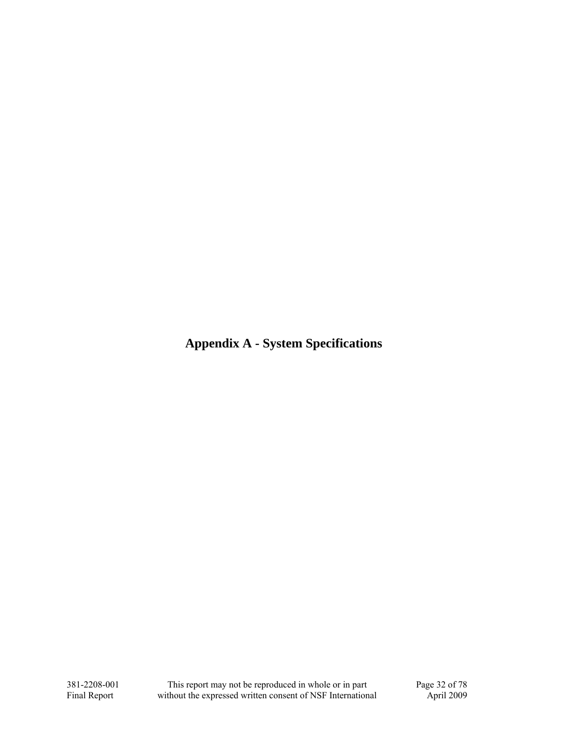# Appendix A - System Specifications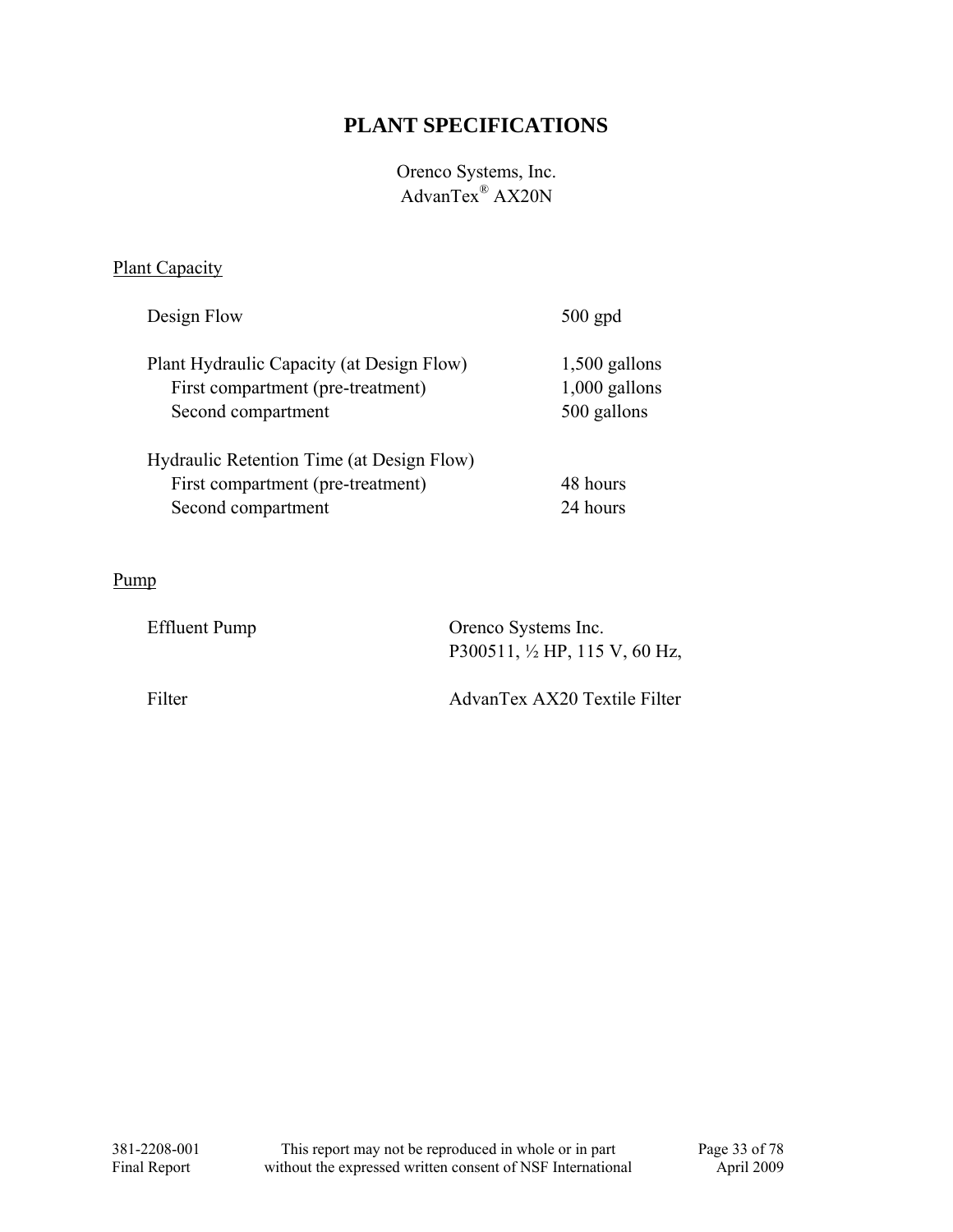# PLANT SPECIFICATIONS

Orenco Systems, Inc.
AdvanTex® AX20N

Plant Capacity

| | |
|---|---|
| Design Flow | 500 gpd |
| Plant Hydraulic Capacity (at Design Flow) | 1,500 gallons |
| First compartment (pre-treatment) | 1,000 gallons |
| Second compartment | 500 gallons |
| Hydraulic Retention Time (at Design Flow) | |
| First compartment (pre-treatment) | 48 hours |
| Second compartment | 24 hours |

Pump

| | |
|---|---|
| Effluent Pump | Orenco Systems Inc.<br>P300511, ½ HP, 115 V, 60 Hz, |
| Filter | AdvanTex AX20 Textile Filter |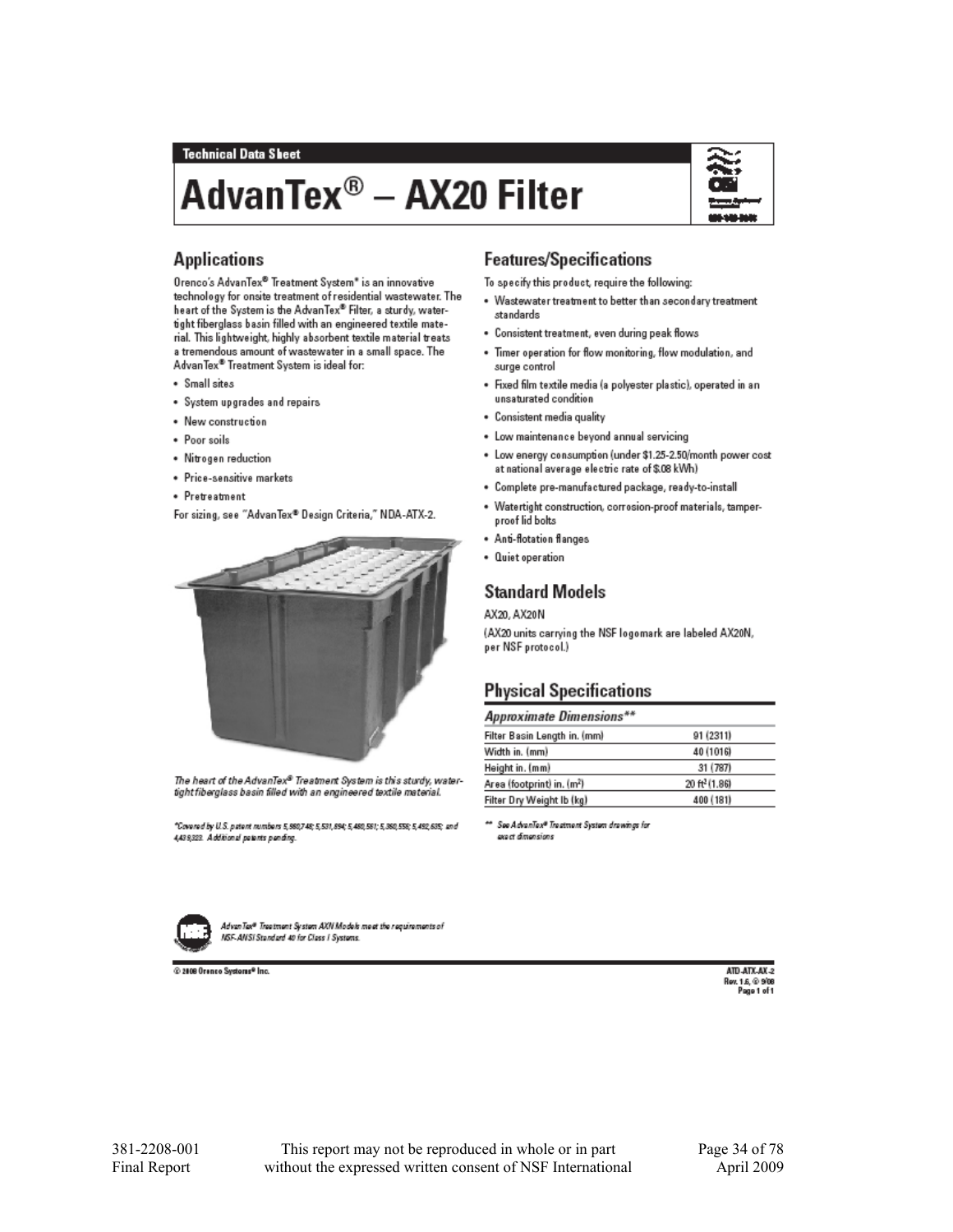**Technical Data Sheet**

# AdvanTex® – AX20 Filter

## Applications

Orenco's AdvanTex® Treatment System* is an innovative technology for onsite treatment of residential wastewater. The heart of the System is the AdvanTex® Filter, a sturdy, watertight fiberglass basin filled with an engineered textile material. This lightweight, highly absorbent textile material treats a tremendous amount of wastewater in a small space. The AdvanTex® Treatment System is ideal for:

- Small sites
- System upgrades and repairs
- New construction
- Poor soils
- Nitrogen reduction
- Price-sensitive markets
- Pretreatment

For sizing, see "AdvanTex® Design Criteria," NDA-ATX-2.

*The heart of the AdvanTex® Treatment System is this sturdy, watertight fiberglass basin filled with an engineered textile material.*

*Covered by U.S. patent numbers 5,980,748; 5,531,894; 5,480,561; 5,360,556; 5,492,635; and 4,439,323. Additional patents pending.

## Features/Specifications

To specify this product, require the following:

- Wastewater treatment to better than secondary treatment standards
- Consistent treatment, even during peak flows
- Timer operation for flow monitoring, flow modulation, and surge control
- Fixed film textile media (a polyester plastic), operated in an unsaturated condition
- Consistent media quality
- Low maintenance beyond annual servicing
- Low energy consumption (under $1.25-2.50/month power cost at national average electric rate of $.08 kWh)
- Complete pre-manufactured package, ready-to-install
- Watertight construction, corrosion-proof materials, tamper-proof lid bolts
- Anti-flotation flanges
- Quiet operation

## Standard Models

AX20, AX20N

(AX20 units carrying the NSF logomark are labeled AX20N, per NSF protocol.)

## Physical Specifications

| Approximate Dimensions** | |
|---|---|
| Filter Basin Length in. (mm) | 91 (2311) |
| Width in. (mm) | 40 (1016) |
| Height in. (mm) | 31 (787) |
| Area (footprint) in. ($m^2$) | 20 $ft^2$ (1.86) |
| Filter Dry Weight lb (kg) | 400 (181) |

** See AdvanTex® Treatment System drawings for exact dimensions

*AdvanTex® Treatment System AXN Models meet the requirements of NSF-ANSI Standard 40 for Class I Systems.*

© 2008 Orenco Systems® Inc.

ATD-ATX-AX-2
Rev. 1.6, © 9/08
Page 1 of 1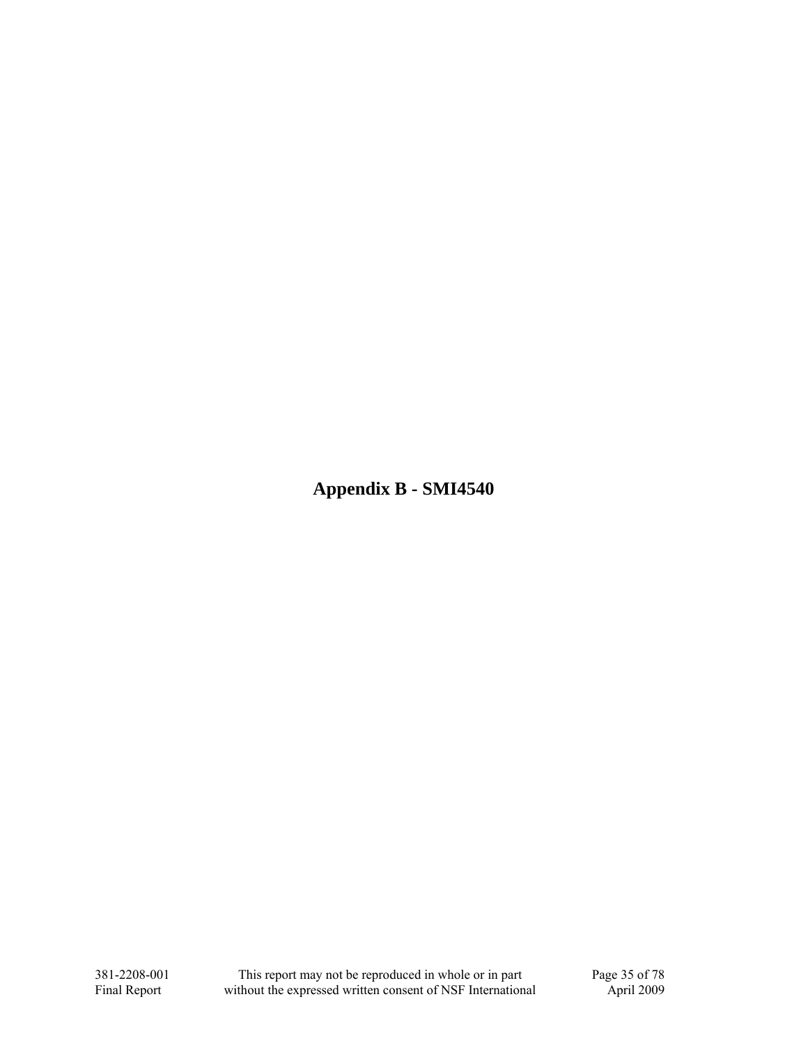# Appendix B - SMI4540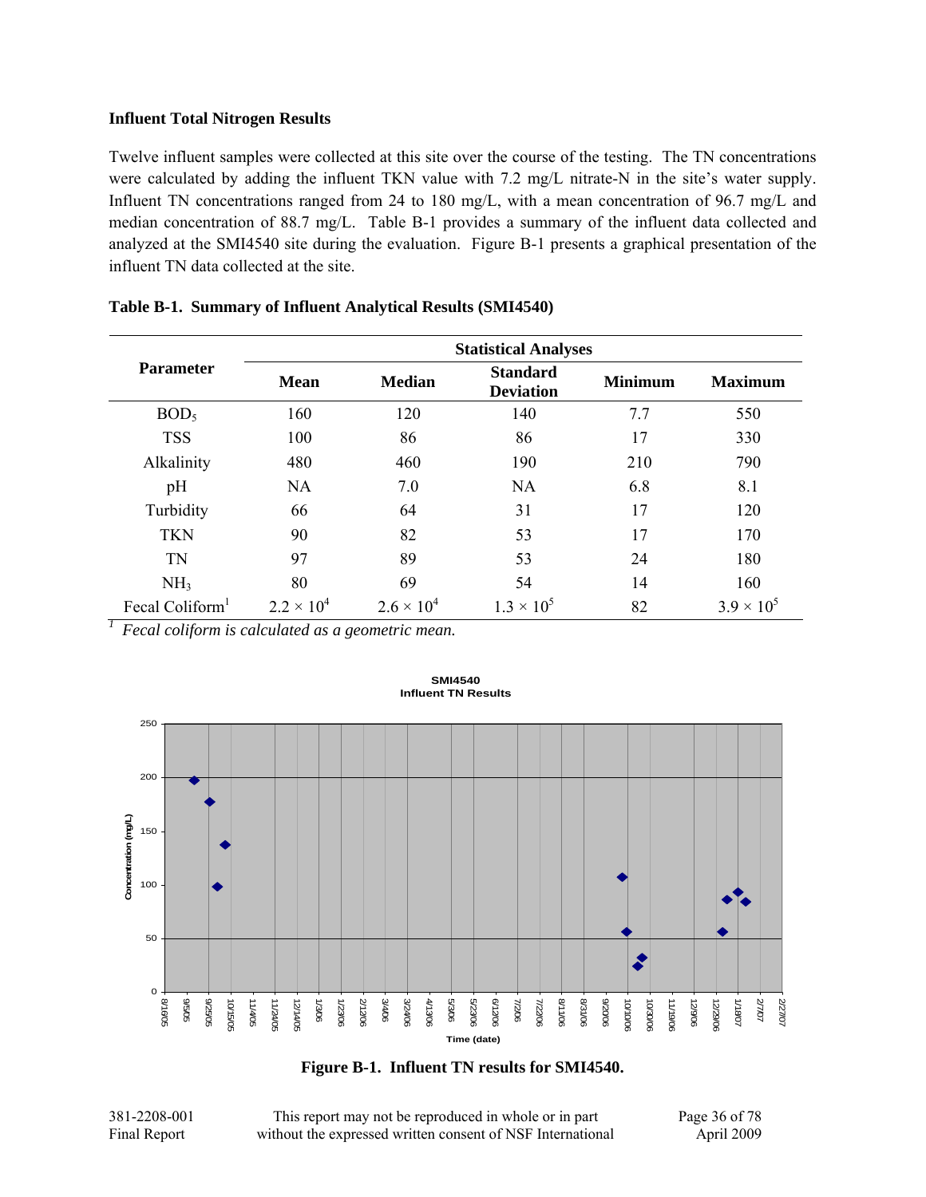### Influent Total Nitrogen Results

Twelve influent samples were collected at this site over the course of the testing. The TN concentrations were calculated by adding the influent TKN value with 7.2 mg/L nitrate-N in the site's water supply. Influent TN concentrations ranged from 24 to 180 mg/L, with a mean concentration of 96.7 mg/L and median concentration of 88.7 mg/L. Table B-1 provides a summary of the influent data collected and analyzed at the SMI4540 site during the evaluation. Figure B-1 presents a graphical presentation of the influent TN data collected at the site.

**Table B-1. Summary of Influent Analytical Results (SMI4540)**

| Parameter | Statistical Analyses | | | | |
|---|---|---|---|---|---|
| | Mean | Median | Standard Deviation | Minimum | Maximum |
| $BOD_5$ | 160 | 120 | 140 | 7.7 | 550 |
| TSS | 100 | 86 | 86 | 17 | 330 |
| Alkalinity | 480 | 460 | 190 | 210 | 790 |
| pH | NA | 7.0 | NA | 6.8 | 8.1 |
| Turbidity | 66 | 64 | 31 | 17 | 120 |
| TKN | 90 | 82 | 53 | 17 | 170 |
| TN | 97 | 89 | 53 | 24 | 180 |
| $NH_3$ | 80 | 69 | 54 | 14 | 160 |
| Fecal Coliform[1] | $2.2 \times 10^4$ | $2.6 \times 10^4$ | $1.3 \times 10^5$ | 82 | $3.9 \times 10^5$ |

*[1] Fecal coliform is calculated as a geometric mean.*

**Figure B-1. Influent TN results for SMI4540.**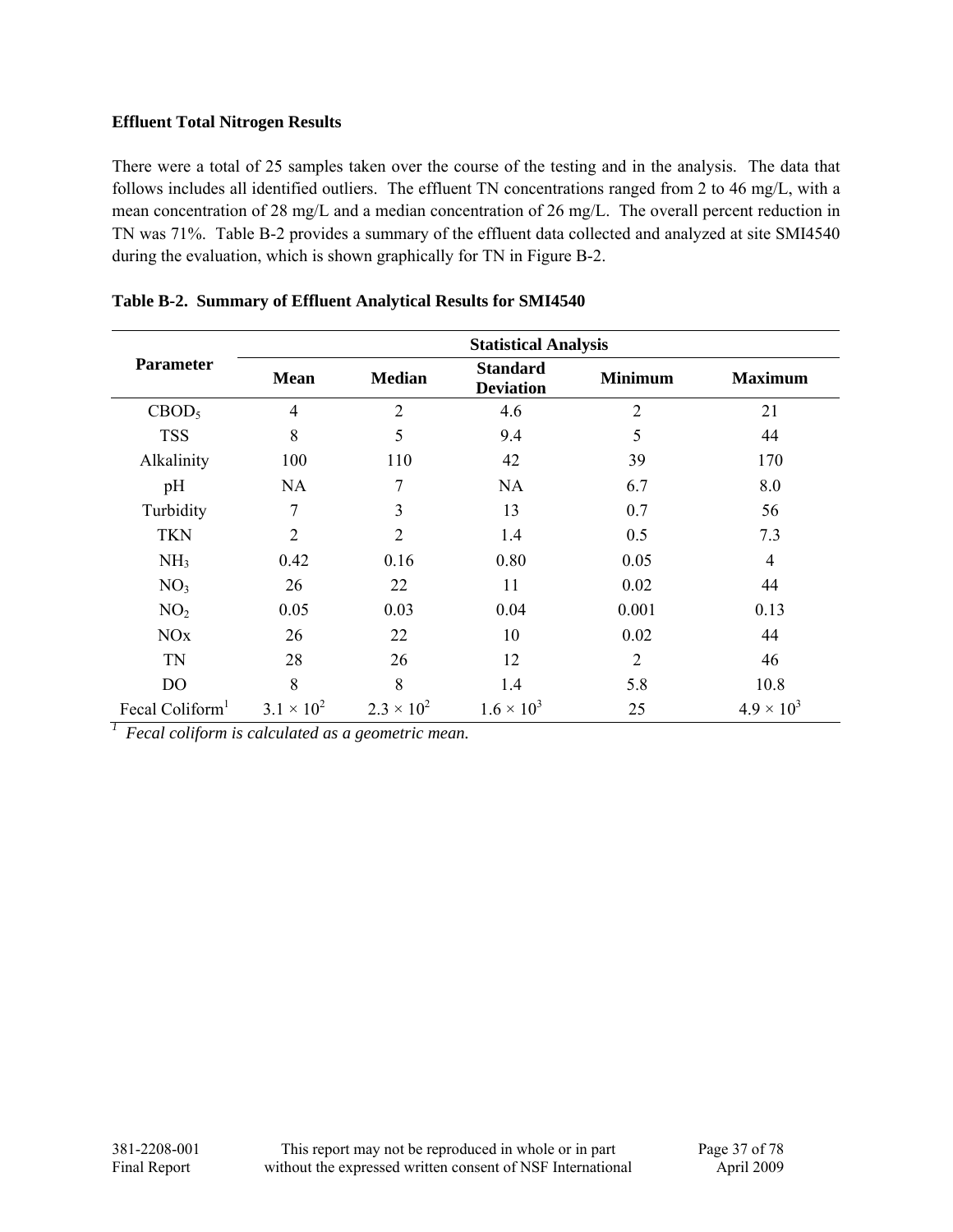**Effluent Total Nitrogen Results**

There were a total of 25 samples taken over the course of the testing and in the analysis. The data that follows includes all identified outliers. The effluent TN concentrations ranged from 2 to 46 mg/L, with a mean concentration of 28 mg/L and a median concentration of 26 mg/L. The overall percent reduction in TN was 71%. Table B-2 provides a summary of the effluent data collected and analyzed at site SMI4540 during the evaluation, which is shown graphically for TN in Figure B-2.

**Table B-2. Summary of Effluent Analytical Results for SMI4540**

| Parameter | Statistical Analysis | | | | |
|---|---|---|---|---|---|
| | Mean | Median | Standard Deviation | Minimum | Maximum |
| $CBOD_5$ | 4 | 2 | 4.6 | 2 | 21 |
| TSS | 8 | 5 | 9.4 | 5 | 44 |
| Alkalinity | 100 | 110 | 42 | 39 | 170 |
| pH | NA | 7 | NA | 6.7 | 8.0 |
| Turbidity | 7 | 3 | 13 | 0.7 | 56 |
| TKN | 2 | 2 | 1.4 | 0.5 | 7.3 |
| $NH_3$ | 0.42 | 0.16 | 0.80 | 0.05 | 4 |
| $NO_3$ | 26 | 22 | 11 | 0.02 | 44 |
| $NO_2$ | 0.05 | 0.03 | 0.04 | 0.001 | 0.13 |
| NOx | 26 | 22 | 10 | 0.02 | 44 |
| TN | 28 | 26 | 12 | 2 | 46 |
| DO | 8 | 8 | 1.4 | 5.8 | 10.8 |
| Fecal Coliform[1] | $3.1 \times 10^2$ | $2.3 \times 10^2$ | $1.6 \times 10^3$ | 25 | $4.9 \times 10^3$ |

[1] *Fecal coliform is calculated as a geometric mean.*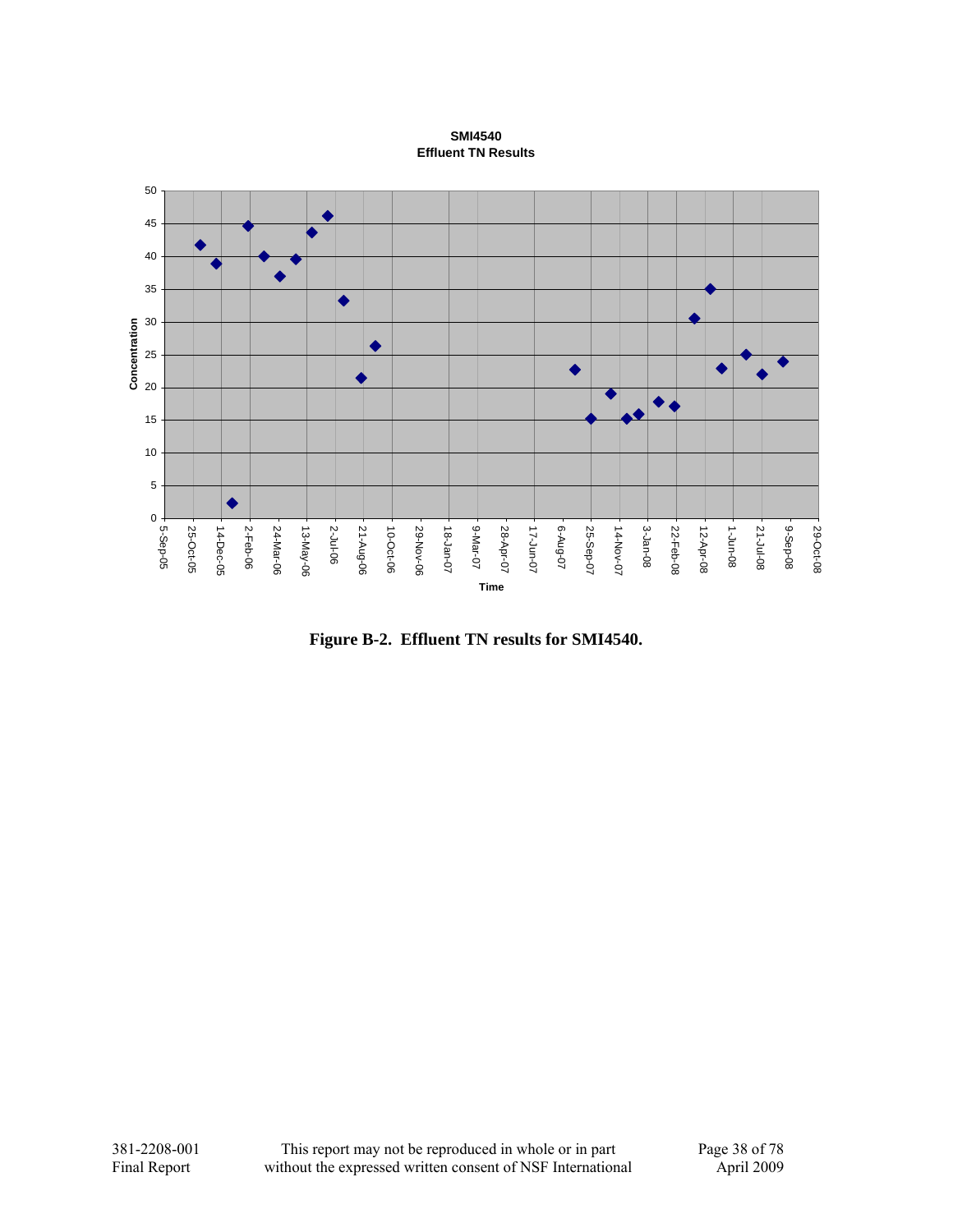**SMI4540**
**Effluent TN Results**

Figure B-2. Effluent TN results for SMI4540.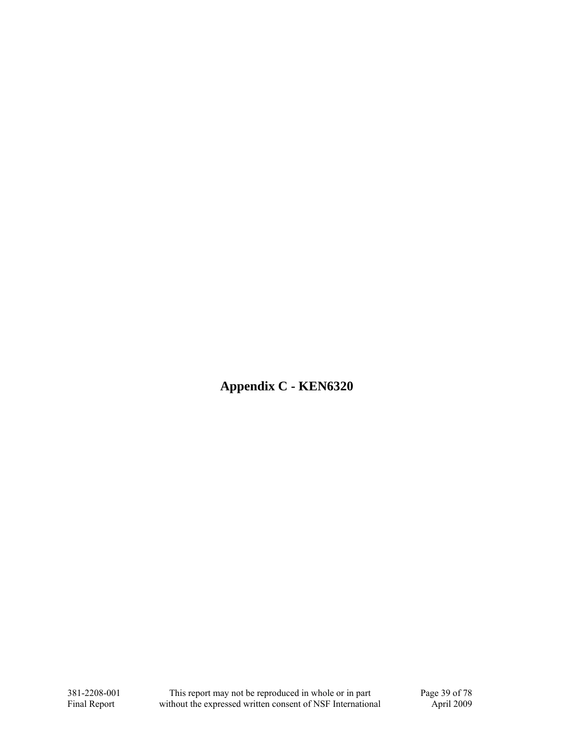# Appendix C - KEN6320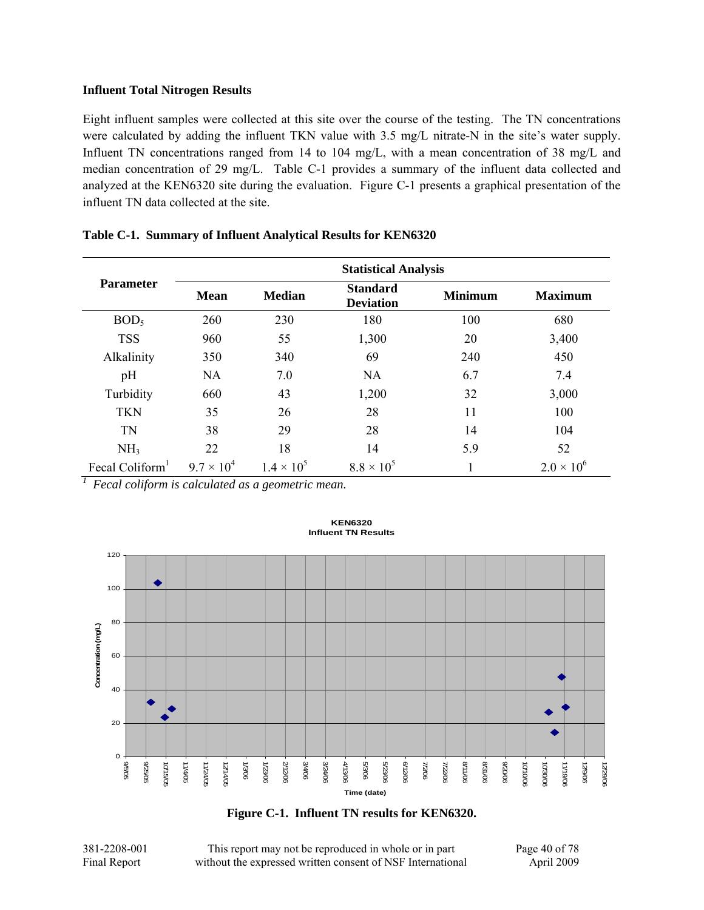**Influent Total Nitrogen Results**

Eight influent samples were collected at this site over the course of the testing. The TN concentrations were calculated by adding the influent TKN value with 3.5 mg/L nitrate-N in the site's water supply. Influent TN concentrations ranged from 14 to 104 mg/L, with a mean concentration of 38 mg/L and median concentration of 29 mg/L. Table C-1 provides a summary of the influent data collected and analyzed at the KEN6320 site during the evaluation. Figure C-1 presents a graphical presentation of the influent TN data collected at the site.

**Table C-1. Summary of Influent Analytical Results for KEN6320**

| Parameter | Statistical Analysis | | | | |
|---|---|---|---|---|---|
| | Mean | Median | Standard Deviation | Minimum | Maximum |
| $BOD_5$ | 260 | 230 | 180 | 100 | 680 |
| TSS | 960 | 55 | 1,300 | 20 | 3,400 |
| Alkalinity | 350 | 340 | 69 | 240 | 450 |
| pH | NA | 7.0 | NA | 6.7 | 7.4 |
| Turbidity | 660 | 43 | 1,200 | 32 | 3,000 |
| TKN | 35 | 26 | 28 | 11 | 100 |
| TN | 38 | 29 | 28 | 14 | 104 |
| $NH_3$ | 22 | 18 | 14 | 5.9 | 52 |
| Fecal Coliform[1] | $9.7 \times 10^4$ | $1.4 \times 10^5$ | $8.8 \times 10^5$ | 1 | $2.0 \times 10^6$ |

[1] *Fecal coliform is calculated as a geometric mean.*

**Figure C-1. Influent TN results for KEN6320.**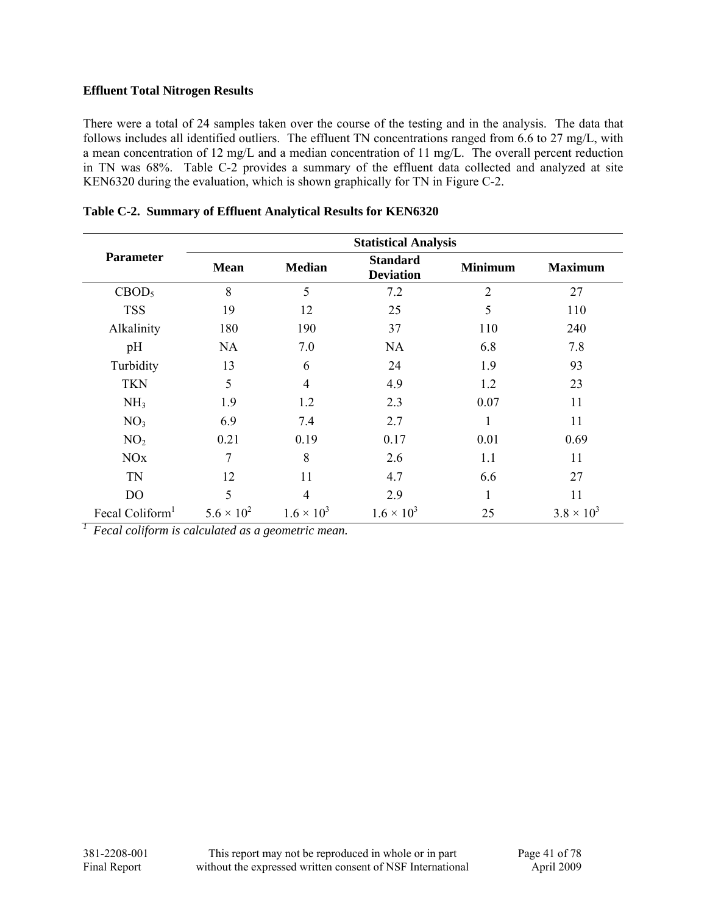**Effluent Total Nitrogen Results**

There were a total of 24 samples taken over the course of the testing and in the analysis. The data that follows includes all identified outliers. The effluent TN concentrations ranged from 6.6 to 27 mg/L, with a mean concentration of 12 mg/L and a median concentration of 11 mg/L. The overall percent reduction in TN was 68%. Table C-2 provides a summary of the effluent data collected and analyzed at site KEN6320 during the evaluation, which is shown graphically for TN in Figure C-2.

**Table C-2. Summary of Effluent Analytical Results for KEN6320**

| Parameter | Statistical Analysis | | | | |
|---|---|---|---|---|---|
| | Mean | Median | Standard Deviation | Minimum | Maximum |
| $CBOD_5$ | 8 | 5 | 7.2 | 2 | 27 |
| TSS | 19 | 12 | 25 | 5 | 110 |
| Alkalinity | 180 | 190 | 37 | 110 | 240 |
| pH | NA | 7.0 | NA | 6.8 | 7.8 |
| Turbidity | 13 | 6 | 24 | 1.9 | 93 |
| TKN | 5 | 4 | 4.9 | 1.2 | 23 |
| $NH_3$ | 1.9 | 1.2 | 2.3 | 0.07 | 11 |
| $NO_3$ | 6.9 | 7.4 | 2.7 | 1 | 11 |
| $NO_2$ | 0.21 | 0.19 | 0.17 | 0.01 | 0.69 |
| NOx | 7 | 8 | 2.6 | 1.1 | 11 |
| TN | 12 | 11 | 4.7 | 6.6 | 27 |
| DO | 5 | 4 | 2.9 | 1 | 11 |
| Fecal Coliform[1] | $5.6 \times 10^2$ | $1.6 \times 10^3$ | $1.6 \times 10^3$ | 25 | $3.8 \times 10^3$ |

[1] *Fecal coliform is calculated as a geometric mean.*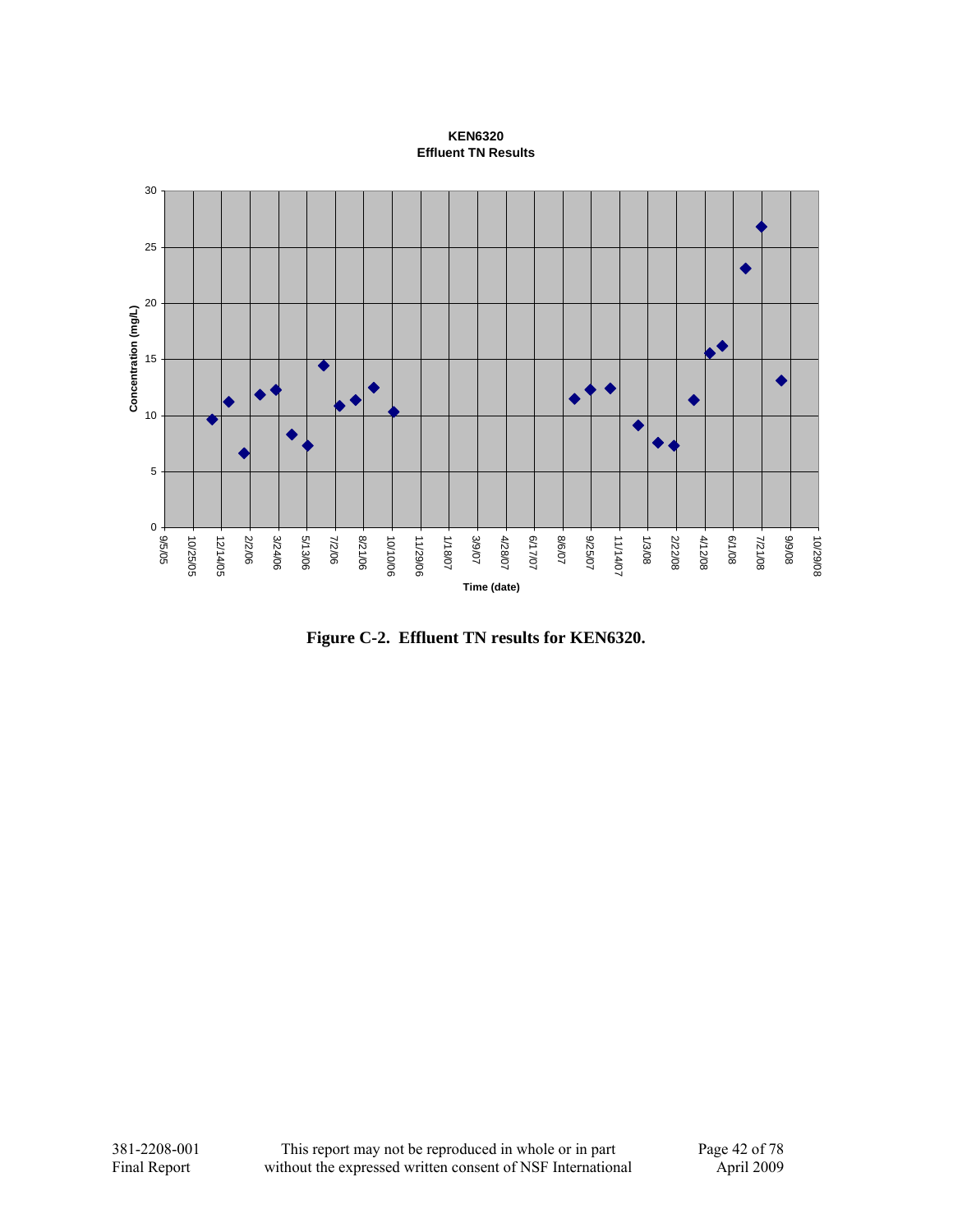**KEN6320**
**Effluent TN Results**

Concentration (mg/L)

Time (date)

9/5/05, 10/25/05, 12/14/05, 2/2/06, 3/24/06, 5/13/06, 7/2/06, 8/21/06, 10/10/06, 11/29/06, 1/18/07, 3/9/07, 4/28/07, 6/17/07, 8/6/07, 9/25/07, 11/14/07, 1/3/08, 2/22/08, 4/12/08, 6/1/08, 7/21/08, 9/9/08, 10/29/08

**Figure C-2. Effluent TN results for KEN6320.**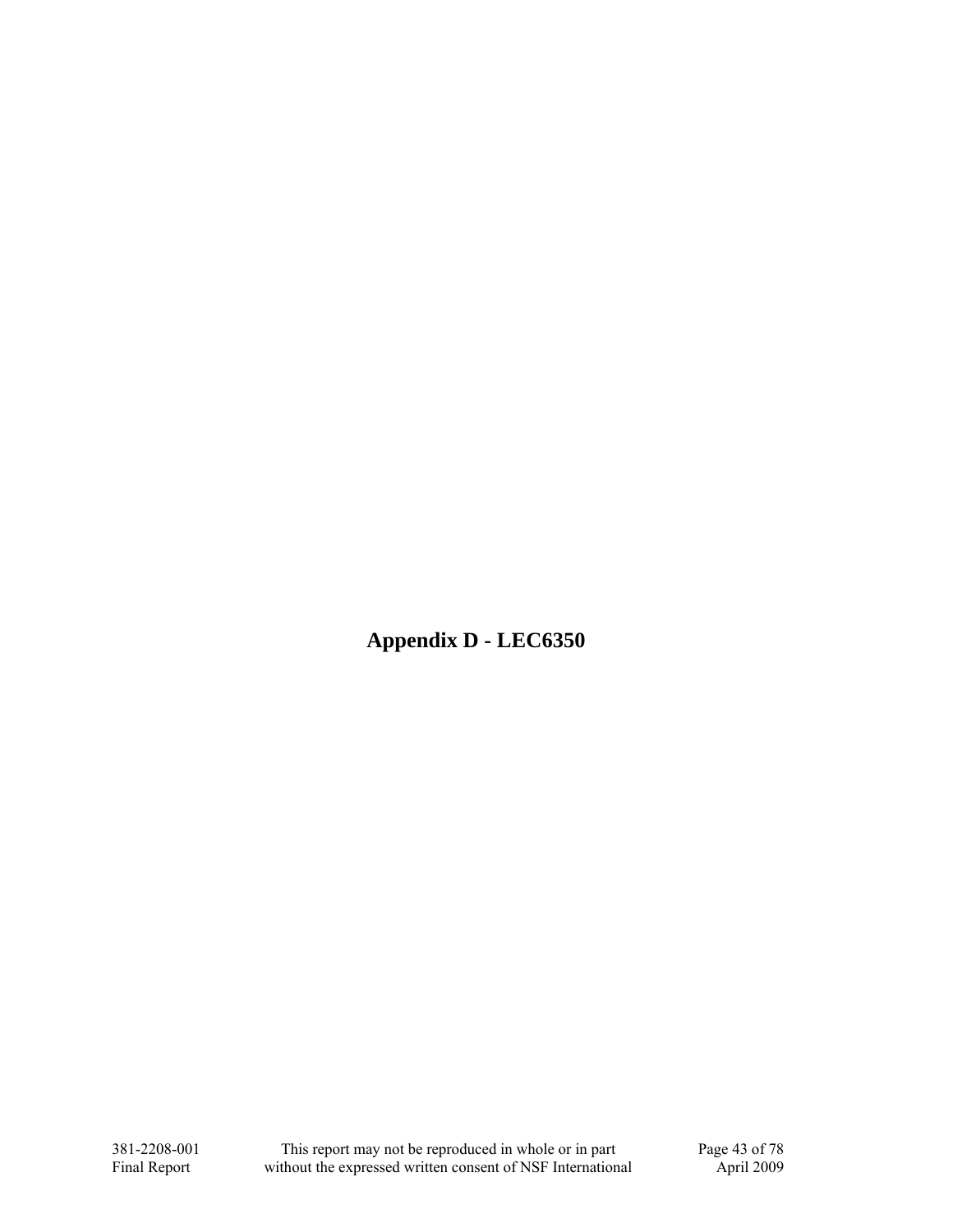# Appendix D - LEC6350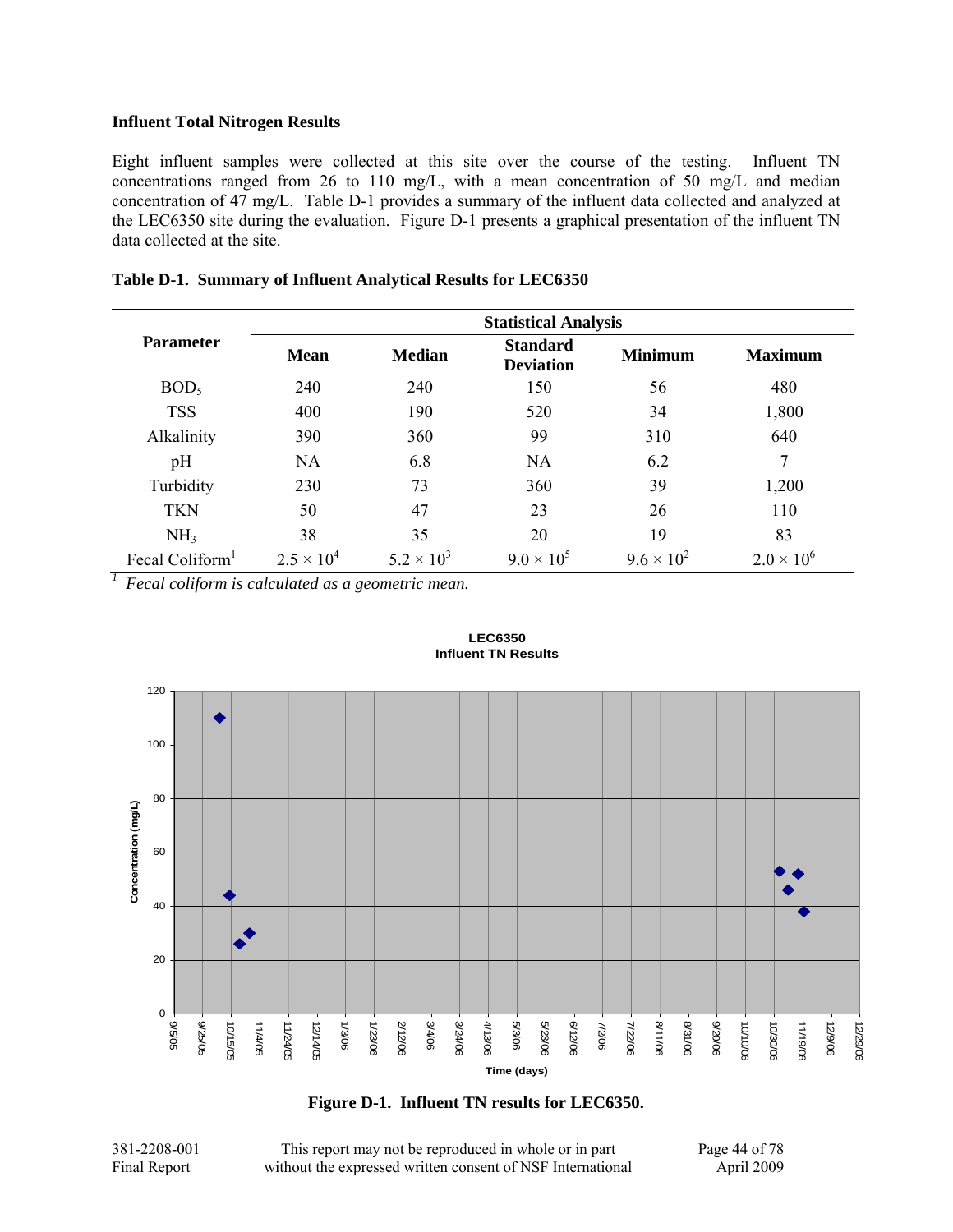### Influent Total Nitrogen Results

Eight influent samples were collected at this site over the course of the testing. Influent TN concentrations ranged from 26 to 110 mg/L, with a mean concentration of 50 mg/L and median concentration of 47 mg/L. Table D-1 provides a summary of the influent data collected and analyzed at the LEC6350 site during the evaluation. Figure D-1 presents a graphical presentation of the influent TN data collected at the site.

**Table D-1. Summary of Influent Analytical Results for LEC6350**

| Parameter | Statistical Analysis | | | | |
|---|---|---|---|---|---|
| | **Mean** | **Median** | **Standard Deviation** | **Minimum** | **Maximum** |
| $BOD_5$ | 240 | 240 | 150 | 56 | 480 |
| TSS | 400 | 190 | 520 | 34 | 1,800 |
| Alkalinity | 390 | 360 | 99 | 310 | 640 |
| pH | NA | 6.8 | NA | 6.2 | 7 |
| Turbidity | 230 | 73 | 360 | 39 | 1,200 |
| TKN | 50 | 47 | 23 | 26 | 110 |
| $NH_3$ | 38 | 35 | 20 | 19 | 83 |
| Fecal Coliform[1] | $2.5 \times 10^4$ | $5.2 \times 10^3$ | $9.0 \times 10^5$ | $9.6 \times 10^2$ | $2.0 \times 10^6$ |

[1] *Fecal coliform is calculated as a geometric mean.*

**Figure D-1. Influent TN results for LEC6350.**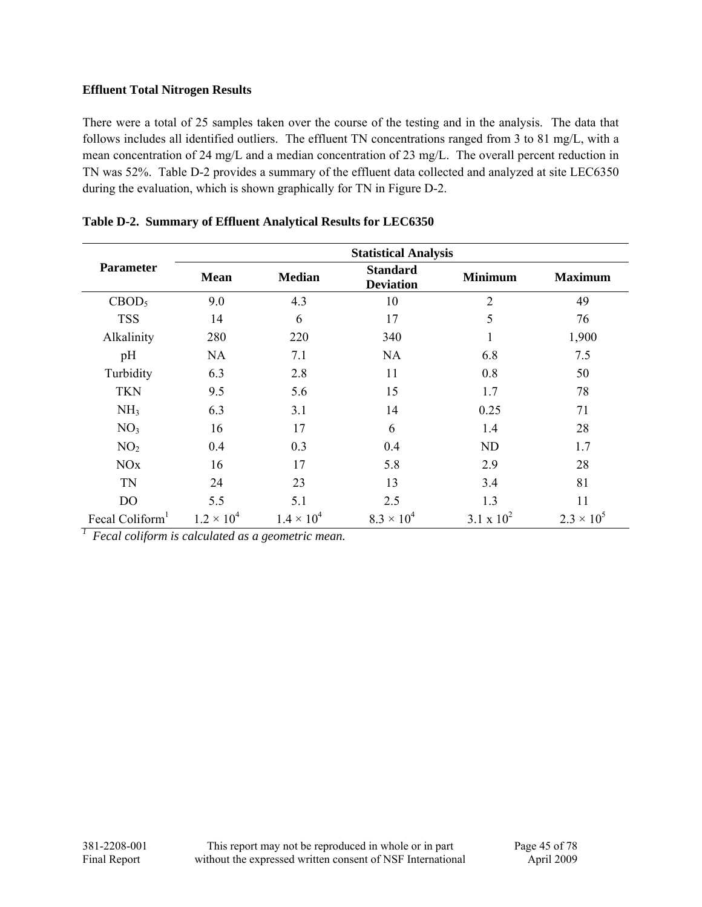**Effluent Total Nitrogen Results**

There were a total of 25 samples taken over the course of the testing and in the analysis. The data that follows includes all identified outliers. The effluent TN concentrations ranged from 3 to 81 mg/L, with a mean concentration of 24 mg/L and a median concentration of 23 mg/L. The overall percent reduction in TN was 52%. Table D-2 provides a summary of the effluent data collected and analyzed at site LEC6350 during the evaluation, which is shown graphically for TN in Figure D-2.

**Table D-2. Summary of Effluent Analytical Results for LEC6350**

| Parameter | Statistical Analysis | | | | |
|---|---|---|---|---|---|
| | **Mean** | **Median** | **Standard Deviation** | **Minimum** | **Maximum** |
| $CBOD_5$ | 9.0 | 4.3 | 10 | 2 | 49 |
| TSS | 14 | 6 | 17 | 5 | 76 |
| Alkalinity | 280 | 220 | 340 | 1 | 1,900 |
| pH | NA | 7.1 | NA | 6.8 | 7.5 |
| Turbidity | 6.3 | 2.8 | 11 | 0.8 | 50 |
| TKN | 9.5 | 5.6 | 15 | 1.7 | 78 |
| $NH_3$ | 6.3 | 3.1 | 14 | 0.25 | 71 |
| $NO_3$ | 16 | 17 | 6 | 1.4 | 28 |
| $NO_2$ | 0.4 | 0.3 | 0.4 | ND | 1.7 |
| NOx | 16 | 17 | 5.8 | 2.9 | 28 |
| TN | 24 | 23 | 13 | 3.4 | 81 |
| DO | 5.5 | 5.1 | 2.5 | 1.3 | 11 |
| Fecal Coliform[1] | $1.2 \times 10^4$ | $1.4 \times 10^4$ | $8.3 \times 10^4$ | $3.1 \times 10^2$ | $2.3 \times 10^5$ |

[1] *Fecal coliform is calculated as a geometric mean.*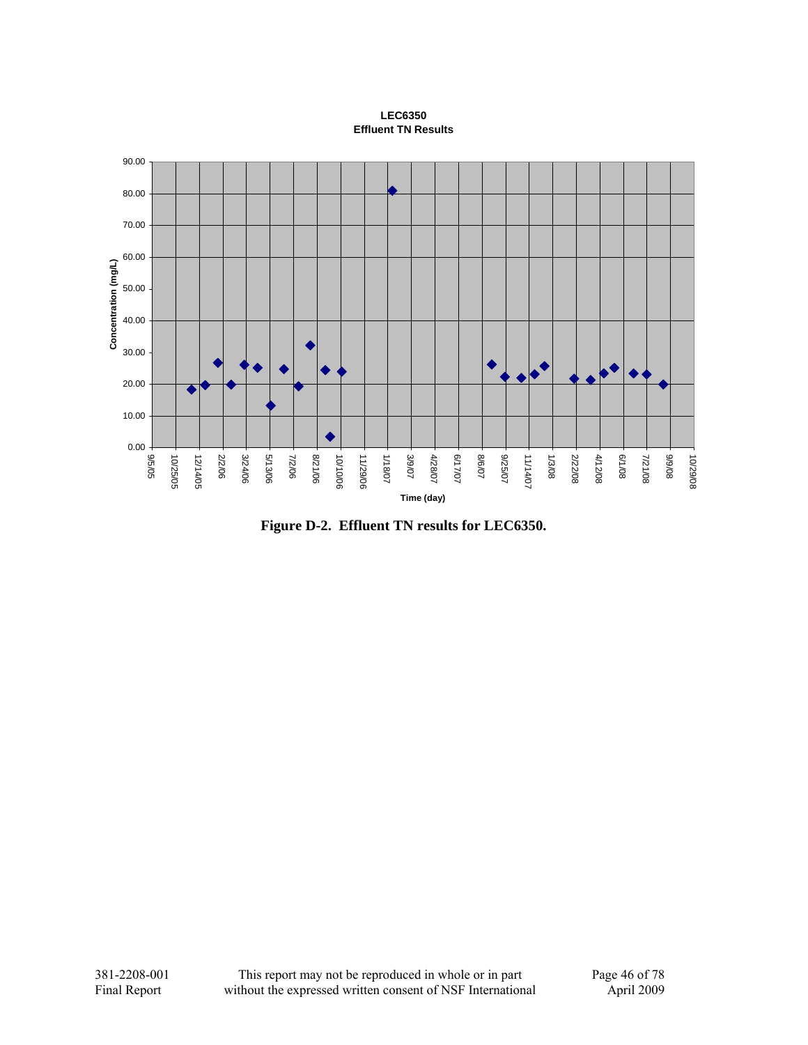**LEC6350**
**Effluent TN Results**

**Figure D-2. Effluent TN results for LEC6350.**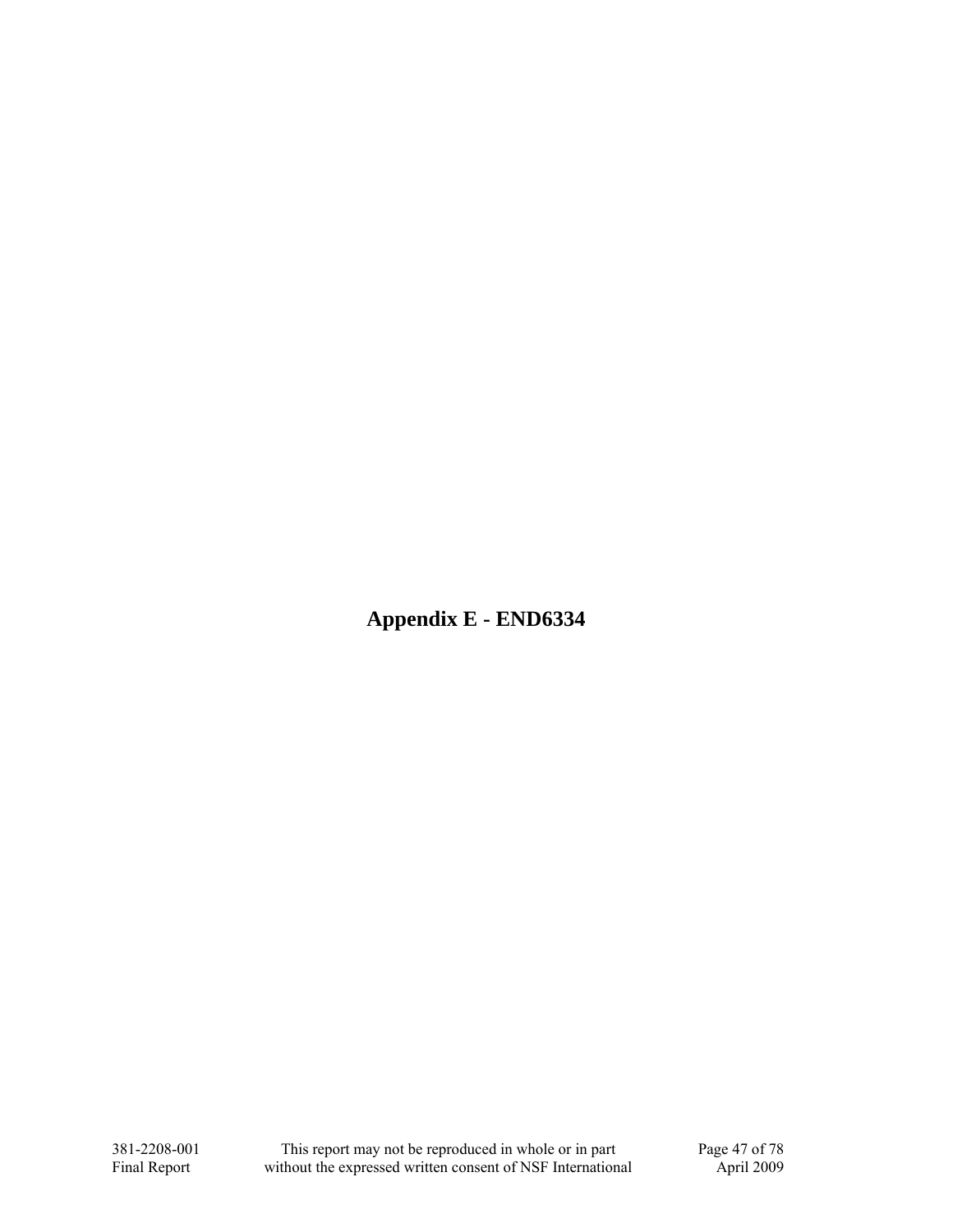# Appendix E - END6334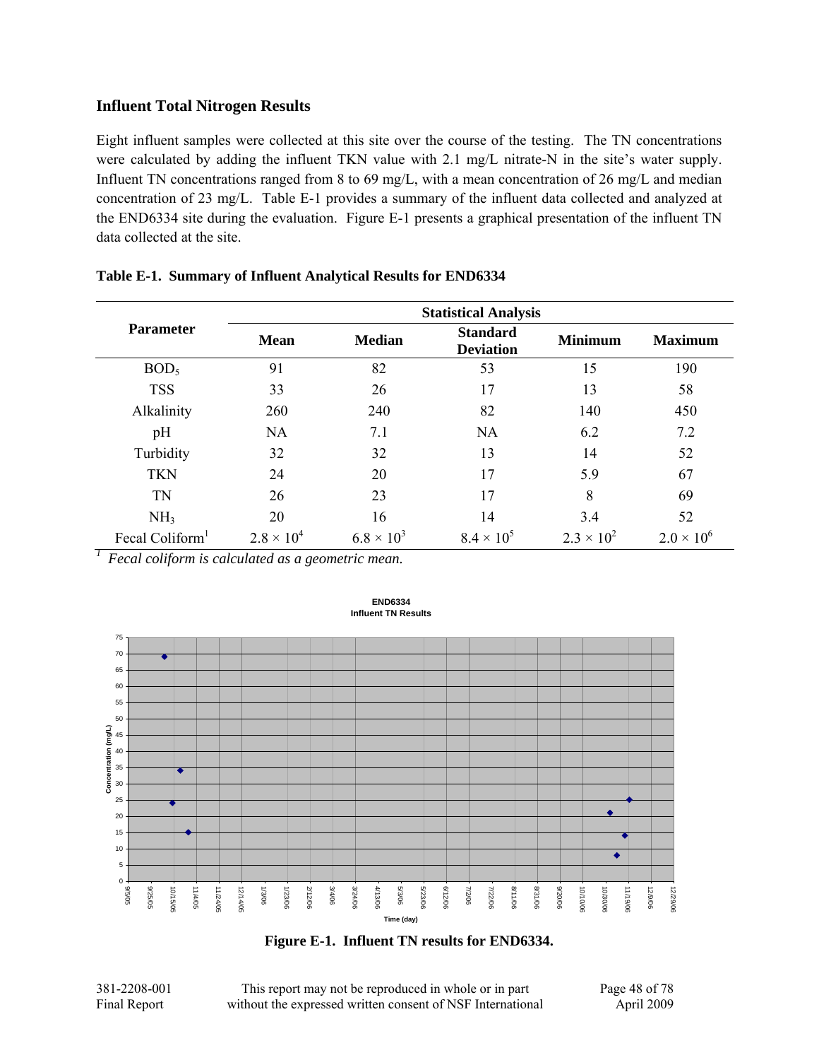### Influent Total Nitrogen Results

Eight influent samples were collected at this site over the course of the testing. The TN concentrations were calculated by adding the influent TKN value with 2.1 mg/L nitrate-N in the site's water supply. Influent TN concentrations ranged from 8 to 69 mg/L, with a mean concentration of 26 mg/L and median concentration of 23 mg/L. Table E-1 provides a summary of the influent data collected and analyzed at the END6334 site during the evaluation. Figure E-1 presents a graphical presentation of the influent TN data collected at the site.

**Table E-1. Summary of Influent Analytical Results for END6334**

| Parameter | Statistical Analysis | | | | |
|---|---|---|---|---|---|
| | Mean | Median | Standard Deviation | Minimum | Maximum |
| $BOD_5$ | 91 | 82 | 53 | 15 | 190 |
| TSS | 33 | 26 | 17 | 13 | 58 |
| Alkalinity | 260 | 240 | 82 | 140 | 450 |
| pH | NA | 7.1 | NA | 6.2 | 7.2 |
| Turbidity | 32 | 32 | 13 | 14 | 52 |
| TKN | 24 | 20 | 17 | 5.9 | 67 |
| TN | 26 | 23 | 17 | 8 | 69 |
| $NH_3$ | 20 | 16 | 14 | 3.4 | 52 |
| Fecal Coliform[1] | $2.8 \times 10^4$ | $6.8 \times 10^3$ | $8.4 \times 10^5$ | $2.3 \times 10^2$ | $2.0 \times 10^6$ |

[1] *Fecal coliform is calculated as a geometric mean.*

**Figure E-1. Influent TN results for END6334.**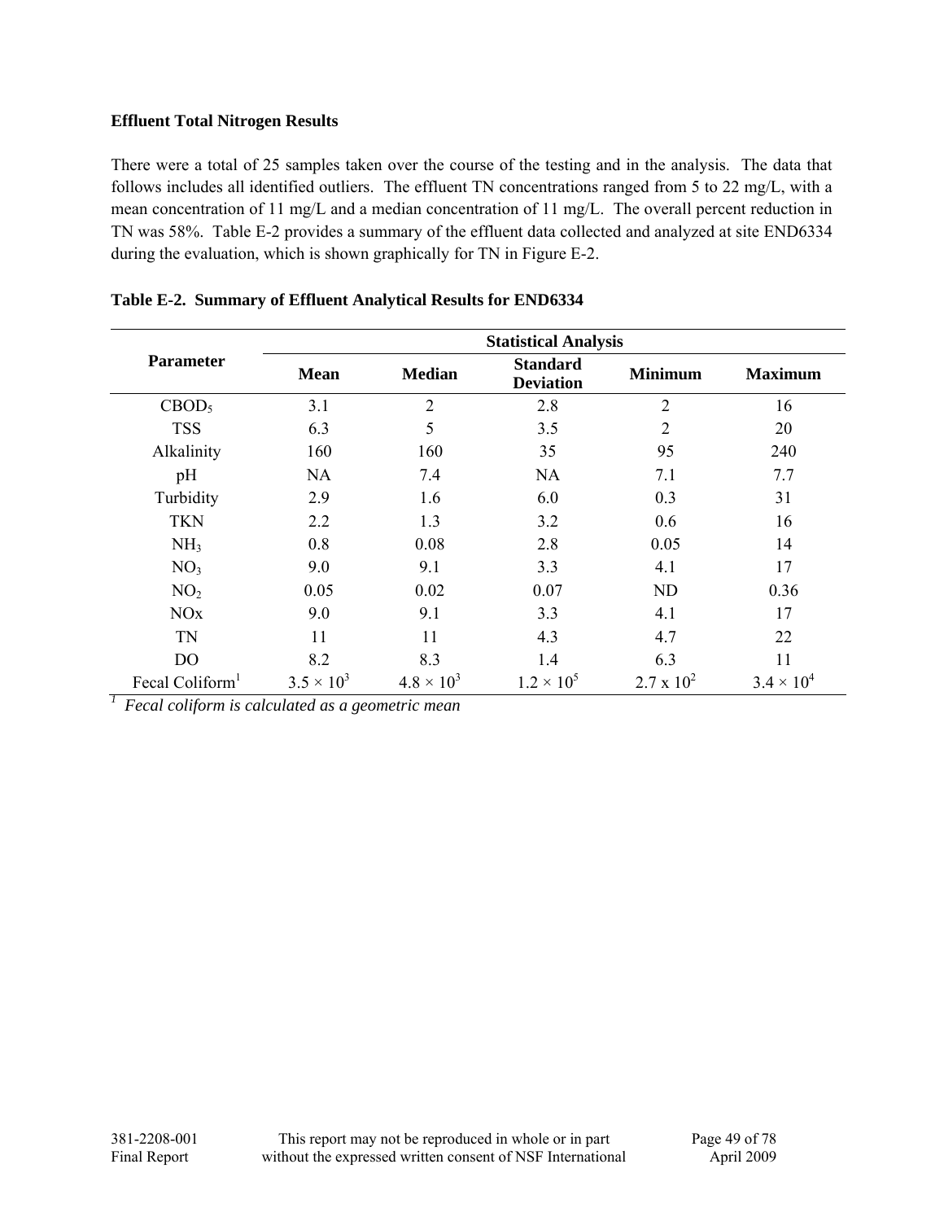**Effluent Total Nitrogen Results**

There were a total of 25 samples taken over the course of the testing and in the analysis. The data that follows includes all identified outliers. The effluent TN concentrations ranged from 5 to 22 mg/L, with a mean concentration of 11 mg/L and a median concentration of 11 mg/L. The overall percent reduction in TN was 58%. Table E-2 provides a summary of the effluent data collected and analyzed at site END6334 during the evaluation, which is shown graphically for TN in Figure E-2.

**Table E-2. Summary of Effluent Analytical Results for END6334**

| Parameter | Statistical Analysis | | | | |
|---|---|---|---|---|---|
| | Mean | Median | Standard Deviation | Minimum | Maximum |
| $CBOD_5$ | 3.1 | 2 | 2.8 | 2 | 16 |
| TSS | 6.3 | 5 | 3.5 | 2 | 20 |
| Alkalinity | 160 | 160 | 35 | 95 | 240 |
| pH | NA | 7.4 | NA | 7.1 | 7.7 |
| Turbidity | 2.9 | 1.6 | 6.0 | 0.3 | 31 |
| TKN | 2.2 | 1.3 | 3.2 | 0.6 | 16 |
| $NH_3$ | 0.8 | 0.08 | 2.8 | 0.05 | 14 |
| $NO_3$ | 9.0 | 9.1 | 3.3 | 4.1 | 17 |
| $NO_2$ | 0.05 | 0.02 | 0.07 | ND | 0.36 |
| NOx | 9.0 | 9.1 | 3.3 | 4.1 | 17 |
| TN | 11 | 11 | 4.3 | 4.7 | 22 |
| DO | 8.2 | 8.3 | 1.4 | 6.3 | 11 |
| Fecal Coliform[1] | $3.5 \times 10^3$ | $4.8 \times 10^3$ | $1.2 \times 10^5$ | $2.7 \times 10^2$ | $3.4 \times 10^4$ |

[1] *Fecal coliform is calculated as a geometric mean*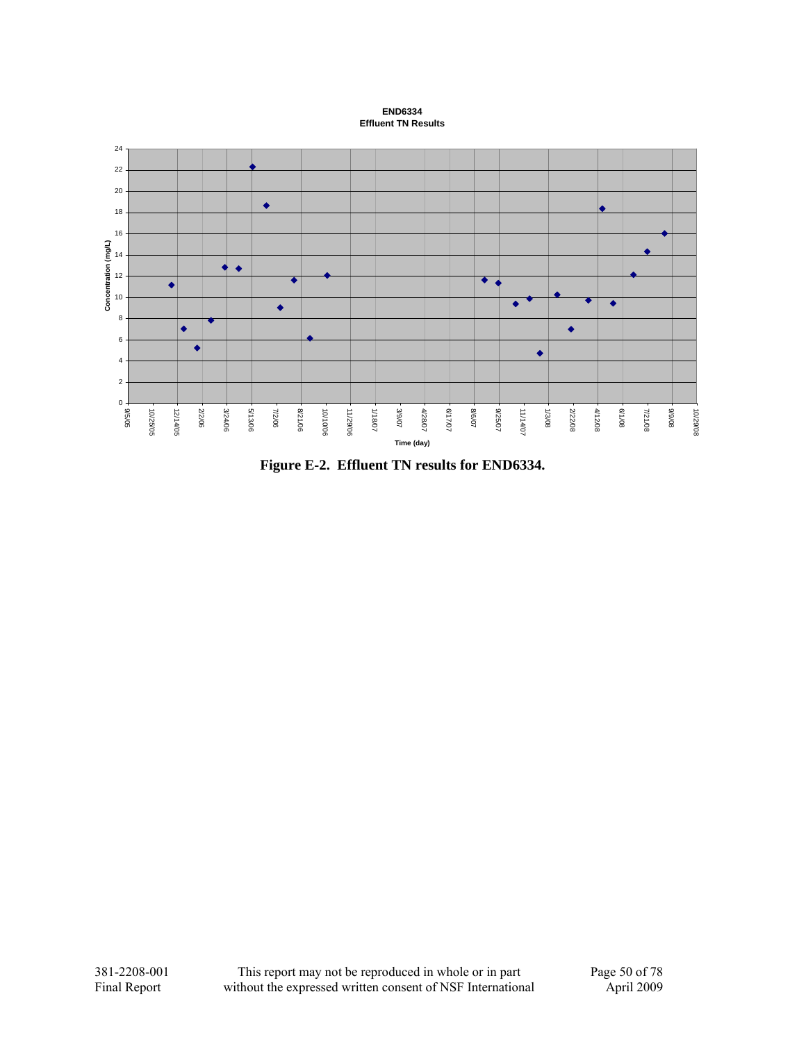**END6334**
**Effluent TN Results**

Concentration (mg/L)

Time (day)

**Figure E-2. Effluent TN results for END6334.**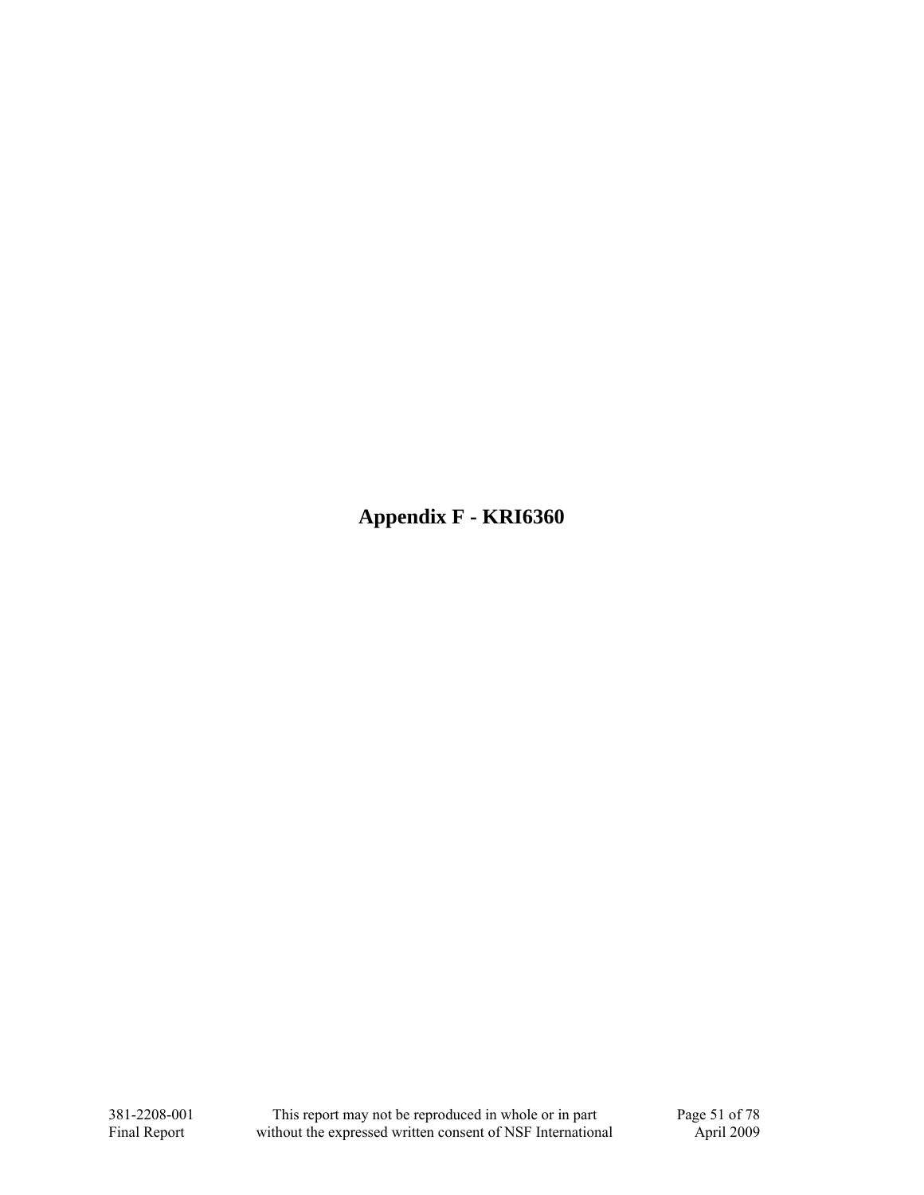# Appendix F - KRI6360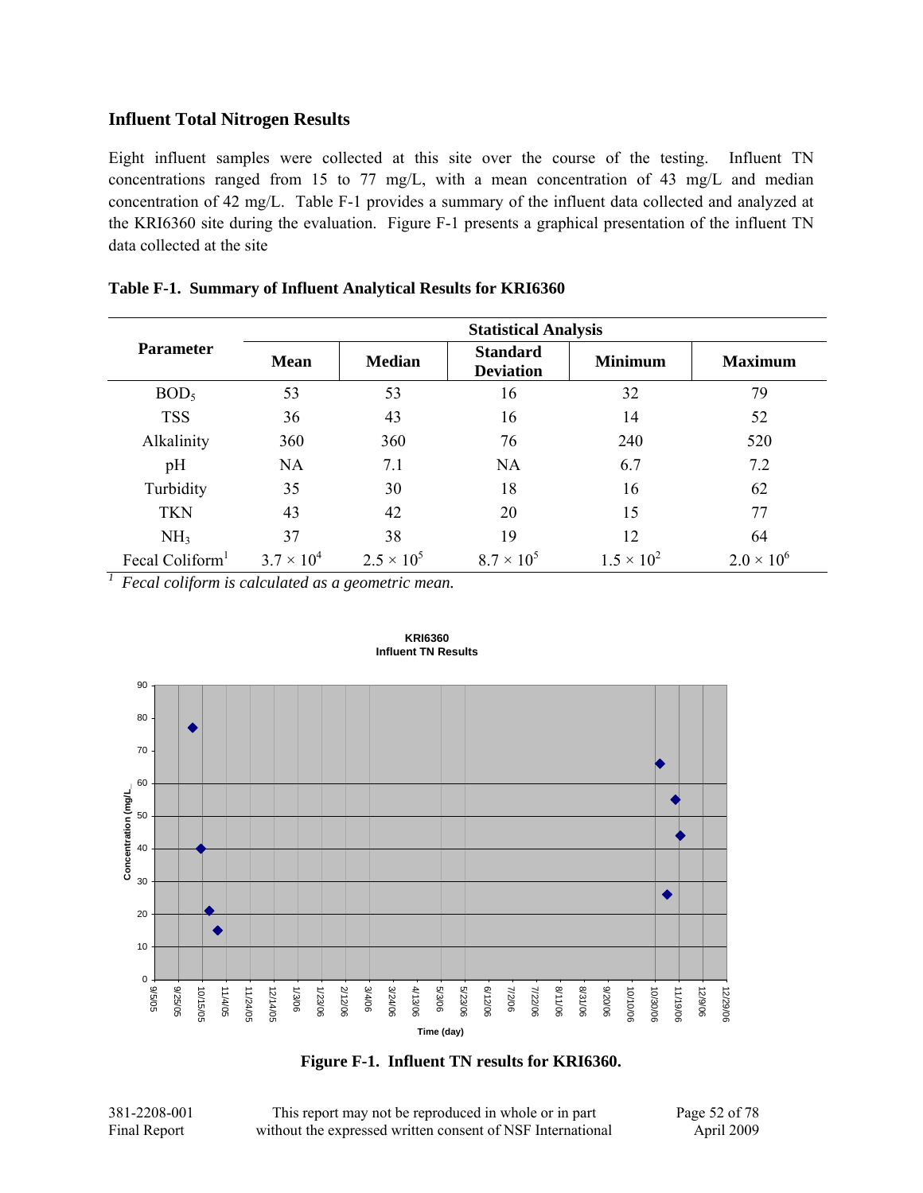### Influent Total Nitrogen Results

Eight influent samples were collected at this site over the course of the testing. Influent TN concentrations ranged from 15 to 77 mg/L, with a mean concentration of 43 mg/L and median concentration of 42 mg/L. Table F-1 provides a summary of the influent data collected and analyzed at the KRI6360 site during the evaluation. Figure F-1 presents a graphical presentation of the influent TN data collected at the site

**Table F-1. Summary of Influent Analytical Results for KRI6360**

| Parameter | Statistical Analysis | | | | |
|---|---|---|---|---|---|
| | Mean | Median | Standard Deviation | Minimum | Maximum |
| $BOD_5$ | 53 | 53 | 16 | 32 | 79 |
| TSS | 36 | 43 | 16 | 14 | 52 |
| Alkalinity | 360 | 360 | 76 | 240 | 520 |
| pH | NA | 7.1 | NA | 6.7 | 7.2 |
| Turbidity | 35 | 30 | 18 | 16 | 62 |
| TKN | 43 | 42 | 20 | 15 | 77 |
| $NH_3$ | 37 | 38 | 19 | 12 | 64 |
| Fecal Coliform[1] | $3.7 \times 10^4$ | $2.5 \times 10^5$ | $8.7 \times 10^5$ | $1.5 \times 10^2$ | $2.0 \times 10^6$ |

[1] *Fecal coliform is calculated as a geometric mean.*

**Figure F-1. Influent TN results for KRI6360.**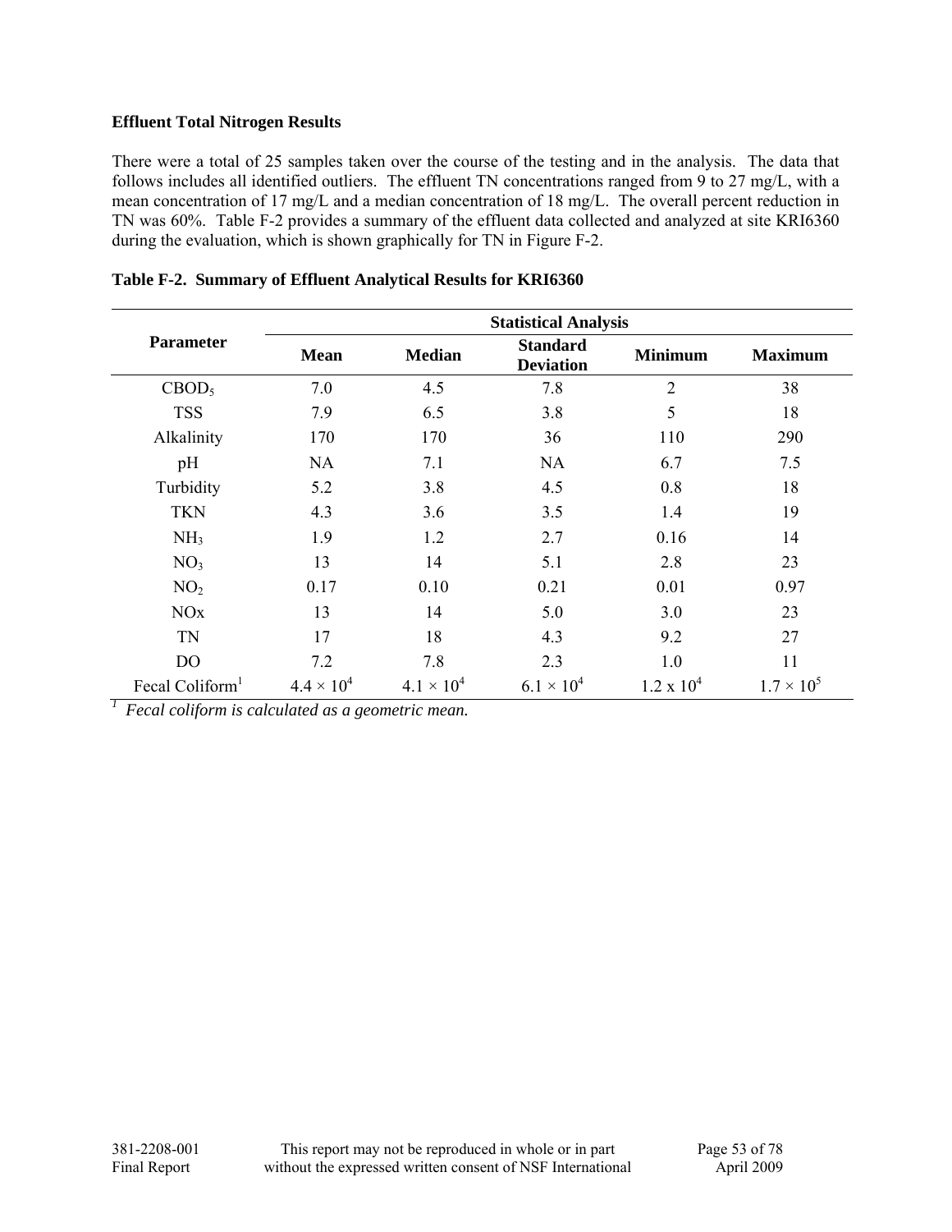**Effluent Total Nitrogen Results**

There were a total of 25 samples taken over the course of the testing and in the analysis. The data that follows includes all identified outliers. The effluent TN concentrations ranged from 9 to 27 mg/L, with a mean concentration of 17 mg/L and a median concentration of 18 mg/L. The overall percent reduction in TN was 60%. Table F-2 provides a summary of the effluent data collected and analyzed at site KRI6360 during the evaluation, which is shown graphically for TN in Figure F-2.

**Table F-2. Summary of Effluent Analytical Results for KRI6360**

| Parameter | Statistical Analysis | | | | |
|---|---|---|---|---|---|
| | **Mean** | **Median** | **Standard Deviation** | **Minimum** | **Maximum** |
| $CBOD_5$ | 7.0 | 4.5 | 7.8 | 2 | 38 |
| TSS | 7.9 | 6.5 | 3.8 | 5 | 18 |
| Alkalinity | 170 | 170 | 36 | 110 | 290 |
| pH | NA | 7.1 | NA | 6.7 | 7.5 |
| Turbidity | 5.2 | 3.8 | 4.5 | 0.8 | 18 |
| TKN | 4.3 | 3.6 | 3.5 | 1.4 | 19 |
| $NH_3$ | 1.9 | 1.2 | 2.7 | 0.16 | 14 |
| $NO_3$ | 13 | 14 | 5.1 | 2.8 | 23 |
| $NO_2$ | 0.17 | 0.10 | 0.21 | 0.01 | 0.97 |
| NOx | 13 | 14 | 5.0 | 3.0 | 23 |
| TN | 17 | 18 | 4.3 | 9.2 | 27 |
| DO | 7.2 | 7.8 | 2.3 | 1.0 | 11 |
| Fecal Coliform[1] | $4.4 \times 10^4$ | $4.1 \times 10^4$ | $6.1 \times 10^4$ | $1.2 \times 10^4$ | $1.7 \times 10^5$ |

[1] *Fecal coliform is calculated as a geometric mean.*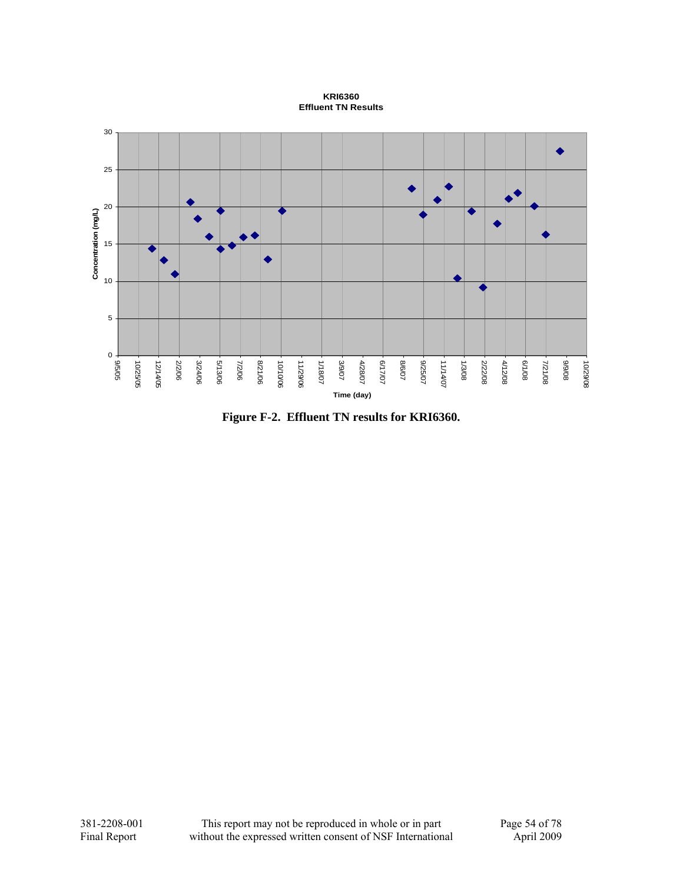**KRI6360**
**Effluent TN Results**

Concentration (mg/L): 0, 5, 10, 15, 20, 25, 30

Time (day): 9/5/05, 10/25/05, 12/14/05, 2/2/06, 3/24/06, 5/13/06, 7/2/06, 8/21/06, 10/10/06, 11/29/06, 1/18/07, 3/9/07, 4/28/07, 6/17/07, 8/6/07, 9/25/07, 11/14/07, 1/3/08, 2/22/08, 4/12/08, 6/1/08, 7/21/08, 9/9/08, 10/29/08

**Figure F-2. Effluent TN results for KRI6360.**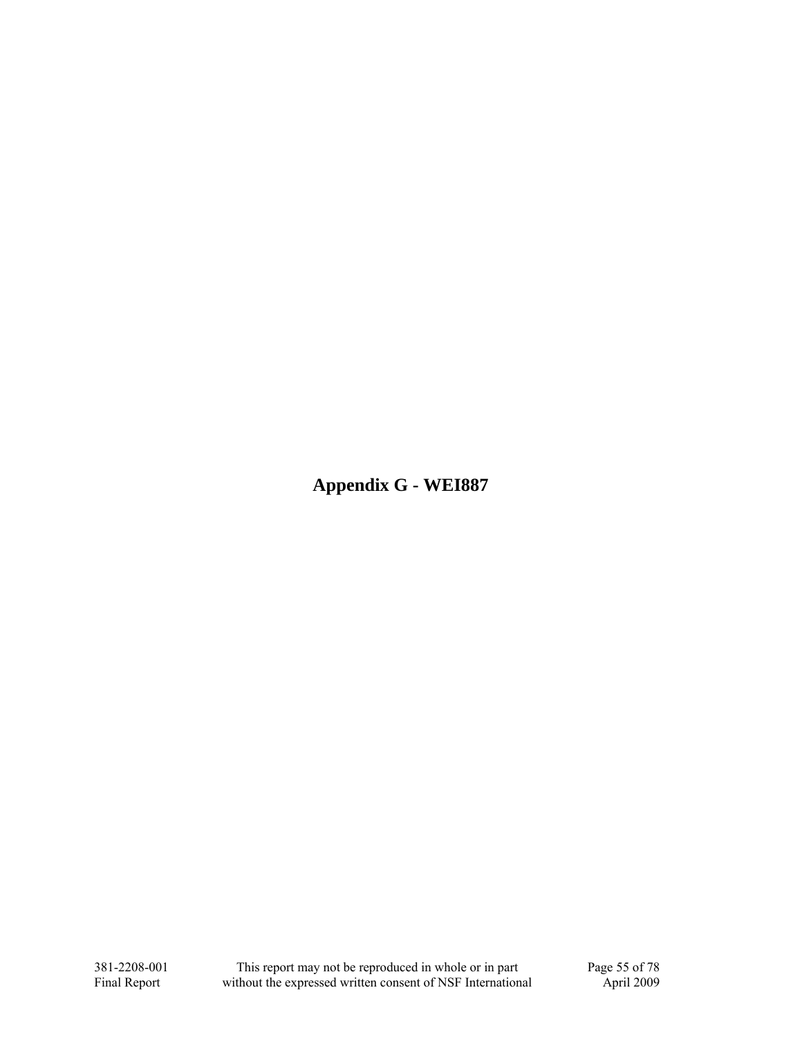# Appendix G - WEI887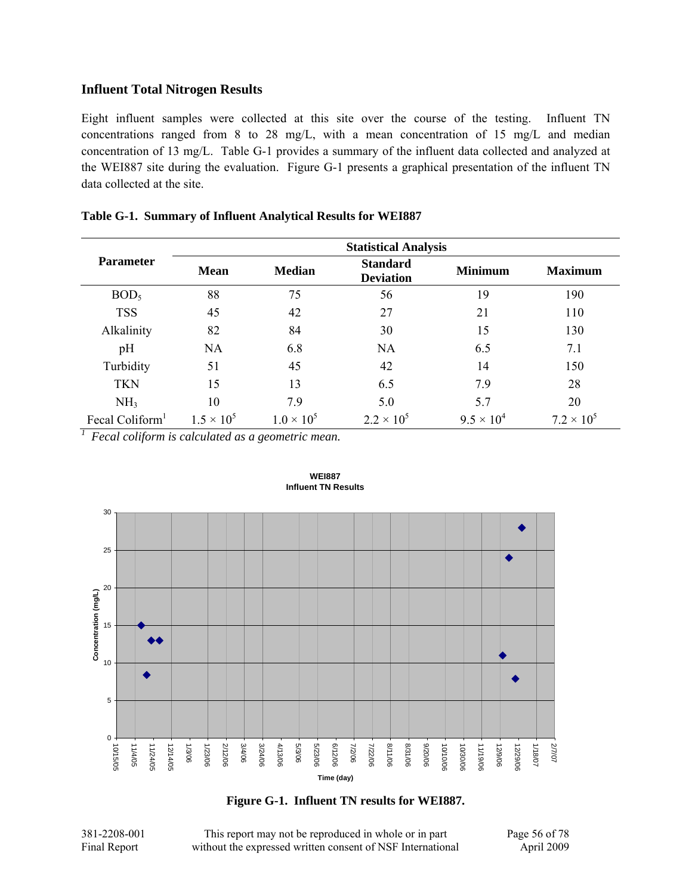## Influent Total Nitrogen Results

Eight influent samples were collected at this site over the course of the testing. Influent TN concentrations ranged from 8 to 28 mg/L, with a mean concentration of 15 mg/L and median concentration of 13 mg/L. Table G-1 provides a summary of the influent data collected and analyzed at the WEI887 site during the evaluation. Figure G-1 presents a graphical presentation of the influent TN data collected at the site.

**Table G-1. Summary of Influent Analytical Results for WEI887**

| Parameter | Statistical Analysis | | | | |
|---|---|---|---|---|---|
| | Mean | Median | Standard Deviation | Minimum | Maximum |
| $BOD_5$ | 88 | 75 | 56 | 19 | 190 |
| TSS | 45 | 42 | 27 | 21 | 110 |
| Alkalinity | 82 | 84 | 30 | 15 | 130 |
| pH | NA | 6.8 | NA | 6.5 | 7.1 |
| Turbidity | 51 | 45 | 42 | 14 | 150 |
| TKN | 15 | 13 | 6.5 | 7.9 | 28 |
| $NH_3$ | 10 | 7.9 | 5.0 | 5.7 | 20 |
| Fecal Coliform[1] | $1.5 \times 10^5$ | $1.0 \times 10^5$ | $2.2 \times 10^5$ | $9.5 \times 10^4$ | $7.2 \times 10^5$ |

[1] *Fecal coliform is calculated as a geometric mean.*

**Figure G-1. Influent TN results for WEI887.**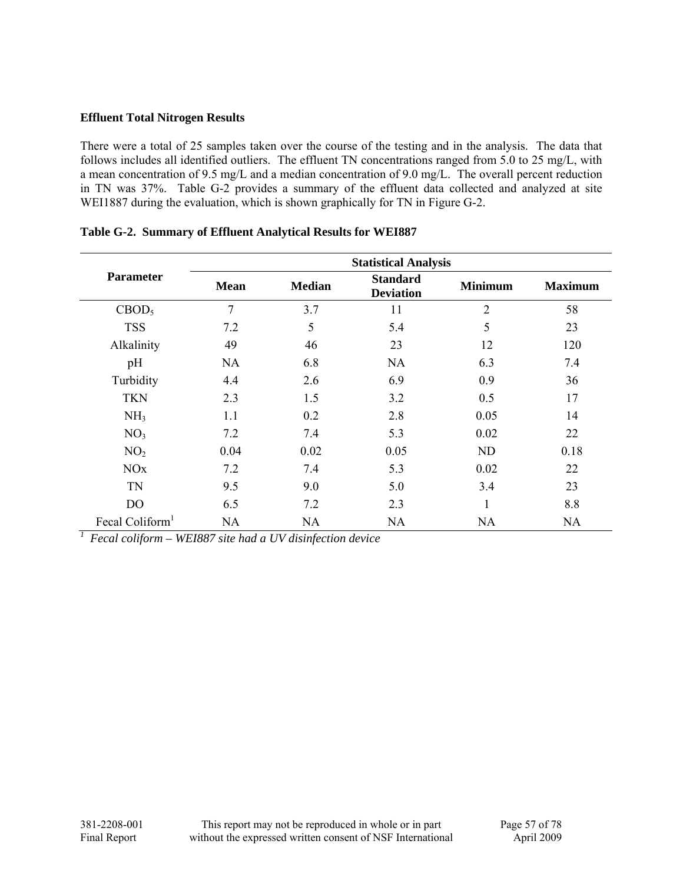**Effluent Total Nitrogen Results**

There were a total of 25 samples taken over the course of the testing and in the analysis. The data that follows includes all identified outliers. The effluent TN concentrations ranged from 5.0 to 25 mg/L, with a mean concentration of 9.5 mg/L and a median concentration of 9.0 mg/L. The overall percent reduction in TN was 37%. Table G-2 provides a summary of the effluent data collected and analyzed at site WEI1887 during the evaluation, which is shown graphically for TN in Figure G-2.

**Table G-2. Summary of Effluent Analytical Results for WEI887**

| Parameter | Statistical Analysis | | | | |
|---|---|---|---|---|---|
| | **Mean** | **Median** | **Standard Deviation** | **Minimum** | **Maximum** |
| $CBOD_5$ | 7 | 3.7 | 11 | 2 | 58 |
| TSS | 7.2 | 5 | 5.4 | 5 | 23 |
| Alkalinity | 49 | 46 | 23 | 12 | 120 |
| pH | NA | 6.8 | NA | 6.3 | 7.4 |
| Turbidity | 4.4 | 2.6 | 6.9 | 0.9 | 36 |
| TKN | 2.3 | 1.5 | 3.2 | 0.5 | 17 |
| $NH_3$ | 1.1 | 0.2 | 2.8 | 0.05 | 14 |
| $NO_3$ | 7.2 | 7.4 | 5.3 | 0.02 | 22 |
| $NO_2$ | 0.04 | 0.02 | 0.05 | ND | 0.18 |
| NOx | 7.2 | 7.4 | 5.3 | 0.02 | 22 |
| TN | 9.5 | 9.0 | 5.0 | 3.4 | 23 |
| DO | 6.5 | 7.2 | 2.3 | 1 | 8.8 |
| Fecal Coliform[1] | NA | NA | NA | NA | NA |

[1] *Fecal coliform – WEI887 site had a UV disinfection device*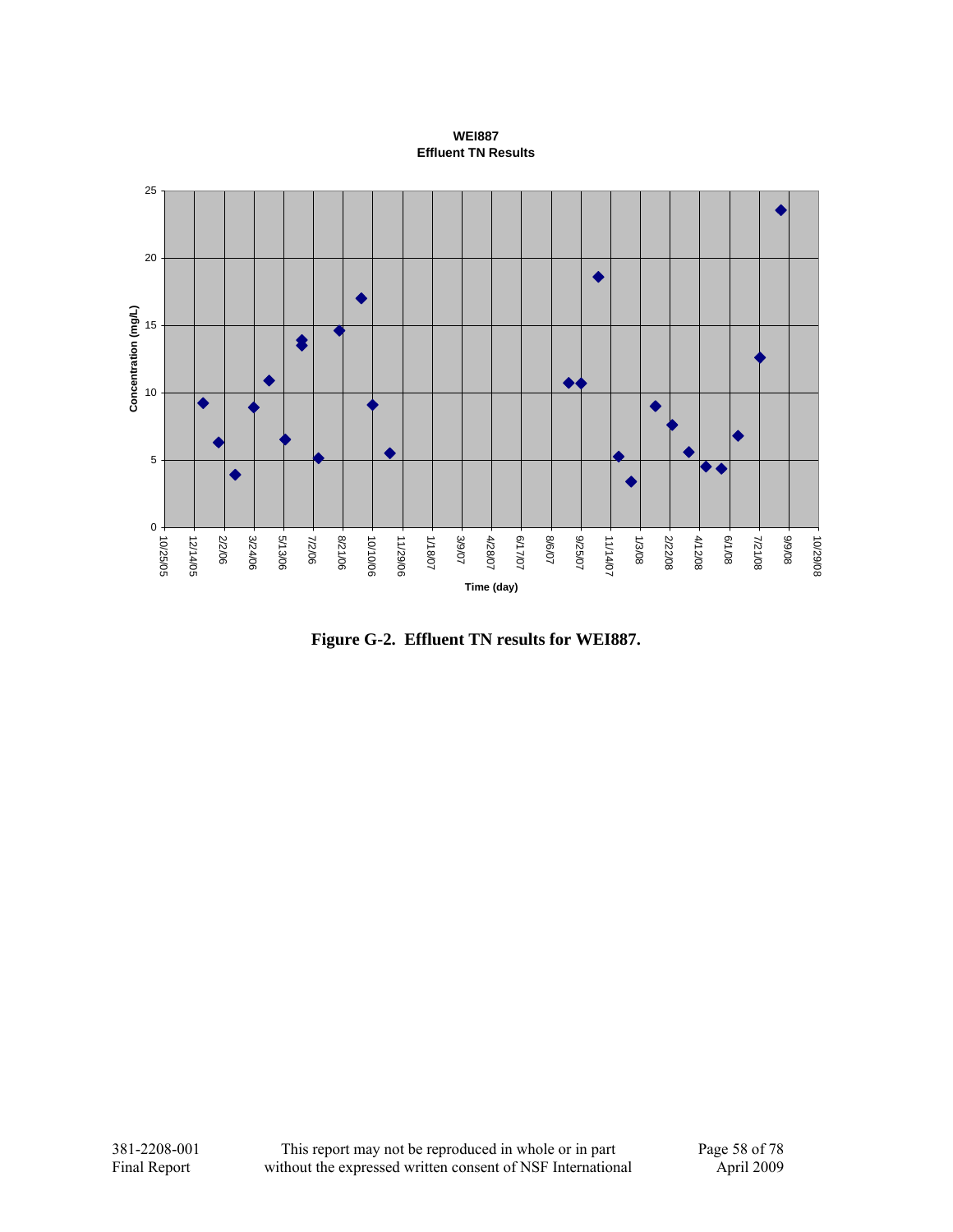**WEI887**
**Effluent TN Results**

Concentration (mg/L)

Time (day)

**Figure G-2. Effluent TN results for WEI887.**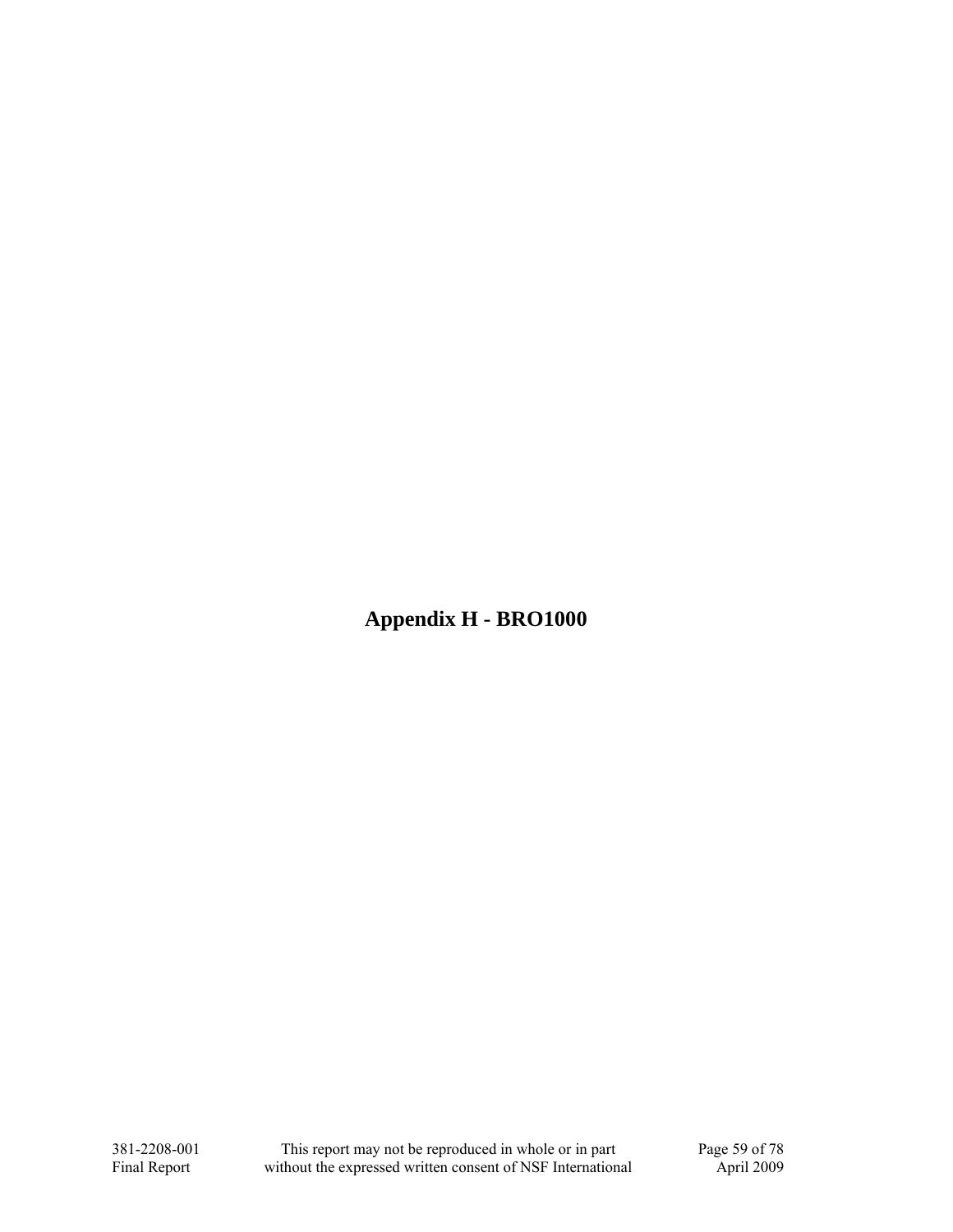# Appendix H - BRO1000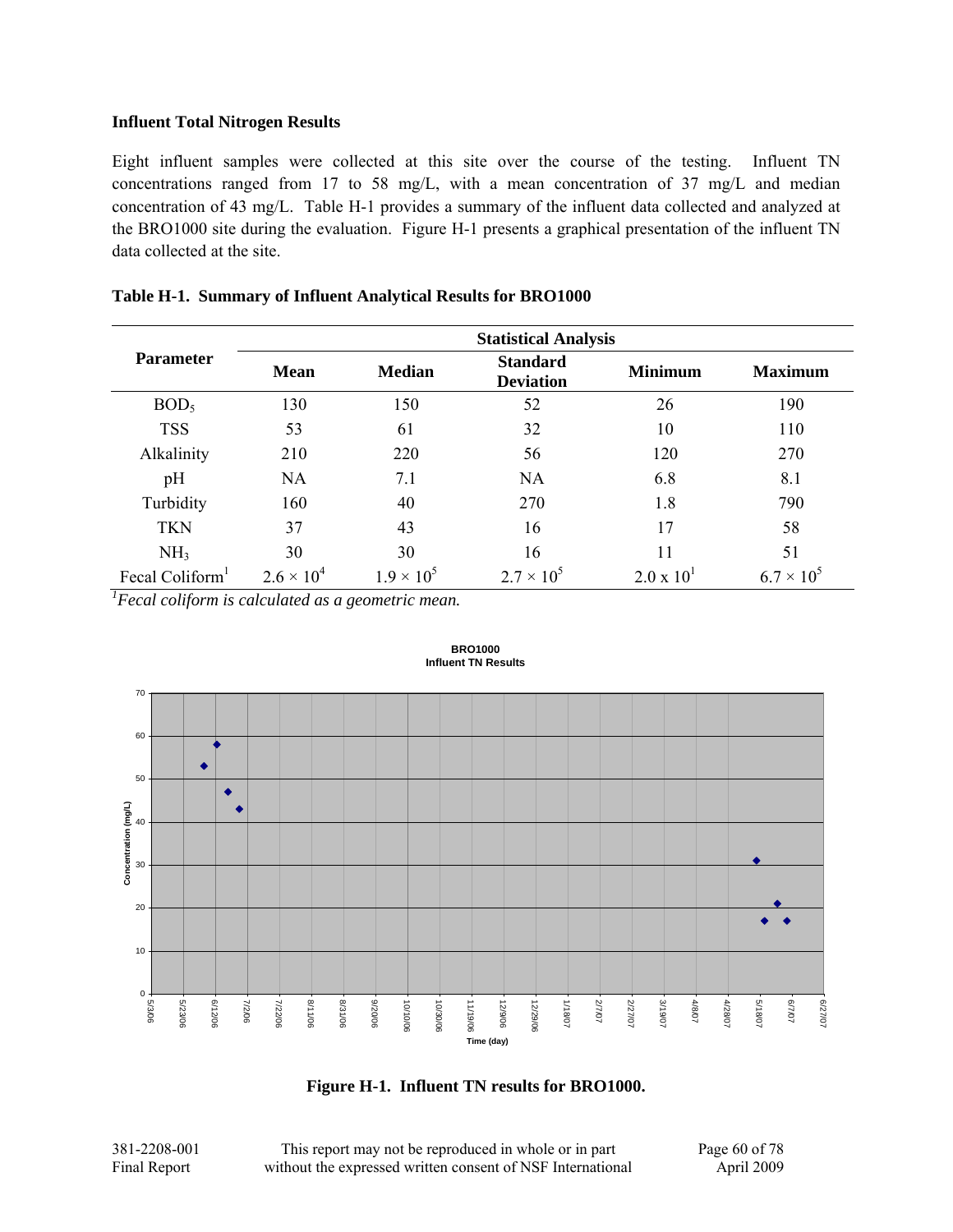### Influent Total Nitrogen Results

Eight influent samples were collected at this site over the course of the testing. Influent TN concentrations ranged from 17 to 58 mg/L, with a mean concentration of 37 mg/L and median concentration of 43 mg/L. Table H-1 provides a summary of the influent data collected and analyzed at the BRO1000 site during the evaluation. Figure H-1 presents a graphical presentation of the influent TN data collected at the site.

**Table H-1. Summary of Influent Analytical Results for BRO1000**

| Parameter | Statistical Analysis | | | | |
|---|---|---|---|---|---|
| | **Mean** | **Median** | **Standard Deviation** | **Minimum** | **Maximum** |
| $BOD_5$ | 130 | 150 | 52 | 26 | 190 |
| TSS | 53 | 61 | 32 | 10 | 110 |
| Alkalinity | 210 | 220 | 56 | 120 | 270 |
| pH | NA | 7.1 | NA | 6.8 | 8.1 |
| Turbidity | 160 | 40 | 270 | 1.8 | 790 |
| TKN | 37 | 43 | 16 | 17 | 58 |
| $NH_3$ | 30 | 30 | 16 | 11 | 51 |
| Fecal Coliform[1] | $2.6 \times 10^4$ | $1.9 \times 10^5$ | $2.7 \times 10^5$ | $2.0 \times 10^1$ | $6.7 \times 10^5$ |

[1]*Fecal coliform is calculated as a geometric mean.*

**Figure H-1. Influent TN results for BRO1000.**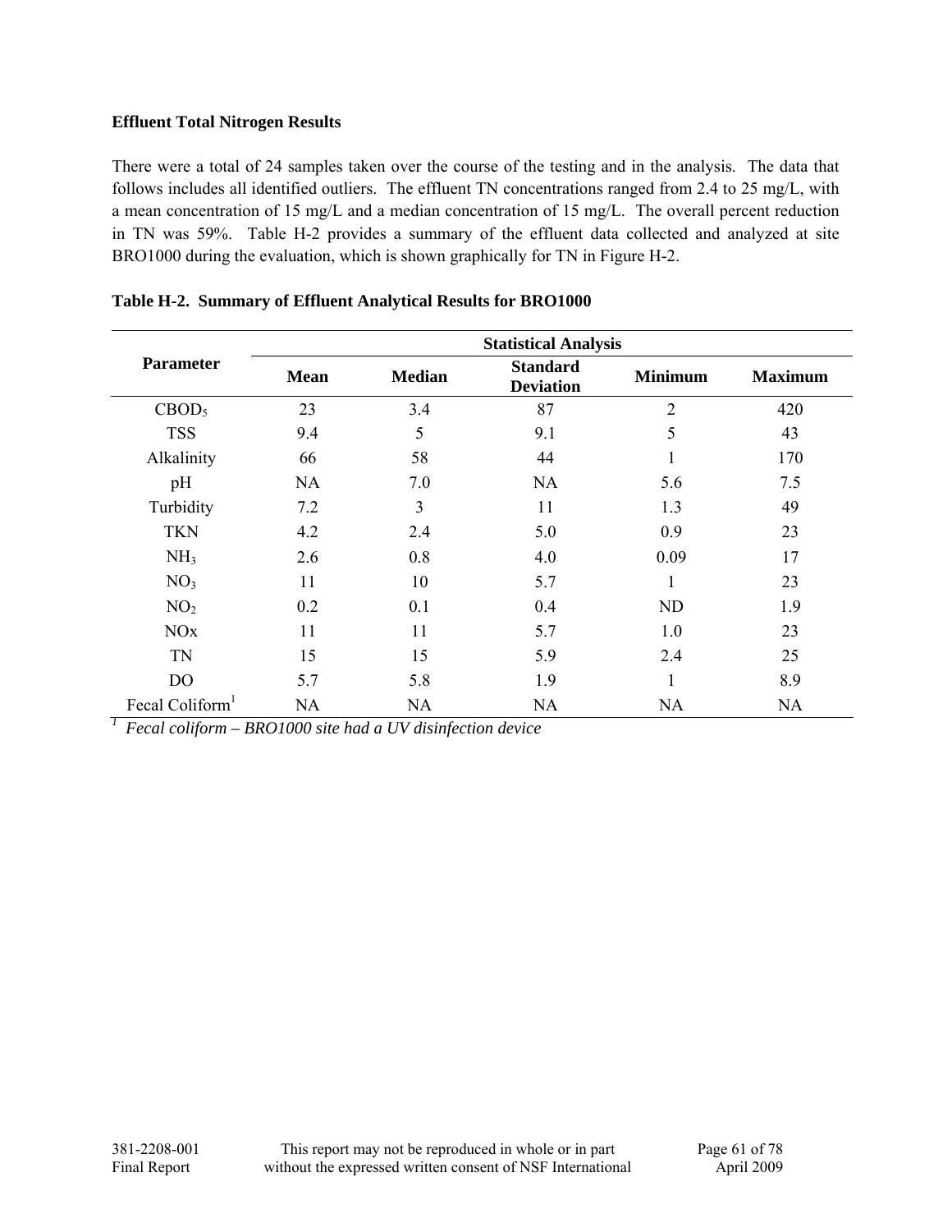### Effluent Total Nitrogen Results

There were a total of 24 samples taken over the course of the testing and in the analysis. The data that follows includes all identified outliers. The effluent TN concentrations ranged from 2.4 to 25 mg/L, with a mean concentration of 15 mg/L and a median concentration of 15 mg/L. The overall percent reduction in TN was 59%. Table H-2 provides a summary of the effluent data collected and analyzed at site BRO1000 during the evaluation, which is shown graphically for TN in Figure H-2.

**Table H-2. Summary of Effluent Analytical Results for BRO1000**

| Parameter | Statistical Analysis | | | | |
|---|---|---|---|---|---|
| | **Mean** | **Median** | **Standard Deviation** | **Minimum** | **Maximum** |
| $CBOD_5$ | 23 | 3.4 | 87 | 2 | 420 |
| TSS | 9.4 | 5 | 9.1 | 5 | 43 |
| Alkalinity | 66 | 58 | 44 | 1 | 170 |
| pH | NA | 7.0 | NA | 5.6 | 7.5 |
| Turbidity | 7.2 | 3 | 11 | 1.3 | 49 |
| TKN | 4.2 | 2.4 | 5.0 | 0.9 | 23 |
| $NH_3$ | 2.6 | 0.8 | 4.0 | 0.09 | 17 |
| $NO_3$ | 11 | 10 | 5.7 | 1 | 23 |
| $NO_2$ | 0.2 | 0.1 | 0.4 | ND | 1.9 |
| NOx | 11 | 11 | 5.7 | 1.0 | 23 |
| TN | 15 | 15 | 5.9 | 2.4 | 25 |
| DO | 5.7 | 5.8 | 1.9 | 1 | 8.9 |
| Fecal Coliform[1] | NA | NA | NA | NA | NA |

[1] *Fecal coliform – BRO1000 site had a UV disinfection device*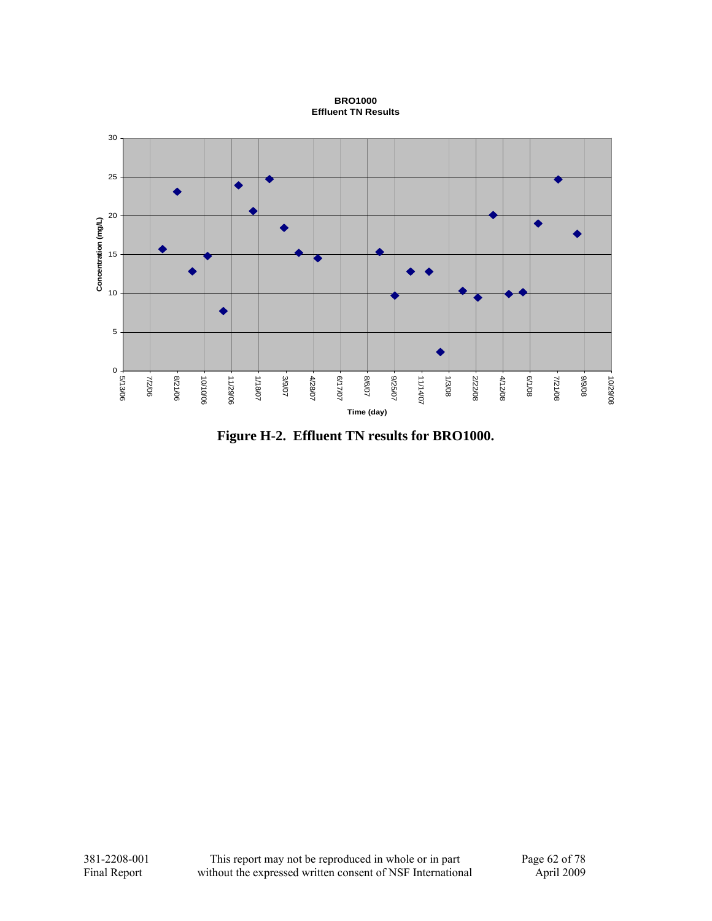**BRO1000**
**Effluent TN Results**

Concentration (mg/L)

30
25
20
15
10
5
0

5/13/06 7/2/06 8/21/06 10/10/06 11/29/06 1/18/07 3/9/07 4/28/07 6/17/07 8/6/07 9/25/07 11/14/07 1/3/08 2/22/08 4/12/08 6/1/08 7/21/08 9/9/08 10/29/08

Time (day)

**Figure H-2. Effluent TN results for BRO1000.**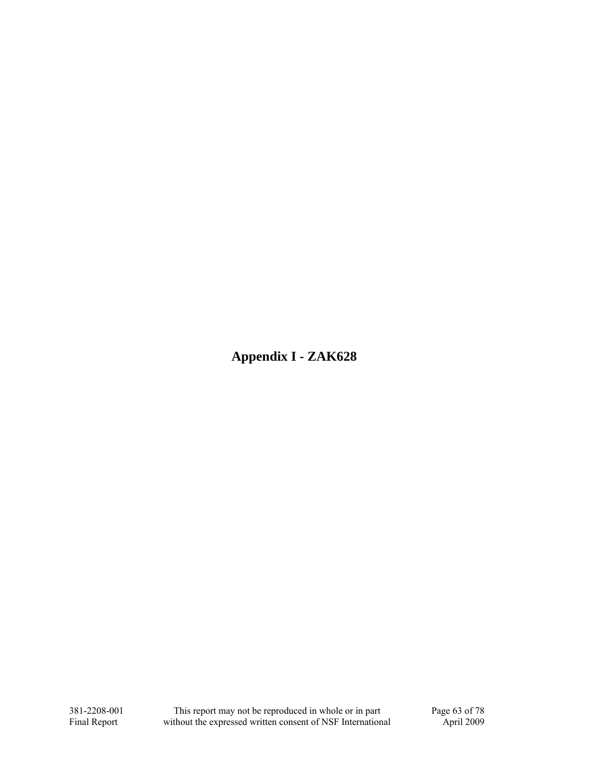# Appendix I - ZAK628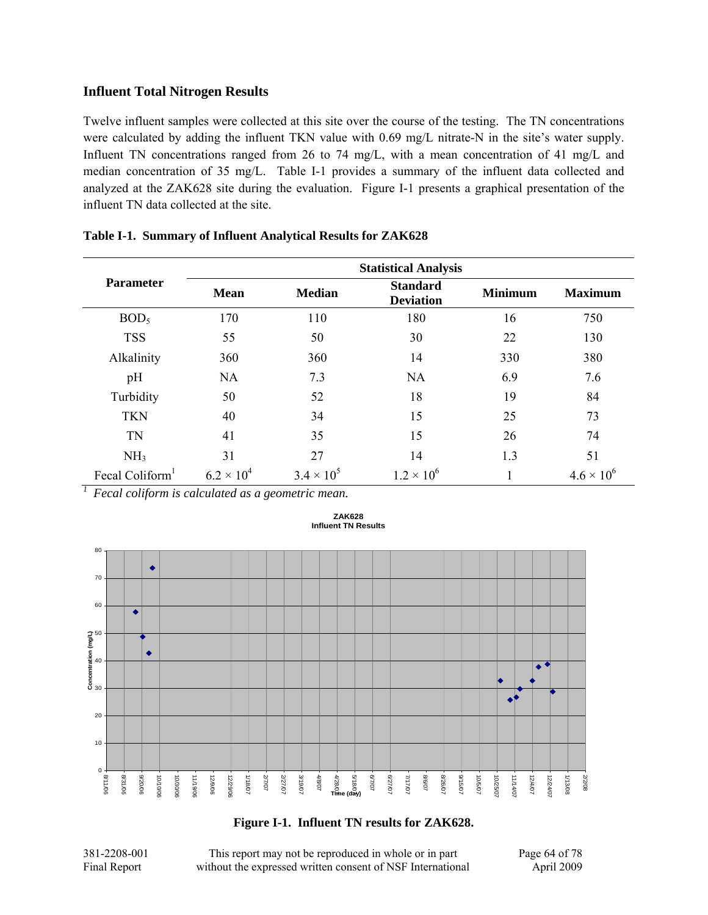## Influent Total Nitrogen Results

Twelve influent samples were collected at this site over the course of the testing. The TN concentrations were calculated by adding the influent TKN value with 0.69 mg/L nitrate-N in the site's water supply. Influent TN concentrations ranged from 26 to 74 mg/L, with a mean concentration of 41 mg/L and median concentration of 35 mg/L. Table I-1 provides a summary of the influent data collected and analyzed at the ZAK628 site during the evaluation. Figure I-1 presents a graphical presentation of the influent TN data collected at the site.

**Table I-1. Summary of Influent Analytical Results for ZAK628**

| Parameter | Statistical Analysis | | | | |
|---|---|---|---|---|---|
| | **Mean** | **Median** | **Standard Deviation** | **Minimum** | **Maximum** |
| $BOD_5$ | 170 | 110 | 180 | 16 | 750 |
| TSS | 55 | 50 | 30 | 22 | 130 |
| Alkalinity | 360 | 360 | 14 | 330 | 380 |
| pH | NA | 7.3 | NA | 6.9 | 7.6 |
| Turbidity | 50 | 52 | 18 | 19 | 84 |
| TKN | 40 | 34 | 15 | 25 | 73 |
| TN | 41 | 35 | 15 | 26 | 74 |
| $NH_3$ | 31 | 27 | 14 | 1.3 | 51 |
| Fecal Coliform[1] | $6.2 \times 10^4$ | $3.4 \times 10^5$ | $1.2 \times 10^6$ | 1 | $4.6 \times 10^6$ |

[1] *Fecal coliform is calculated as a geometric mean.*

**Figure I-1. Influent TN results for ZAK628.**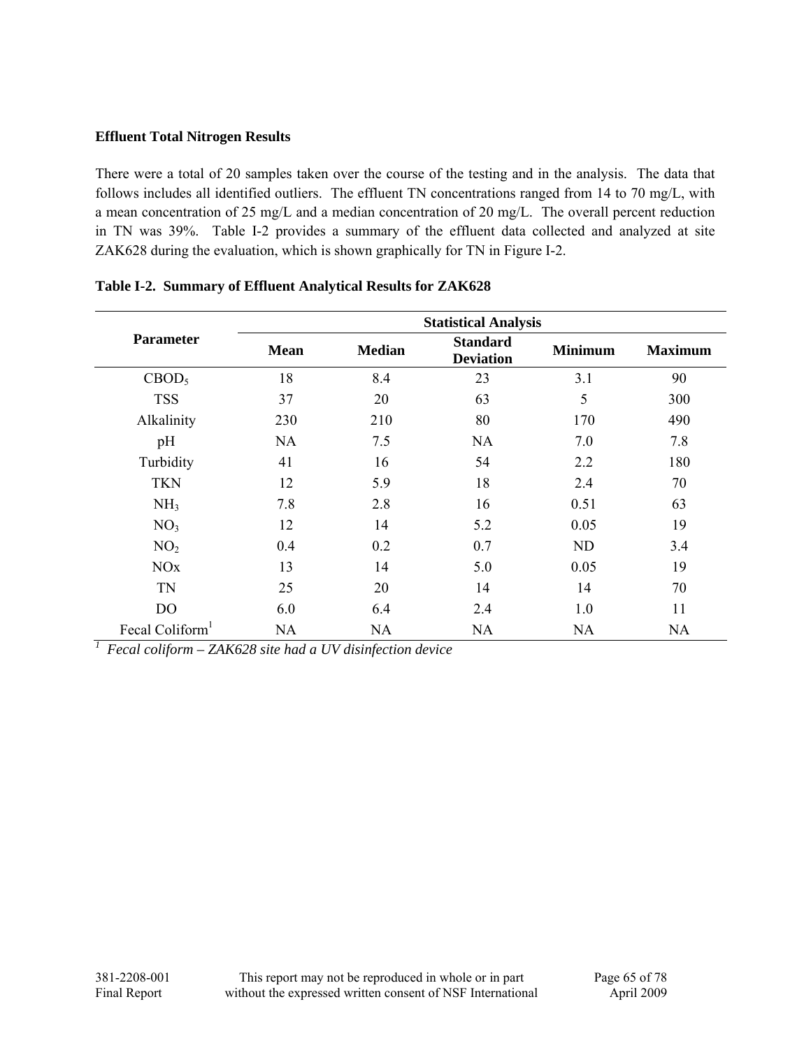**Effluent Total Nitrogen Results**

There were a total of 20 samples taken over the course of the testing and in the analysis. The data that follows includes all identified outliers. The effluent TN concentrations ranged from 14 to 70 mg/L, with a mean concentration of 25 mg/L and a median concentration of 20 mg/L. The overall percent reduction in TN was 39%. Table I-2 provides a summary of the effluent data collected and analyzed at site ZAK628 during the evaluation, which is shown graphically for TN in Figure I-2.

**Table I-2. Summary of Effluent Analytical Results for ZAK628**

| Parameter | Statistical Analysis | | | | |
|---|---|---|---|---|---|
| | **Mean** | **Median** | **Standard Deviation** | **Minimum** | **Maximum** |
| $CBOD_5$ | 18 | 8.4 | 23 | 3.1 | 90 |
| TSS | 37 | 20 | 63 | 5 | 300 |
| Alkalinity | 230 | 210 | 80 | 170 | 490 |
| pH | NA | 7.5 | NA | 7.0 | 7.8 |
| Turbidity | 41 | 16 | 54 | 2.2 | 180 |
| TKN | 12 | 5.9 | 18 | 2.4 | 70 |
| $NH_3$ | 7.8 | 2.8 | 16 | 0.51 | 63 |
| $NO_3$ | 12 | 14 | 5.2 | 0.05 | 19 |
| $NO_2$ | 0.4 | 0.2 | 0.7 | ND | 3.4 |
| NOx | 13 | 14 | 5.0 | 0.05 | 19 |
| TN | 25 | 20 | 14 | 14 | 70 |
| DO | 6.0 | 6.4 | 2.4 | 1.0 | 11 |
| Fecal Coliform[1] | NA | NA | NA | NA | NA |

[1] *Fecal coliform – ZAK628 site had a UV disinfection device*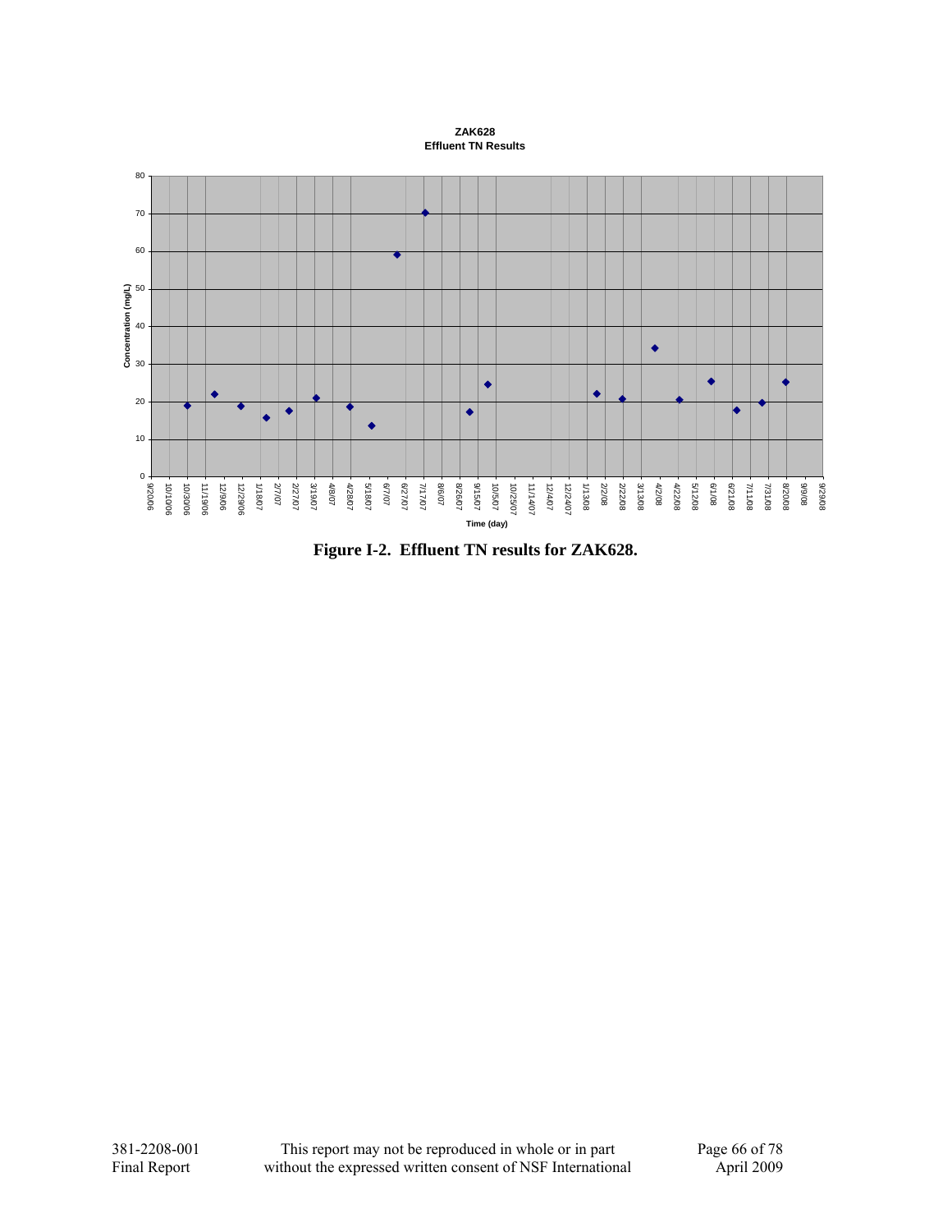ZAK628
Effluent TN Results

Concentration (mg/L)

Time (day)

**Figure I-2. Effluent TN results for ZAK628.**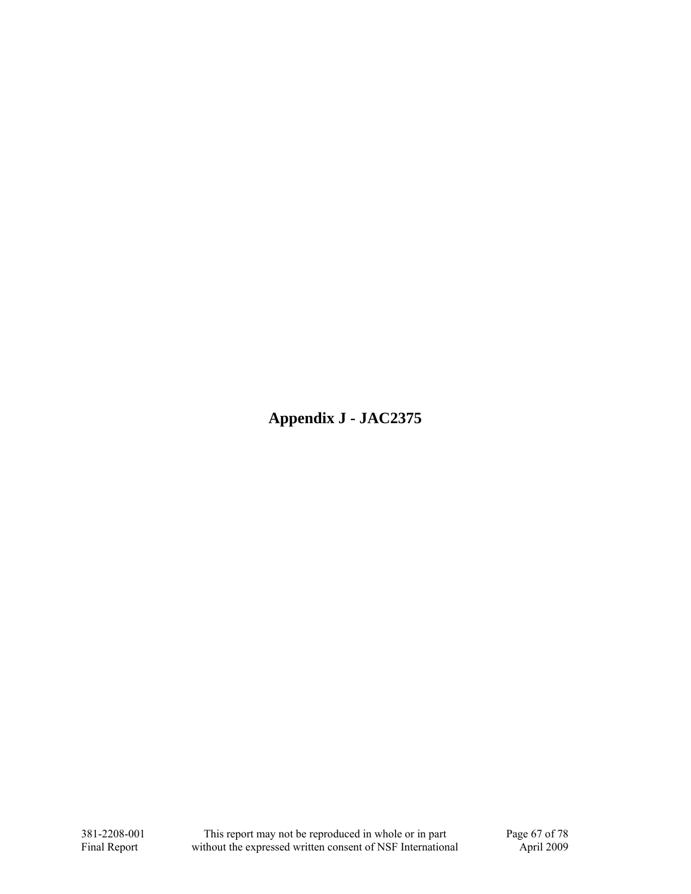# Appendix J - JAC2375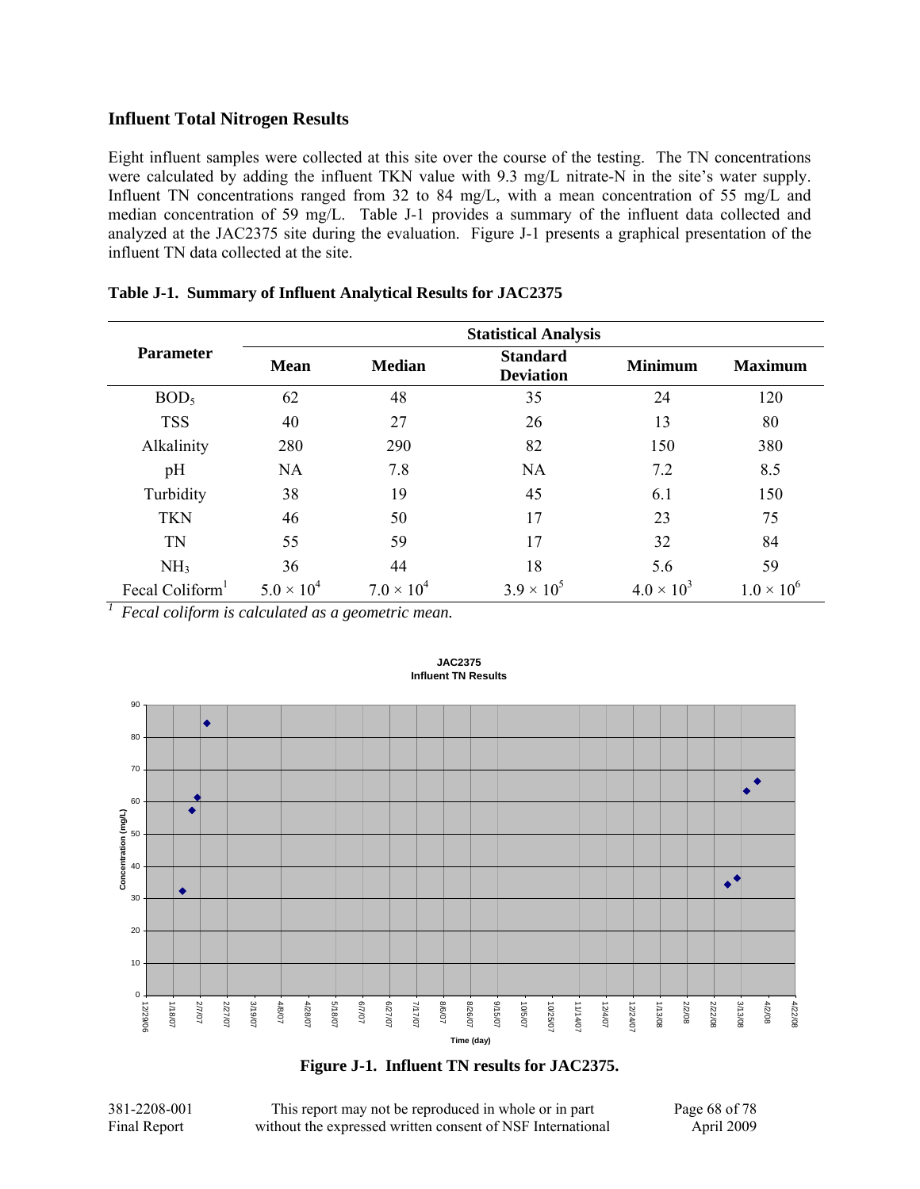## Influent Total Nitrogen Results

Eight influent samples were collected at this site over the course of the testing. The TN concentrations were calculated by adding the influent TKN value with 9.3 mg/L nitrate-N in the site's water supply. Influent TN concentrations ranged from 32 to 84 mg/L, with a mean concentration of 55 mg/L and median concentration of 59 mg/L. Table J-1 provides a summary of the influent data collected and analyzed at the JAC2375 site during the evaluation. Figure J-1 presents a graphical presentation of the influent TN data collected at the site.

**Table J-1. Summary of Influent Analytical Results for JAC2375**

| Parameter | Statistical Analysis | | | | |
|---|---|---|---|---|---|
| | **Mean** | **Median** | **Standard Deviation** | **Minimum** | **Maximum** |
| $BOD_5$ | 62 | 48 | 35 | 24 | 120 |
| TSS | 40 | 27 | 26 | 13 | 80 |
| Alkalinity | 280 | 290 | 82 | 150 | 380 |
| pH | NA | 7.8 | NA | 7.2 | 8.5 |
| Turbidity | 38 | 19 | 45 | 6.1 | 150 |
| TKN | 46 | 50 | 17 | 23 | 75 |
| TN | 55 | 59 | 17 | 32 | 84 |
| $NH_3$ | 36 | 44 | 18 | 5.6 | 59 |
| Fecal Coliform[1] | $5.0 \times 10^4$ | $7.0 \times 10^4$ | $3.9 \times 10^5$ | $4.0 \times 10^3$ | $1.0 \times 10^6$ |

[1] *Fecal coliform is calculated as a geometric mean.*

**Figure J-1. Influent TN results for JAC2375.**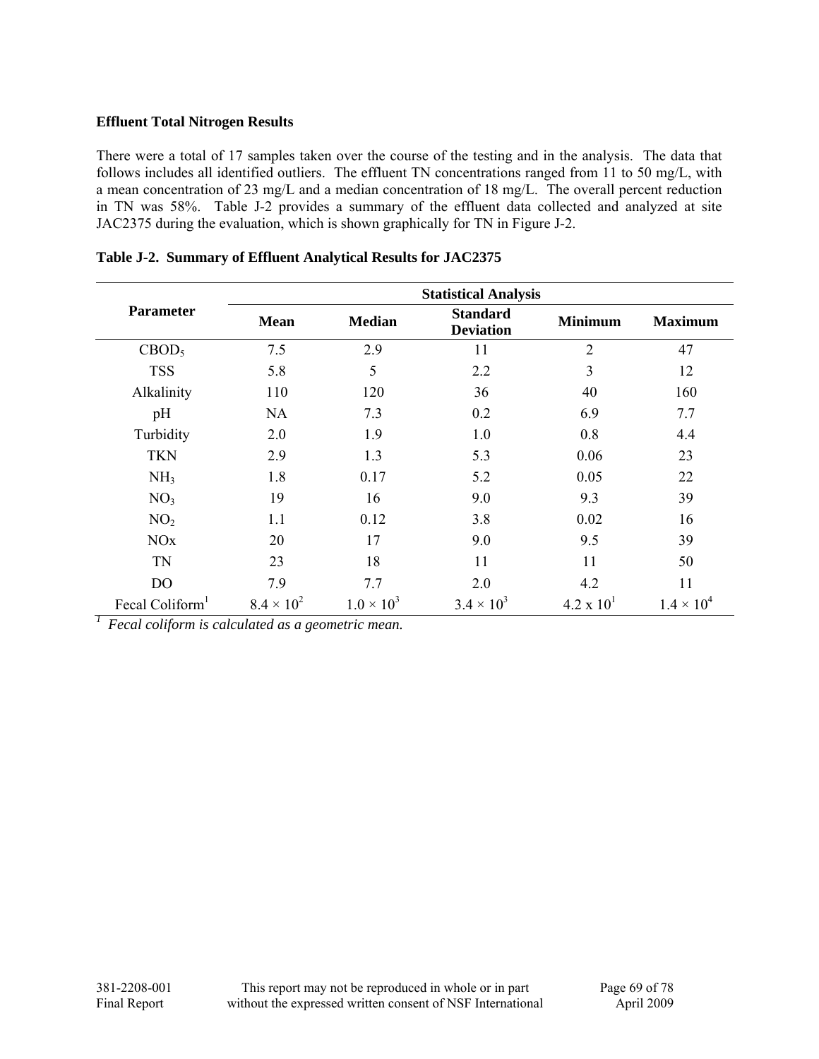**Effluent Total Nitrogen Results**

There were a total of 17 samples taken over the course of the testing and in the analysis. The data that follows includes all identified outliers. The effluent TN concentrations ranged from 11 to 50 mg/L, with a mean concentration of 23 mg/L and a median concentration of 18 mg/L. The overall percent reduction in TN was 58%. Table J-2 provides a summary of the effluent data collected and analyzed at site JAC2375 during the evaluation, which is shown graphically for TN in Figure J-2.

**Table J-2. Summary of Effluent Analytical Results for JAC2375**

| Parameter | Statistical Analysis | | | | |
|---|---|---|---|---|---|
| | **Mean** | **Median** | **Standard Deviation** | **Minimum** | **Maximum** |
| $CBOD_5$ | 7.5 | 2.9 | 11 | 2 | 47 |
| TSS | 5.8 | 5 | 2.2 | 3 | 12 |
| Alkalinity | 110 | 120 | 36 | 40 | 160 |
| pH | NA | 7.3 | 0.2 | 6.9 | 7.7 |
| Turbidity | 2.0 | 1.9 | 1.0 | 0.8 | 4.4 |
| TKN | 2.9 | 1.3 | 5.3 | 0.06 | 23 |
| $NH_3$ | 1.8 | 0.17 | 5.2 | 0.05 | 22 |
| $NO_3$ | 19 | 16 | 9.0 | 9.3 | 39 |
| $NO_2$ | 1.1 | 0.12 | 3.8 | 0.02 | 16 |
| NOx | 20 | 17 | 9.0 | 9.5 | 39 |
| TN | 23 | 18 | 11 | 11 | 50 |
| DO | 7.9 | 7.7 | 2.0 | 4.2 | 11 |
| Fecal Coliform[1] | $8.4 \times 10^2$ | $1.0 \times 10^3$ | $3.4 \times 10^3$ | $4.2 \times 10^1$ | $1.4 \times 10^4$ |

[1] *Fecal coliform is calculated as a geometric mean.*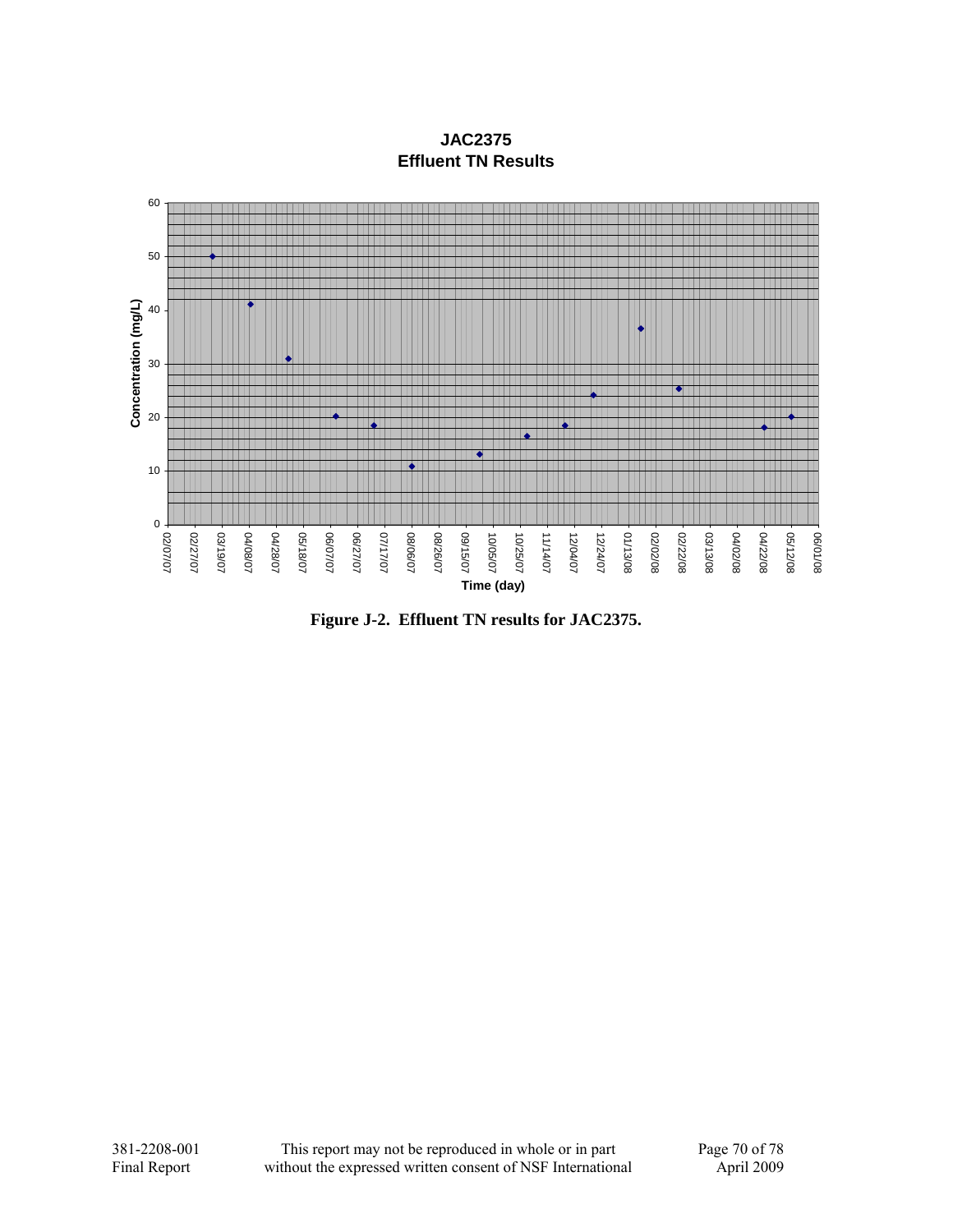**JAC2375**
**Effluent TN Results**

**Figure J-2. Effluent TN results for JAC2375.**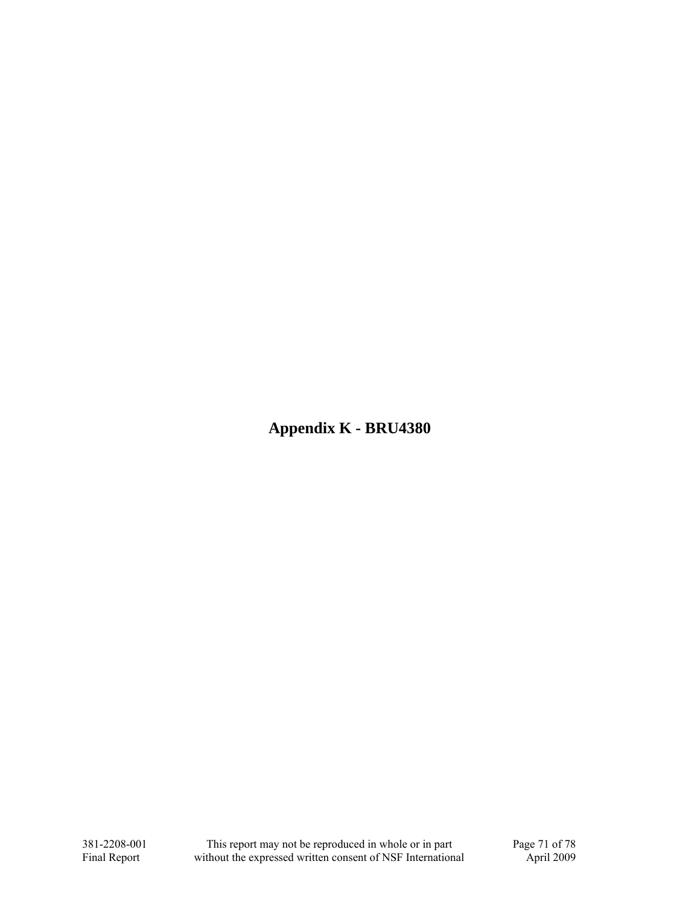# Appendix K - BRU4380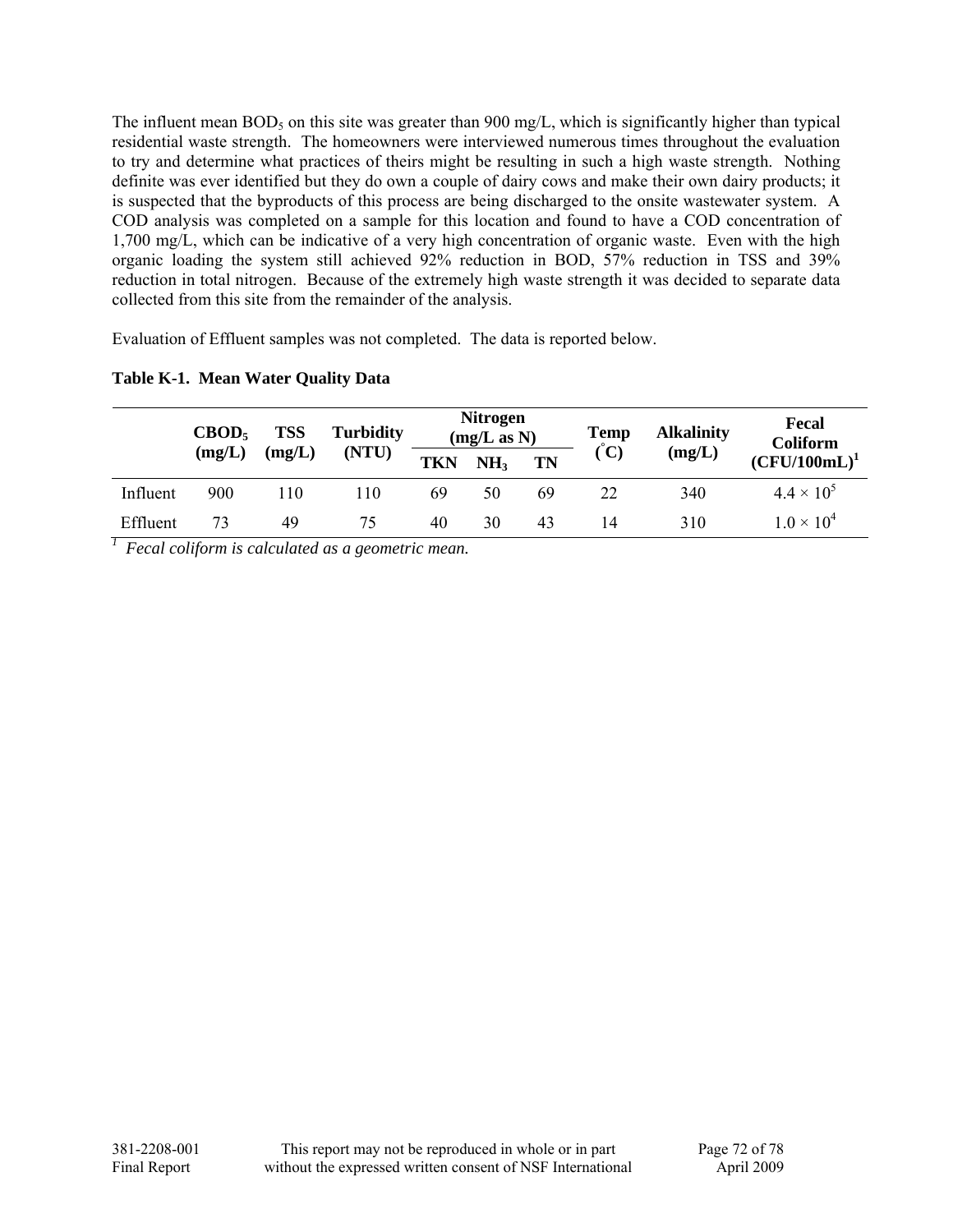The influent mean $BOD_5$ on this site was greater than 900 mg/L, which is significantly higher than typical residential waste strength. The homeowners were interviewed numerous times throughout the evaluation to try and determine what practices of theirs might be resulting in such a high waste strength. Nothing definite was ever identified but they do own a couple of dairy cows and make their own dairy products; it is suspected that the byproducts of this process are being discharged to the onsite wastewater system. A COD analysis was completed on a sample for this location and found to have a COD concentration of 1,700 mg/L, which can be indicative of a very high concentration of organic waste. Even with the high organic loading the system still achieved 92% reduction in BOD, 57% reduction in TSS and 39% reduction in total nitrogen. Because of the extremely high waste strength it was decided to separate data collected from this site from the remainder of the analysis.

Evaluation of Effluent samples was not completed. The data is reported below.

**Table K-1. Mean Water Quality Data**

| | $CBOD_5$ (mg/L) | TSS (mg/L) | Turbidity (NTU) | Nitrogen (mg/L as N) | | | Temp (°C) | Alkalinity (mg/L) | Fecal Coliform (CFU/100mL)[1] |
|---|---|---|---|---|---|---|---|---|---|
| | | | | TKN | $NH_3$ | TN | | | |
| Influent | 900 | 110 | 110 | 69 | 50 | 69 | 22 | 340 | $4.4 \times 10^5$ |
| Effluent | 73 | 49 | 75 | 40 | 30 | 43 | 14 | 310 | $1.0 \times 10^4$ |

[1] *Fecal coliform is calculated as a geometric mean.*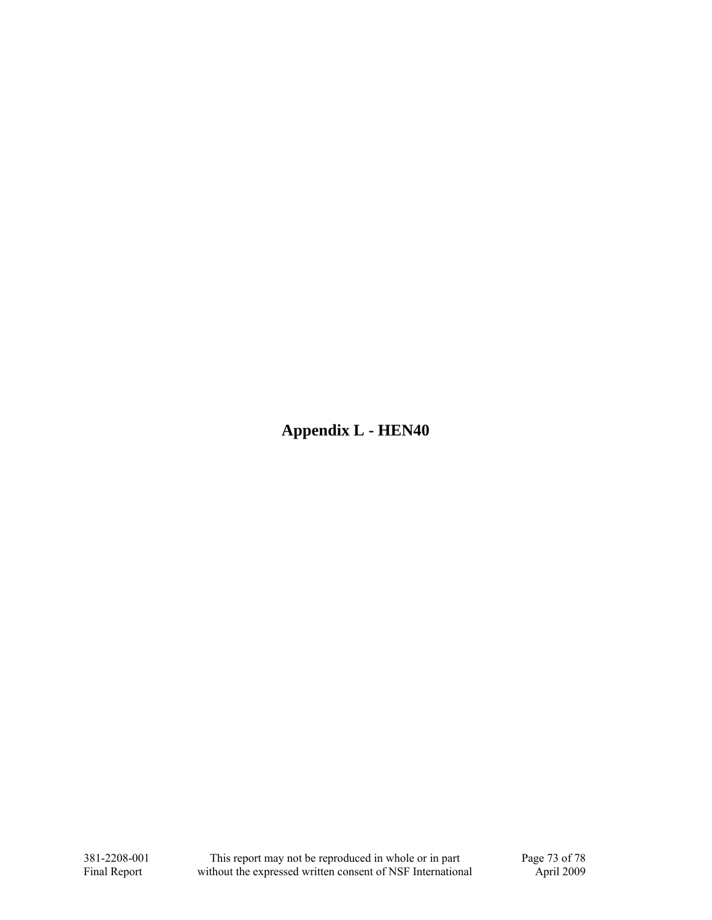# Appendix L - HEN40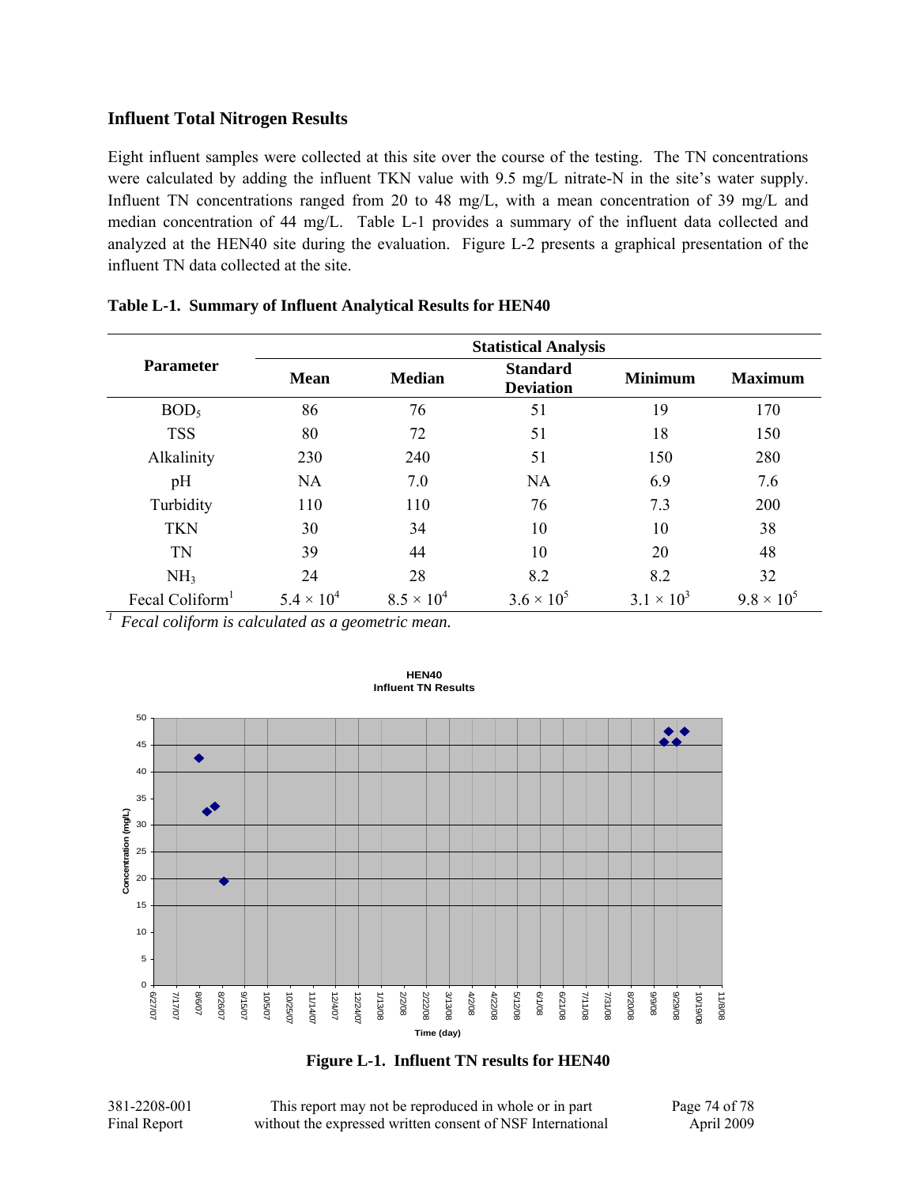### Influent Total Nitrogen Results

Eight influent samples were collected at this site over the course of the testing. The TN concentrations were calculated by adding the influent TKN value with 9.5 mg/L nitrate-N in the site's water supply. Influent TN concentrations ranged from 20 to 48 mg/L, with a mean concentration of 39 mg/L and median concentration of 44 mg/L. Table L-1 provides a summary of the influent data collected and analyzed at the HEN40 site during the evaluation. Figure L-2 presents a graphical presentation of the influent TN data collected at the site.

**Table L-1. Summary of Influent Analytical Results for HEN40**

| Parameter | Statistical Analysis | | | | |
|---|---|---|---|---|---|
| | Mean | Median | Standard Deviation | Minimum | Maximum |
| $BOD_5$ | 86 | 76 | 51 | 19 | 170 |
| TSS | 80 | 72 | 51 | 18 | 150 |
| Alkalinity | 230 | 240 | 51 | 150 | 280 |
| pH | NA | 7.0 | NA | 6.9 | 7.6 |
| Turbidity | 110 | 110 | 76 | 7.3 | 200 |
| TKN | 30 | 34 | 10 | 10 | 38 |
| TN | 39 | 44 | 10 | 20 | 48 |
| $NH_3$ | 24 | 28 | 8.2 | 8.2 | 32 |
| Fecal Coliform[1] | $5.4 \times 10^4$ | $8.5 \times 10^4$ | $3.6 \times 10^5$ | $3.1 \times 10^3$ | $9.8 \times 10^5$ |

[1] *Fecal coliform is calculated as a geometric mean.*

**Figure L-1. Influent TN results for HEN40**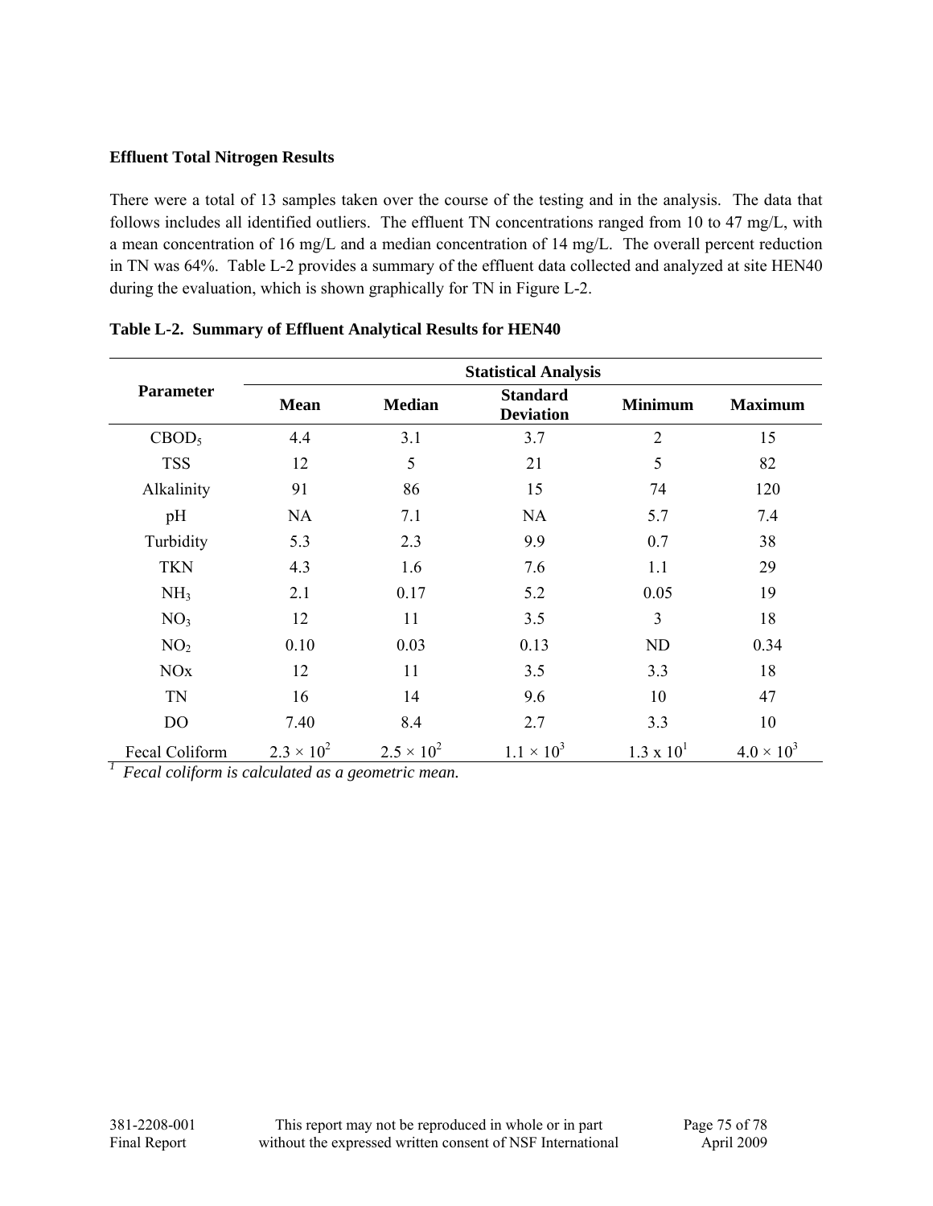**Effluent Total Nitrogen Results**

There were a total of 13 samples taken over the course of the testing and in the analysis. The data that follows includes all identified outliers. The effluent TN concentrations ranged from 10 to 47 mg/L, with a mean concentration of 16 mg/L and a median concentration of 14 mg/L. The overall percent reduction in TN was 64%. Table L-2 provides a summary of the effluent data collected and analyzed at site HEN40 during the evaluation, which is shown graphically for TN in Figure L-2.

**Table L-2. Summary of Effluent Analytical Results for HEN40**

| Parameter | Statistical Analysis | | | | |
|---|---|---|---|---|---|
| | Mean | Median | Standard Deviation | Minimum | Maximum |
| $CBOD_5$ | 4.4 | 3.1 | 3.7 | 2 | 15 |
| TSS | 12 | 5 | 21 | 5 | 82 |
| Alkalinity | 91 | 86 | 15 | 74 | 120 |
| pH | NA | 7.1 | NA | 5.7 | 7.4 |
| Turbidity | 5.3 | 2.3 | 9.9 | 0.7 | 38 |
| TKN | 4.3 | 1.6 | 7.6 | 1.1 | 29 |
| $NH_3$ | 2.1 | 0.17 | 5.2 | 0.05 | 19 |
| $NO_3$ | 12 | 11 | 3.5 | 3 | 18 |
| $NO_2$ | 0.10 | 0.03 | 0.13 | ND | 0.34 |
| NOx | 12 | 11 | 3.5 | 3.3 | 18 |
| TN | 16 | 14 | 9.6 | 10 | 47 |
| DO | 7.40 | 8.4 | 2.7 | 3.3 | 10 |
| Fecal Coliform | $2.3 \times 10^2$ | $2.5 \times 10^2$ | $1.1 \times 10^3$ | $1.3 \times 10^1$ | $4.0 \times 10^3$ |

[1] *Fecal coliform is calculated as a geometric mean.*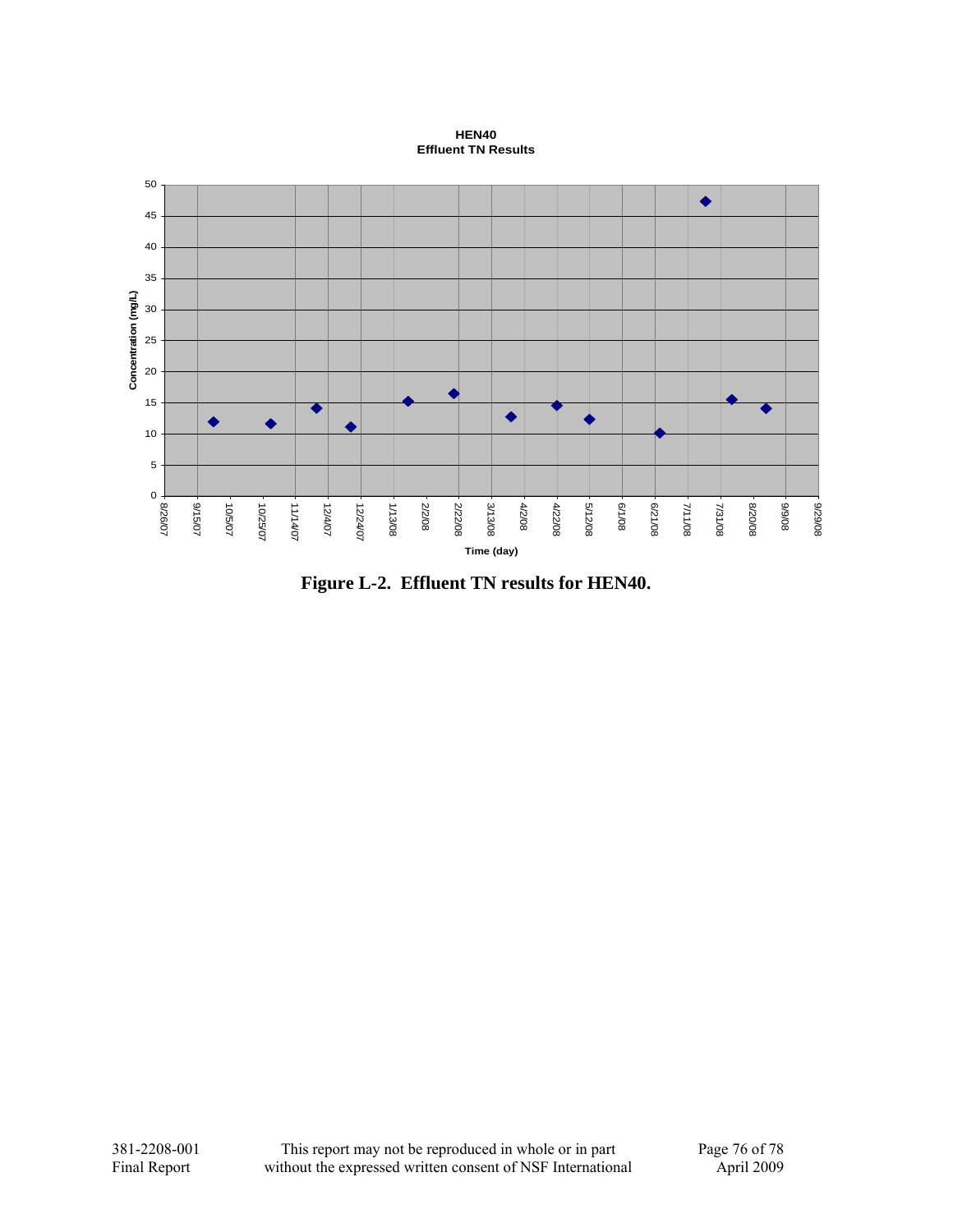**HEN40**
**Effluent TN Results**

Concentration (mg/L)

Time (day)

**Figure L-2. Effluent TN results for HEN40.**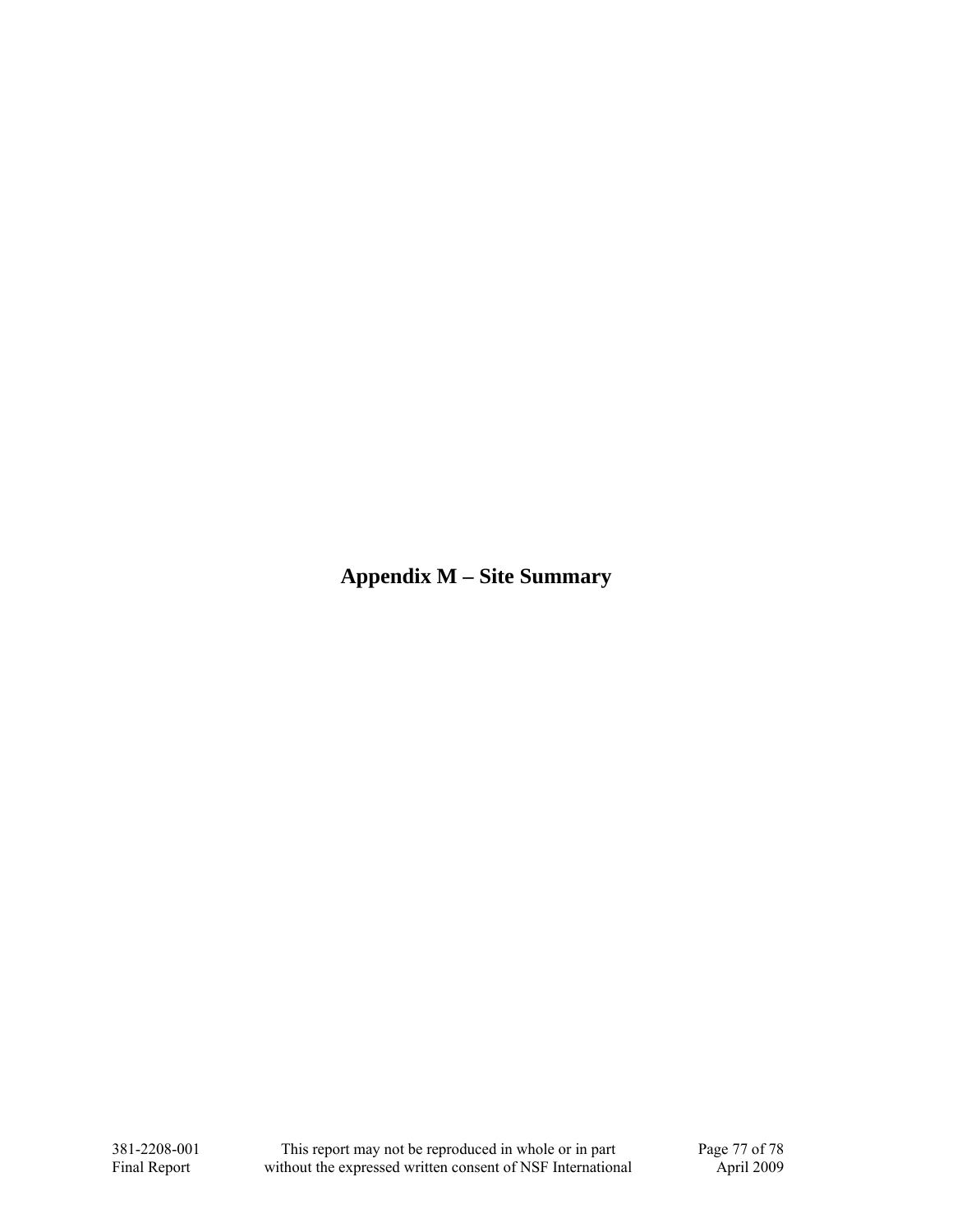# Appendix M – Site Summary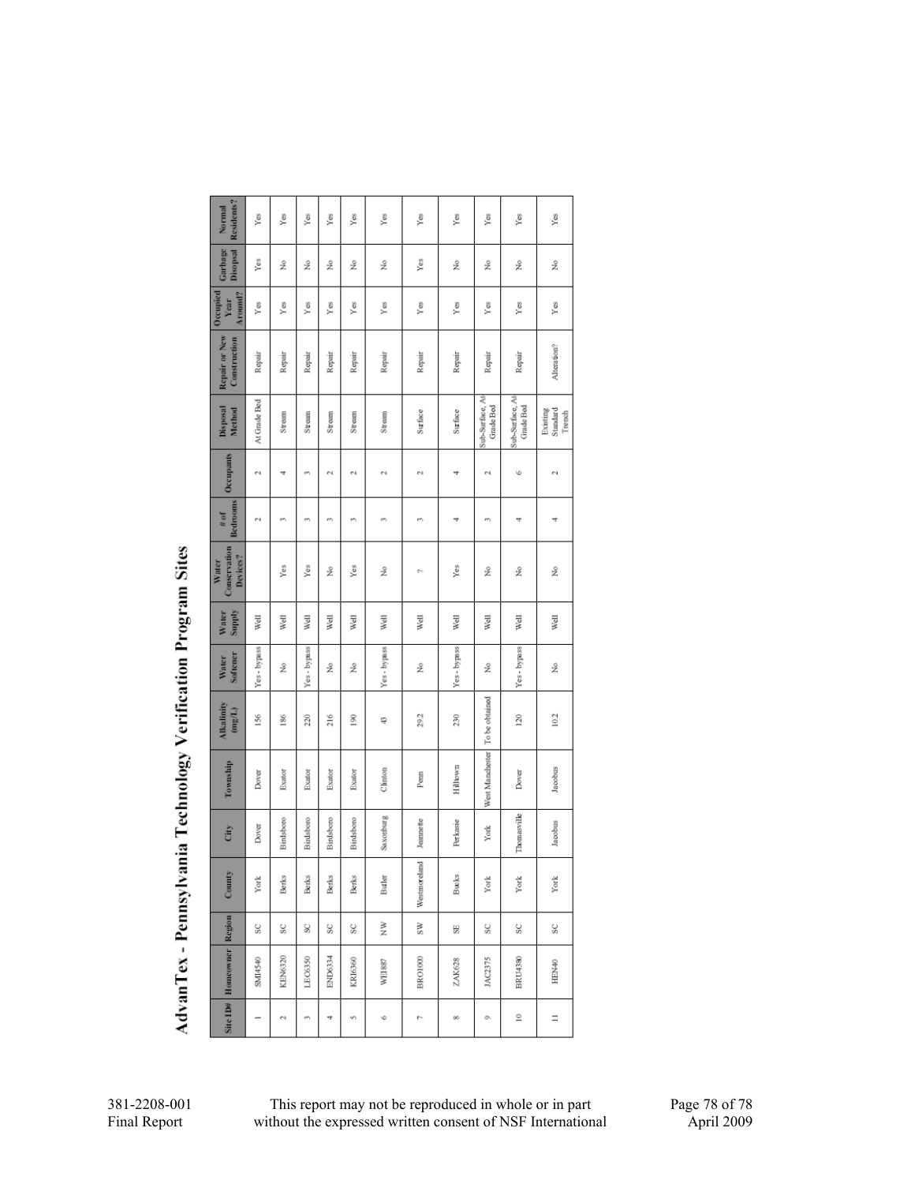# AdvanTex - Pennsylvania Technology Verification Program Sites

| Site ID# | Homeowner | Region | County | City | Township | Alkalinity (mg/L) | Water Softener | Water Supply | Water Conservation Devices? | # of Bedrooms | Occupants | Disposal Method | Repair or New Construction | Occupied Year Around? | Garbage Disposal | Normal Residents? |
|---|---|---|---|---|---|---|---|---|---|---|---|---|---|---|---|---|
| 1 | SMI4540 | SC | York | Dover | Dover | 156 | Yes - bypass | Well | | 2 | 2 | At Grade Bed | Repair | Yes | Yes | Yes |
| 2 | KEN6320 | SC | Berks | Birdsboro | Exator | 186 | No | Well | Yes | 3 | 4 | Stream | Repair | Yes | No | Yes |
| 3 | LEO6350 | SC | Berks | Birdsboro | Exator | 220 | Yes - bypass | Well | Yes | 3 | 3 | Stream | Repair | Yes | No | Yes |
| 4 | END6334 | SC | Berks | Birdsboro | Exator | 216 | No | Well | No | 3 | 2 | Stream | Repair | Yes | No | Yes |
| 5 | KRI6360 | SC | Berks | Birdsboro | Exator | 190 | No | Well | Yes | 3 | 2 | Stream | Repair | Yes | No | Yes |
| 6 | WEI887 | NW | Butler | Saxonburg | Clinton | 43 | Yes - bypass | Well | No | 3 | 2 | Stream | Repair | Yes | No | Yes |
| 7 | BRO1000 | SW | Westmoreland | Jeannette | Penn | 29.2 | No | Well | ? | 3 | 2 | Surface | Repair | Yes | Yes | Yes |
| 8 | ZAK628 | SE | Bucks | Perkasie | Hilltown | 230 | Yes - bypass | Well | Yes | 4 | 4 | Surface | Repair | Yes | No | Yes |
| 9 | JAC2375 | SC | York | York | West Manchester | To be obtained | No | Well | No | 3 | 2 | Sub-Surface, At-Grade Bed | Repair | Yes | No | Yes |
| 10 | BRU4380 | SC | York | Thomasville | Dover | 120 | Yes - bypass | Well | No | 4 | 6 | Sub-Surface, At-Grade Bed | Repair | Yes | No | Yes |
| 11 | HEN40 | SC | York | Jacobus | Jacobus | 10.2 | No | Well | No | 4 | 2 | Existing Standard Trench | Alteration? | Yes | No | Yes |

381-2208-001
Final Report

This report may not be reproduced in whole or in part without the expressed written consent of NSF International

April 2009